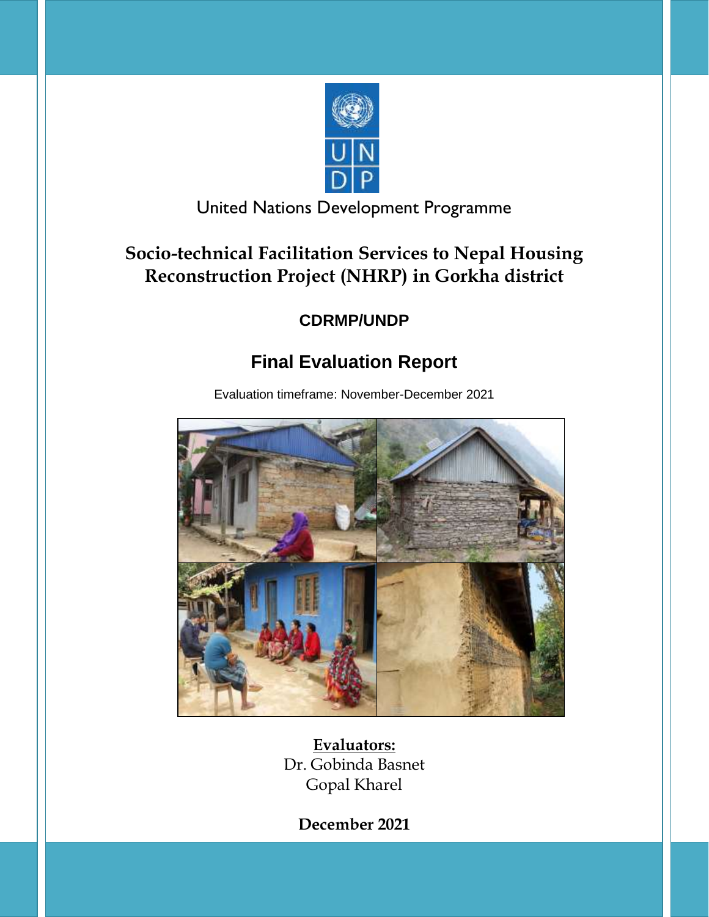United Nations Development Programme

# Socio-technical Facilitation Services to Nepal Housing Reconstruction Project (NHRP) in Gorkha district

**CDRMP/UNDP**

## Final Evaluation Report

Evaluation timeframe: November-December 2021

**Evaluators:**

Dr. Gobinda Basnet

Gopal Kharel

**December 2021**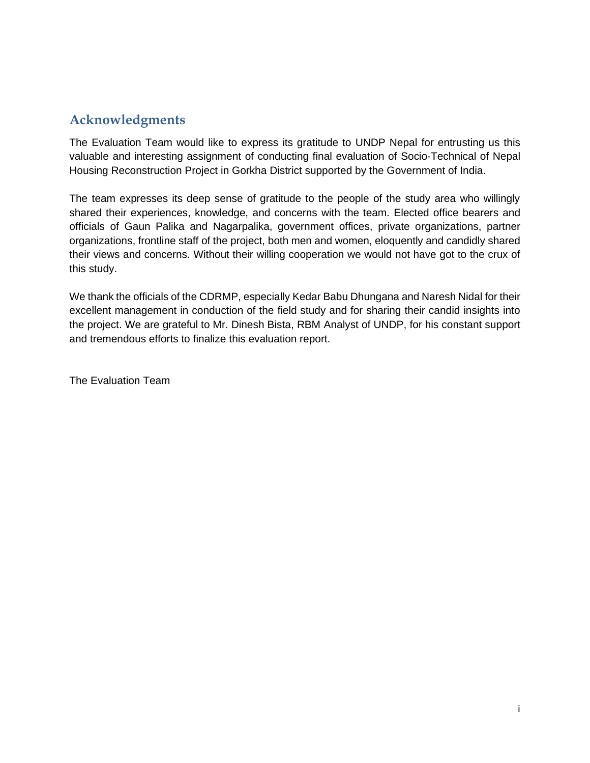## Acknowledgments

The Evaluation Team would like to express its gratitude to UNDP Nepal for entrusting us this valuable and interesting assignment of conducting final evaluation of Socio-Technical of Nepal Housing Reconstruction Project in Gorkha District supported by the Government of India.

The team expresses its deep sense of gratitude to the people of the study area who willingly shared their experiences, knowledge, and concerns with the team. Elected office bearers and officials of Gaun Palika and Nagarpalika, government offices, private organizations, partner organizations, frontline staff of the project, both men and women, eloquently and candidly shared their views and concerns. Without their willing cooperation we would not have got to the crux of this study.

We thank the officials of the CDRMP, especially Kedar Babu Dhungana and Naresh Nidal for their excellent management in conduction of the field study and for sharing their candid insights into the project. We are grateful to Mr. Dinesh Bista, RBM Analyst of UNDP, for his constant support and tremendous efforts to finalize this evaluation report.

The Evaluation Team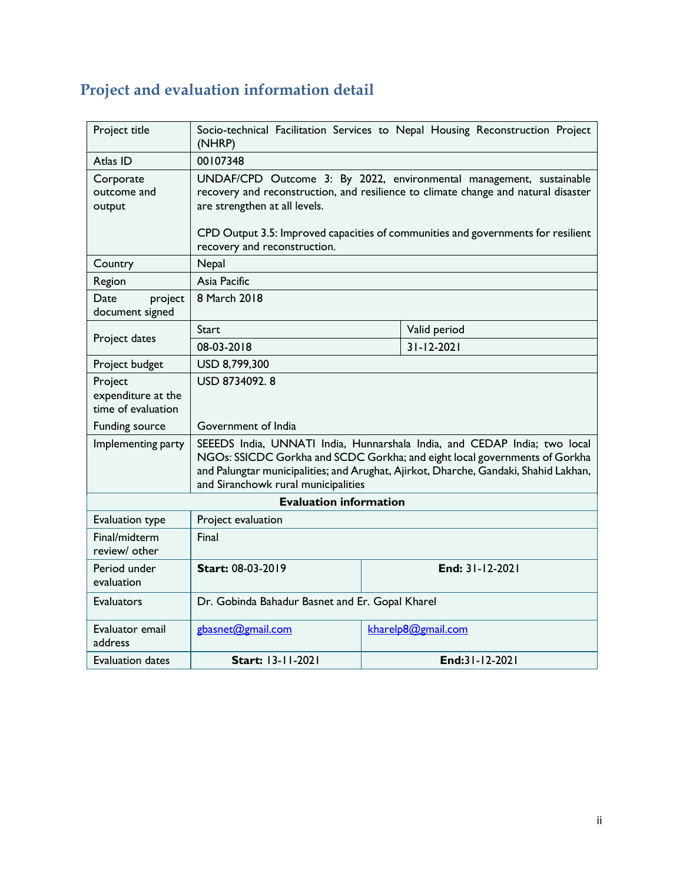## Project and evaluation information detail

| Project title | Socio-technical Facilitation Services to Nepal Housing Reconstruction Project (NHRP) | |
|---|---|---|
| Atlas ID | 00107348 | |
| Corporate outcome and output | UNDAF/CPD Outcome 3: By 2022, environmental management, sustainable recovery and reconstruction, and resilience to climate change and natural disaster are strengthen at all levels.<br><br>CPD Output 3.5: Improved capacities of communities and governments for resilient recovery and reconstruction. | |
| Country | Nepal | |
| Region | Asia Pacific | |
| Date project document signed | 8 March 2018 | |
| Project dates | Start | Valid period |
| | 08-03-2018 | 31-12-2021 |
| Project budget | USD 8,799,300 | |
| Project expenditure at the time of evaluation | USD 8734092. 8 | |
| Funding source | Government of India | |
| Implementing party | SEEEDS India, UNNATI India, Hunnarshala India, and CEDAP India; two local NGOs: SSICDC Gorkha and SCDC Gorkha; and eight local governments of Gorkha and Palungtar municipalities; and Arughat, Ajirkot, Dharche, Gandaki, Shahid Lakhan, and Siranchowk rural municipalities | |
| **Evaluation information** | | |
| Evaluation type | Project evaluation | |
| Final/midterm review/ other | Final | |
| Period under evaluation | **Start:** 08-03-2019 | **End:** 31-12-2021 |
| Evaluators | Dr. Gobinda Bahadur Basnet and Er. Gopal Kharel | |
| Evaluator email address | gbasnet@gmail.com | kharelp8@gmail.com |
| Evaluation dates | **Start:** 13-11-2021 | **End:**31-12-2021 |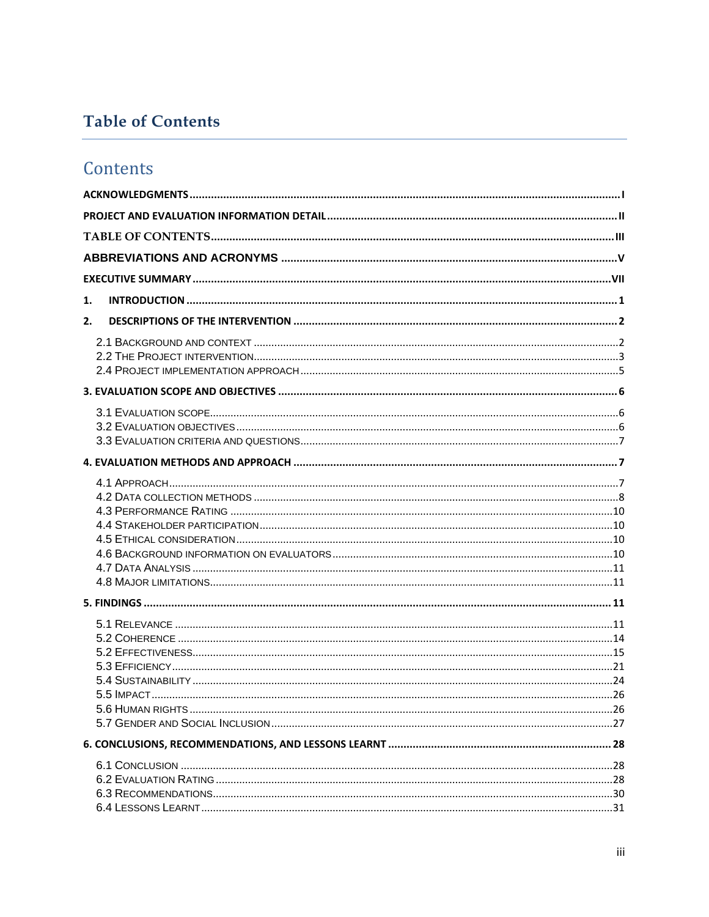# Table of Contents

## Contents

ACKNOWLEDGMENTS ..... I

PROJECT AND EVALUATION INFORMATION DETAIL ..... II

TABLE OF CONTENTS ..... III

ABBREVIATIONS AND ACRONYMS ..... V

EXECUTIVE SUMMARY ..... VII

1. INTRODUCTION ..... 1

2. DESCRIPTIONS OF THE INTERVENTION ..... 2

- 2.1 Background and context ..... 2
- 2.2 The Project intervention ..... 3
- 2.4 Project implementation approach ..... 5

3. EVALUATION SCOPE AND OBJECTIVES ..... 6

- 3.1 Evaluation scope ..... 6
- 3.2 Evaluation objectives ..... 6
- 3.3 Evaluation criteria and questions ..... 7

4. EVALUATION METHODS AND APPROACH ..... 7

- 4.1 Approach ..... 7
- 4.2 Data collection methods ..... 8
- 4.3 Performance Rating ..... 10
- 4.4 Stakeholder participation ..... 10
- 4.5 Ethical consideration ..... 10
- 4.6 Background information on evaluators ..... 10
- 4.7 Data Analysis ..... 11
- 4.8 Major limitations ..... 11

5. FINDINGS ..... 11

- 5.1 Relevance ..... 11
- 5.2 Coherence ..... 14
- 5.2 Effectiveness ..... 15
- 5.3 Efficiency ..... 21
- 5.4 Sustainability ..... 24
- 5.5 Impact ..... 26
- 5.6 Human rights ..... 26
- 5.7 Gender and Social Inclusion ..... 27

6. CONCLUSIONS, RECOMMENDATIONS, AND LESSONS LEARNT ..... 28

- 6.1 Conclusion ..... 28
- 6.2 Evaluation Rating ..... 28
- 6.3 Recommendations ..... 30
- 6.4 Lessons Learnt ..... 31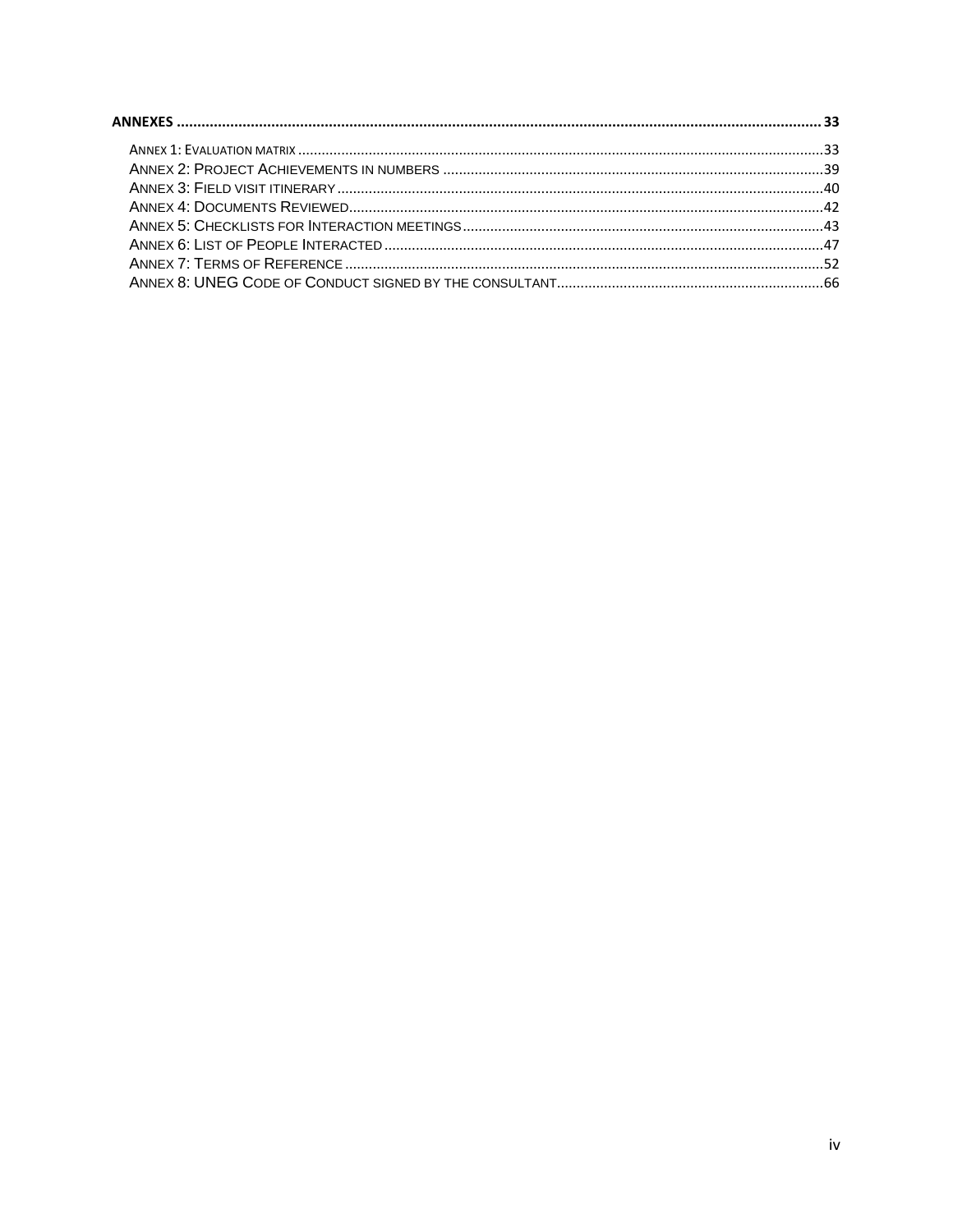**ANNEXES** ........................................................................ 33

- ANNEX 1: EVALUATION MATRIX ........................................................................ 33
- ANNEX 2: PROJECT ACHIEVEMENTS IN NUMBERS ........................................................................ 39
- ANNEX 3: FIELD VISIT ITINERARY ........................................................................ 40
- ANNEX 4: DOCUMENTS REVIEWED ........................................................................ 42
- ANNEX 5: CHECKLISTS FOR INTERACTION MEETINGS ........................................................................ 43
- ANNEX 6: LIST OF PEOPLE INTERACTED ........................................................................ 47
- ANNEX 7: TERMS OF REFERENCE ........................................................................ 52
- ANNEX 8: UNEG CODE OF CONDUCT SIGNED BY THE CONSULTANT ........................................................................ 66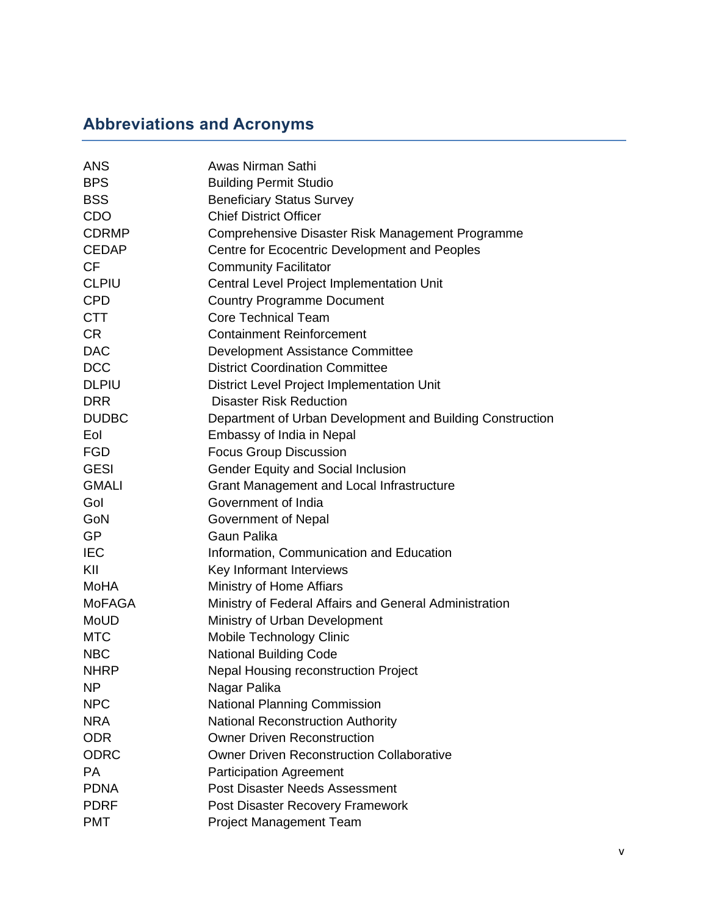## Abbreviations and Acronyms

| | |
|---|---|
| ANS | Awas Nirman Sathi |
| BPS | Building Permit Studio |
| BSS | Beneficiary Status Survey |
| CDO | Chief District Officer |
| CDRMP | Comprehensive Disaster Risk Management Programme |
| CEDAP | Centre for Ecocentric Development and Peoples |
| CF | Community Facilitator |
| CLPIU | Central Level Project Implementation Unit |
| CPD | Country Programme Document |
| CTT | Core Technical Team |
| CR | Containment Reinforcement |
| DAC | Development Assistance Committee |
| DCC | District Coordination Committee |
| DLPIU | District Level Project Implementation Unit |
| DRR | Disaster Risk Reduction |
| DUDBC | Department of Urban Development and Building Construction |
| EoI | Embassy of India in Nepal |
| FGD | Focus Group Discussion |
| GESI | Gender Equity and Social Inclusion |
| GMALI | Grant Management and Local Infrastructure |
| GoI | Government of India |
| GoN | Government of Nepal |
| GP | Gaun Palika |
| IEC | Information, Communication and Education |
| KII | Key Informant Interviews |
| MoHA | Ministry of Home Affairs |
| MoFAGA | Ministry of Federal Affairs and General Administration |
| MoUD | Ministry of Urban Development |
| MTC | Mobile Technology Clinic |
| NBC | National Building Code |
| NHRP | Nepal Housing reconstruction Project |
| NP | Nagar Palika |
| NPC | National Planning Commission |
| NRA | National Reconstruction Authority |
| ODR | Owner Driven Reconstruction |
| ODRC | Owner Driven Reconstruction Collaborative |
| PA | Participation Agreement |
| PDNA | Post Disaster Needs Assessment |
| PDRF | Post Disaster Recovery Framework |
| PMT | Project Management Team |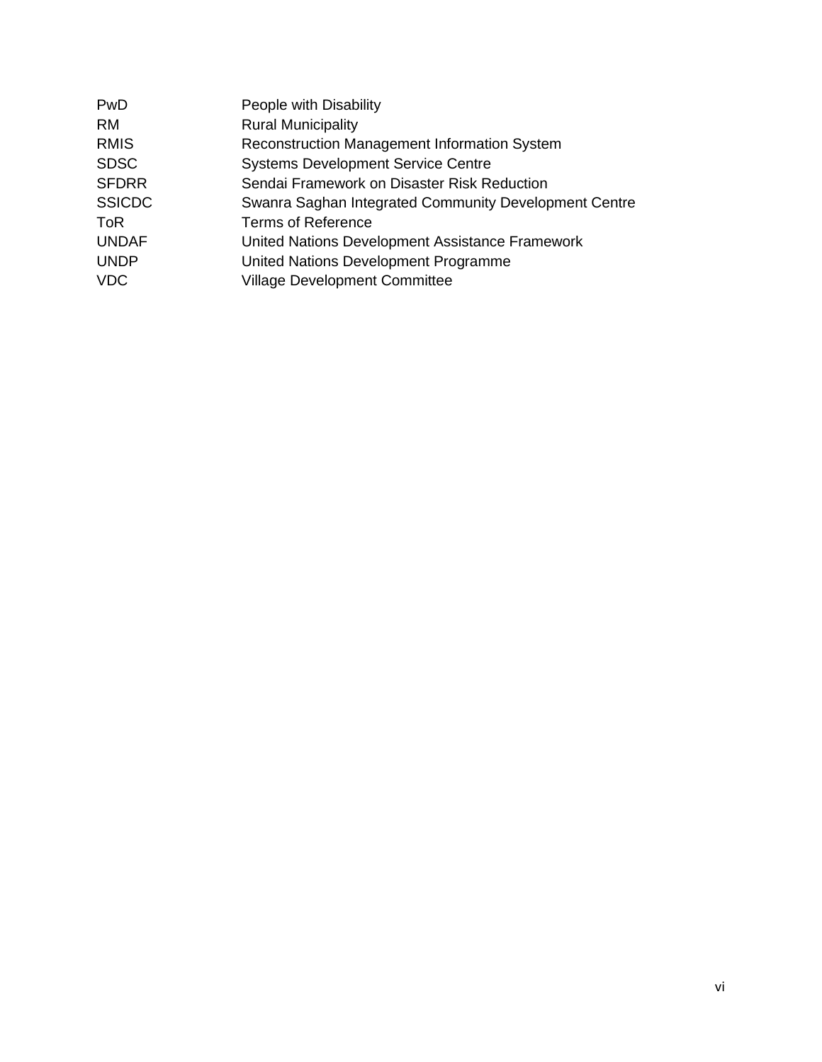| | |
|---|---|
| PwD | People with Disability |
| RM | Rural Municipality |
| RMIS | Reconstruction Management Information System |
| SDSC | Systems Development Service Centre |
| SFDRR | Sendai Framework on Disaster Risk Reduction |
| SSICDC | Swanra Saghan Integrated Community Development Centre |
| ToR | Terms of Reference |
| UNDAF | United Nations Development Assistance Framework |
| UNDP | United Nations Development Programme |
| VDC | Village Development Committee |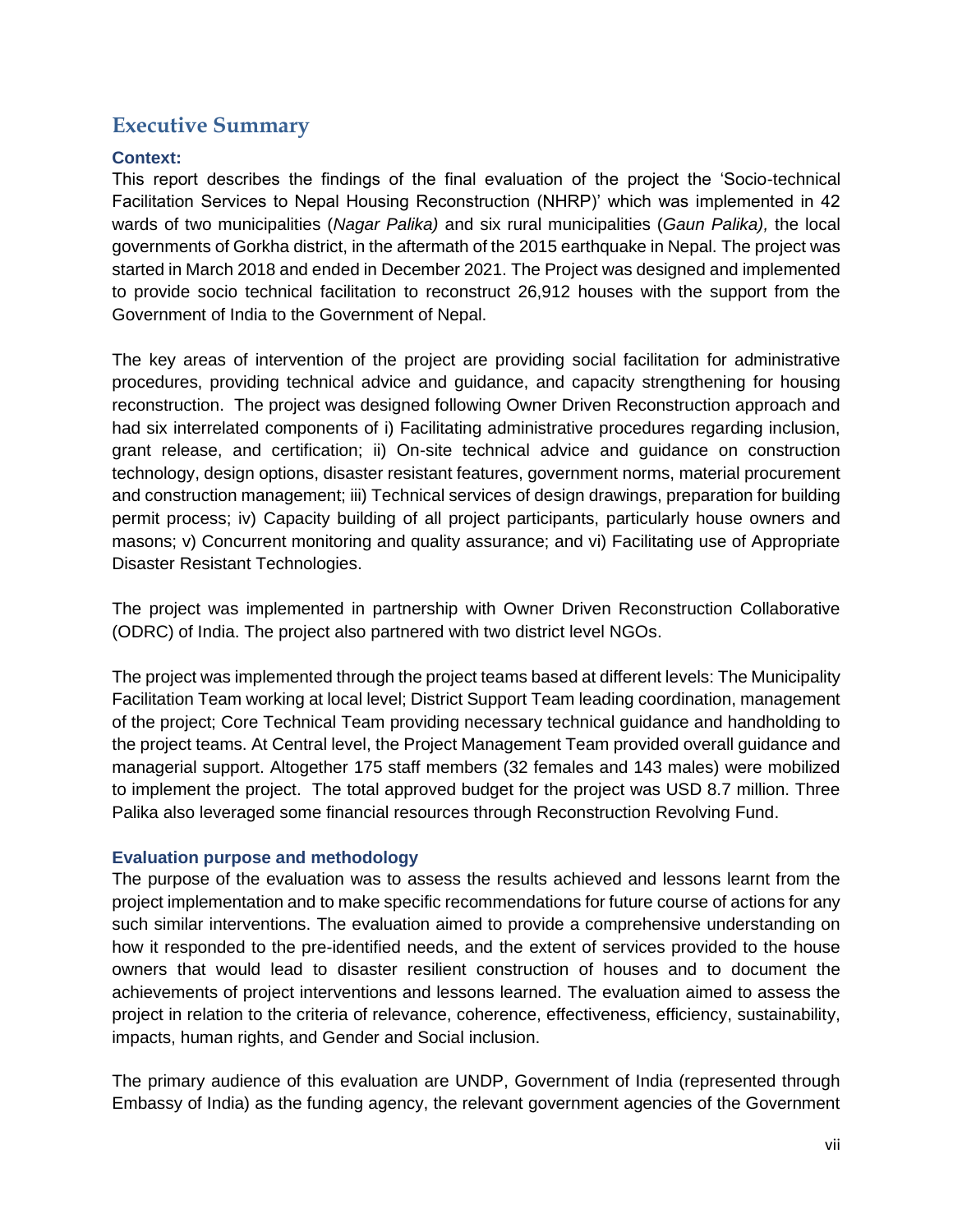## Executive Summary

### Context:

This report describes the findings of the final evaluation of the project the 'Socio-technical Facilitation Services to Nepal Housing Reconstruction (NHRP)' which was implemented in 42 wards of two municipalities (*Nagar Palika)* and six rural municipalities (*Gaun Palika),* the local governments of Gorkha district, in the aftermath of the 2015 earthquake in Nepal. The project was started in March 2018 and ended in December 2021. The Project was designed and implemented to provide socio technical facilitation to reconstruct 26,912 houses with the support from the Government of India to the Government of Nepal.

The key areas of intervention of the project are providing social facilitation for administrative procedures, providing technical advice and guidance, and capacity strengthening for housing reconstruction. The project was designed following Owner Driven Reconstruction approach and had six interrelated components of i) Facilitating administrative procedures regarding inclusion, grant release, and certification; ii) On-site technical advice and guidance on construction technology, design options, disaster resistant features, government norms, material procurement and construction management; iii) Technical services of design drawings, preparation for building permit process; iv) Capacity building of all project participants, particularly house owners and masons; v) Concurrent monitoring and quality assurance; and vi) Facilitating use of Appropriate Disaster Resistant Technologies.

The project was implemented in partnership with Owner Driven Reconstruction Collaborative (ODRC) of India. The project also partnered with two district level NGOs.

The project was implemented through the project teams based at different levels: The Municipality Facilitation Team working at local level; District Support Team leading coordination, management of the project; Core Technical Team providing necessary technical guidance and handholding to the project teams. At Central level, the Project Management Team provided overall guidance and managerial support. Altogether 175 staff members (32 females and 143 males) were mobilized to implement the project. The total approved budget for the project was USD 8.7 million. Three Palika also leveraged some financial resources through Reconstruction Revolving Fund.

### Evaluation purpose and methodology

The purpose of the evaluation was to assess the results achieved and lessons learnt from the project implementation and to make specific recommendations for future course of actions for any such similar interventions. The evaluation aimed to provide a comprehensive understanding on how it responded to the pre-identified needs, and the extent of services provided to the house owners that would lead to disaster resilient construction of houses and to document the achievements of project interventions and lessons learned. The evaluation aimed to assess the project in relation to the criteria of relevance, coherence, effectiveness, efficiency, sustainability, impacts, human rights, and Gender and Social inclusion.

The primary audience of this evaluation are UNDP, Government of India (represented through Embassy of India) as the funding agency, the relevant government agencies of the Government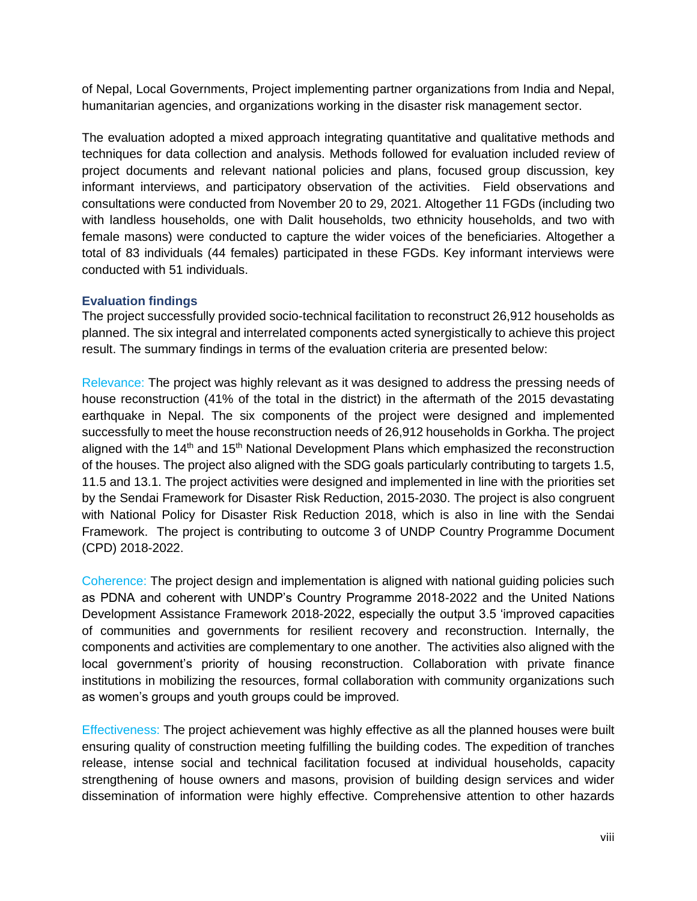of Nepal, Local Governments, Project implementing partner organizations from India and Nepal, humanitarian agencies, and organizations working in the disaster risk management sector.

The evaluation adopted a mixed approach integrating quantitative and qualitative methods and techniques for data collection and analysis. Methods followed for evaluation included review of project documents and relevant national policies and plans, focused group discussion, key informant interviews, and participatory observation of the activities. Field observations and consultations were conducted from November 20 to 29, 2021. Altogether 11 FGDs (including two with landless households, one with Dalit households, two ethnicity households, and two with female masons) were conducted to capture the wider voices of the beneficiaries. Altogether a total of 83 individuals (44 females) participated in these FGDs. Key informant interviews were conducted with 51 individuals.

### Evaluation findings

The project successfully provided socio-technical facilitation to reconstruct 26,912 households as planned. The six integral and interrelated components acted synergistically to achieve this project result. The summary findings in terms of the evaluation criteria are presented below:

Relevance: The project was highly relevant as it was designed to address the pressing needs of house reconstruction (41% of the total in the district) in the aftermath of the 2015 devastating earthquake in Nepal. The six components of the project were designed and implemented successfully to meet the house reconstruction needs of 26,912 households in Gorkha. The project aligned with the 14th and 15th National Development Plans which emphasized the reconstruction of the houses. The project also aligned with the SDG goals particularly contributing to targets 1.5, 11.5 and 13.1. The project activities were designed and implemented in line with the priorities set by the Sendai Framework for Disaster Risk Reduction, 2015-2030. The project is also congruent with National Policy for Disaster Risk Reduction 2018, which is also in line with the Sendai Framework. The project is contributing to outcome 3 of UNDP Country Programme Document (CPD) 2018-2022.

Coherence: The project design and implementation is aligned with national guiding policies such as PDNA and coherent with UNDP's Country Programme 2018-2022 and the United Nations Development Assistance Framework 2018-2022, especially the output 3.5 'improved capacities of communities and governments for resilient recovery and reconstruction. Internally, the components and activities are complementary to one another. The activities also aligned with the local government's priority of housing reconstruction. Collaboration with private finance institutions in mobilizing the resources, formal collaboration with community organizations such as women's groups and youth groups could be improved.

Effectiveness: The project achievement was highly effective as all the planned houses were built ensuring quality of construction meeting fulfilling the building codes. The expedition of tranches release, intense social and technical facilitation focused at individual households, capacity strengthening of house owners and masons, provision of building design services and wider dissemination of information were highly effective. Comprehensive attention to other hazards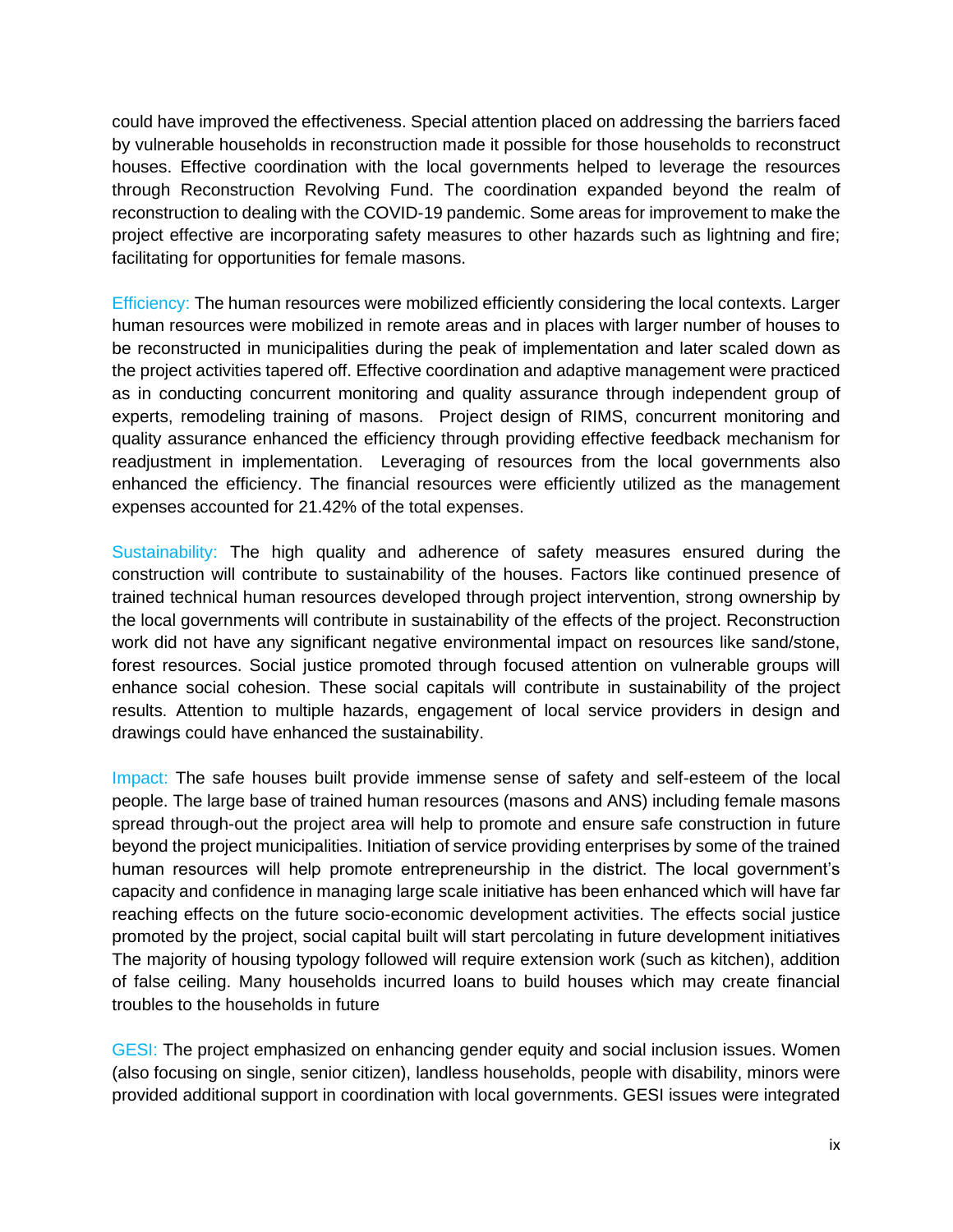could have improved the effectiveness. Special attention placed on addressing the barriers faced by vulnerable households in reconstruction made it possible for those households to reconstruct houses. Effective coordination with the local governments helped to leverage the resources through Reconstruction Revolving Fund. The coordination expanded beyond the realm of reconstruction to dealing with the COVID-19 pandemic. Some areas for improvement to make the project effective are incorporating safety measures to other hazards such as lightning and fire; facilitating for opportunities for female masons.

Efficiency: The human resources were mobilized efficiently considering the local contexts. Larger human resources were mobilized in remote areas and in places with larger number of houses to be reconstructed in municipalities during the peak of implementation and later scaled down as the project activities tapered off. Effective coordination and adaptive management were practiced as in conducting concurrent monitoring and quality assurance through independent group of experts, remodeling training of masons. Project design of RIMS, concurrent monitoring and quality assurance enhanced the efficiency through providing effective feedback mechanism for readjustment in implementation. Leveraging of resources from the local governments also enhanced the efficiency. The financial resources were efficiently utilized as the management expenses accounted for 21.42% of the total expenses.

Sustainability: The high quality and adherence of safety measures ensured during the construction will contribute to sustainability of the houses. Factors like continued presence of trained technical human resources developed through project intervention, strong ownership by the local governments will contribute in sustainability of the effects of the project. Reconstruction work did not have any significant negative environmental impact on resources like sand/stone, forest resources. Social justice promoted through focused attention on vulnerable groups will enhance social cohesion. These social capitals will contribute in sustainability of the project results. Attention to multiple hazards, engagement of local service providers in design and drawings could have enhanced the sustainability.

Impact: The safe houses built provide immense sense of safety and self-esteem of the local people. The large base of trained human resources (masons and ANS) including female masons spread through-out the project area will help to promote and ensure safe construction in future beyond the project municipalities. Initiation of service providing enterprises by some of the trained human resources will help promote entrepreneurship in the district. The local government's capacity and confidence in managing large scale initiative has been enhanced which will have far reaching effects on the future socio-economic development activities. The effects social justice promoted by the project, social capital built will start percolating in future development initiatives The majority of housing typology followed will require extension work (such as kitchen), addition of false ceiling. Many households incurred loans to build houses which may create financial troubles to the households in future

GESI: The project emphasized on enhancing gender equity and social inclusion issues. Women (also focusing on single, senior citizen), landless households, people with disability, minors were provided additional support in coordination with local governments. GESI issues were integrated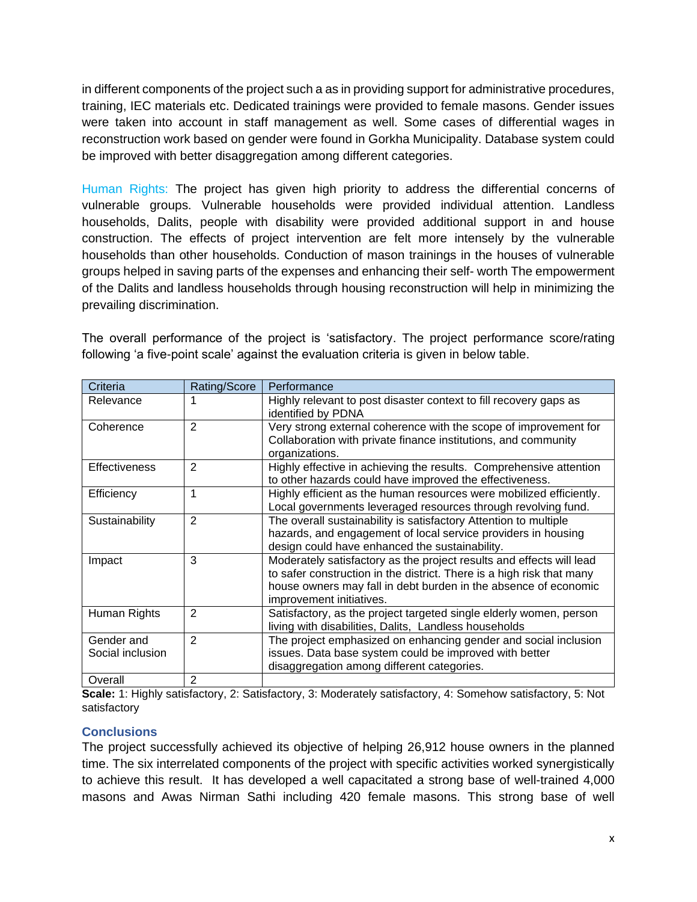in different components of the project such a as in providing support for administrative procedures, training, IEC materials etc. Dedicated trainings were provided to female masons. Gender issues were taken into account in staff management as well. Some cases of differential wages in reconstruction work based on gender were found in Gorkha Municipality. Database system could be improved with better disaggregation among different categories.

Human Rights: The project has given high priority to address the differential concerns of vulnerable groups. Vulnerable households were provided individual attention. Landless households, Dalits, people with disability were provided additional support in and house construction. The effects of project intervention are felt more intensely by the vulnerable households than other households. Conduction of mason trainings in the houses of vulnerable groups helped in saving parts of the expenses and enhancing their self- worth The empowerment of the Dalits and landless households through housing reconstruction will help in minimizing the prevailing discrimination.

The overall performance of the project is 'satisfactory. The project performance score/rating following 'a five-point scale' against the evaluation criteria is given in below table.

| Criteria | Rating/Score | Performance |
|---|---|---|
| Relevance | 1 | Highly relevant to post disaster context to fill recovery gaps as identified by PDNA |
| Coherence | 2 | Very strong external coherence with the scope of improvement for Collaboration with private finance institutions, and community organizations. |
| Effectiveness | 2 | Highly effective in achieving the results. Comprehensive attention to other hazards could have improved the effectiveness. |
| Efficiency | 1 | Highly efficient as the human resources were mobilized efficiently. Local governments leveraged resources through revolving fund. |
| Sustainability | 2 | The overall sustainability is satisfactory Attention to multiple hazards, and engagement of local service providers in housing design could have enhanced the sustainability. |
| Impact | 3 | Moderately satisfactory as the project results and effects will lead to safer construction in the district. There is a high risk that many house owners may fall in debt burden in the absence of economic improvement initiatives. |
| Human Rights | 2 | Satisfactory, as the project targeted single elderly women, person living with disabilities, Dalits, Landless households |
| Gender and Social inclusion | 2 | The project emphasized on enhancing gender and social inclusion issues. Data base system could be improved with better disaggregation among different categories. |
| Overall | 2 | |

**Scale:** 1: Highly satisfactory, 2: Satisfactory, 3: Moderately satisfactory, 4: Somehow satisfactory, 5: Not satisfactory

## Conclusions

The project successfully achieved its objective of helping 26,912 house owners in the planned time. The six interrelated components of the project with specific activities worked synergistically to achieve this result. It has developed a well capacitated a strong base of well-trained 4,000 masons and Awas Nirman Sathi including 420 female masons. This strong base of well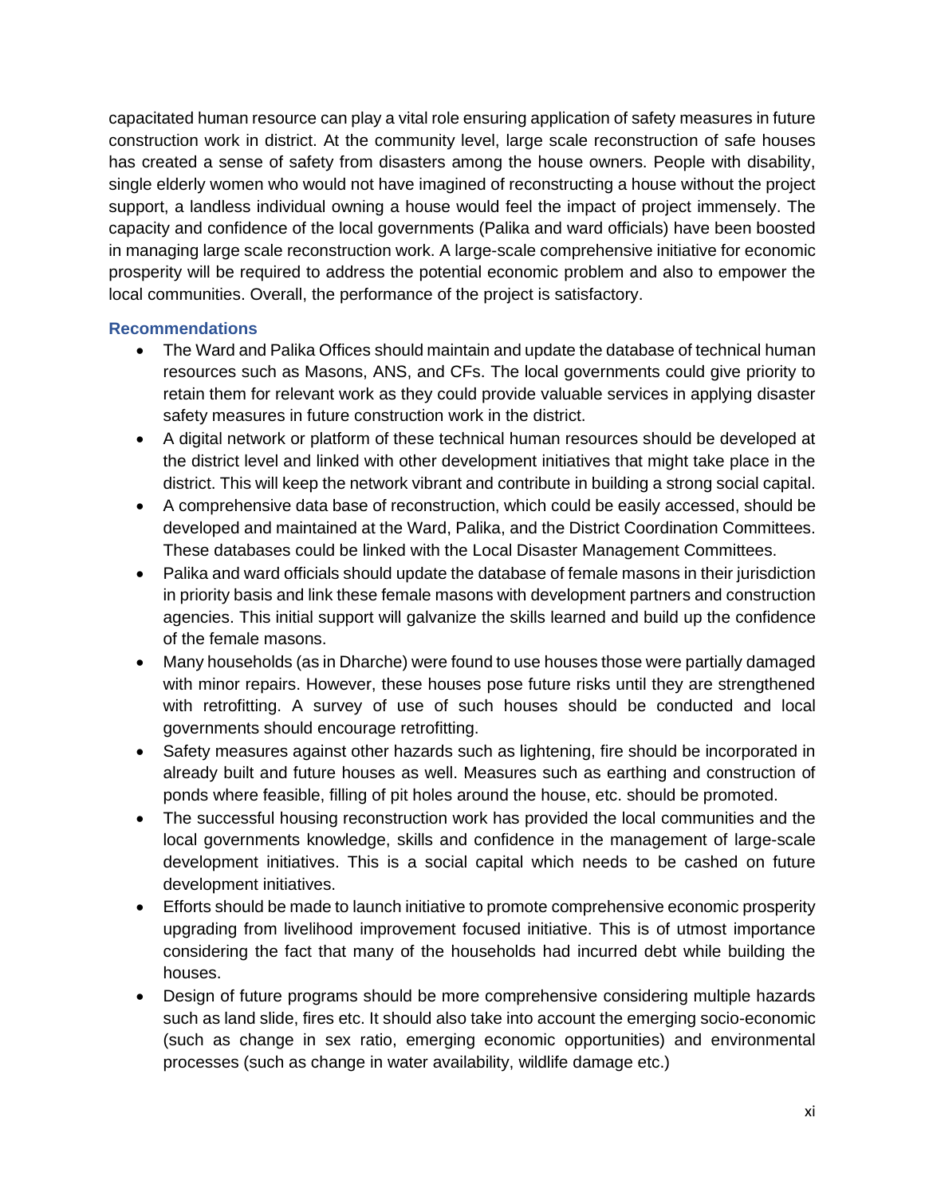capacitated human resource can play a vital role ensuring application of safety measures in future construction work in district. At the community level, large scale reconstruction of safe houses has created a sense of safety from disasters among the house owners. People with disability, single elderly women who would not have imagined of reconstructing a house without the project support, a landless individual owning a house would feel the impact of project immensely. The capacity and confidence of the local governments (Palika and ward officials) have been boosted in managing large scale reconstruction work. A large-scale comprehensive initiative for economic prosperity will be required to address the potential economic problem and also to empower the local communities. Overall, the performance of the project is satisfactory.

### Recommendations

- The Ward and Palika Offices should maintain and update the database of technical human resources such as Masons, ANS, and CFs. The local governments could give priority to retain them for relevant work as they could provide valuable services in applying disaster safety measures in future construction work in the district.
- A digital network or platform of these technical human resources should be developed at the district level and linked with other development initiatives that might take place in the district. This will keep the network vibrant and contribute in building a strong social capital.
- A comprehensive data base of reconstruction, which could be easily accessed, should be developed and maintained at the Ward, Palika, and the District Coordination Committees. These databases could be linked with the Local Disaster Management Committees.
- Palika and ward officials should update the database of female masons in their jurisdiction in priority basis and link these female masons with development partners and construction agencies. This initial support will galvanize the skills learned and build up the confidence of the female masons.
- Many households (as in Dharche) were found to use houses those were partially damaged with minor repairs. However, these houses pose future risks until they are strengthened with retrofitting. A survey of use of such houses should be conducted and local governments should encourage retrofitting.
- Safety measures against other hazards such as lightening, fire should be incorporated in already built and future houses as well. Measures such as earthing and construction of ponds where feasible, filling of pit holes around the house, etc. should be promoted.
- The successful housing reconstruction work has provided the local communities and the local governments knowledge, skills and confidence in the management of large-scale development initiatives. This is a social capital which needs to be cashed on future development initiatives.
- Efforts should be made to launch initiative to promote comprehensive economic prosperity upgrading from livelihood improvement focused initiative. This is of utmost importance considering the fact that many of the households had incurred debt while building the houses.
- Design of future programs should be more comprehensive considering multiple hazards such as land slide, fires etc. It should also take into account the emerging socio-economic (such as change in sex ratio, emerging economic opportunities) and environmental processes (such as change in water availability, wildlife damage etc.)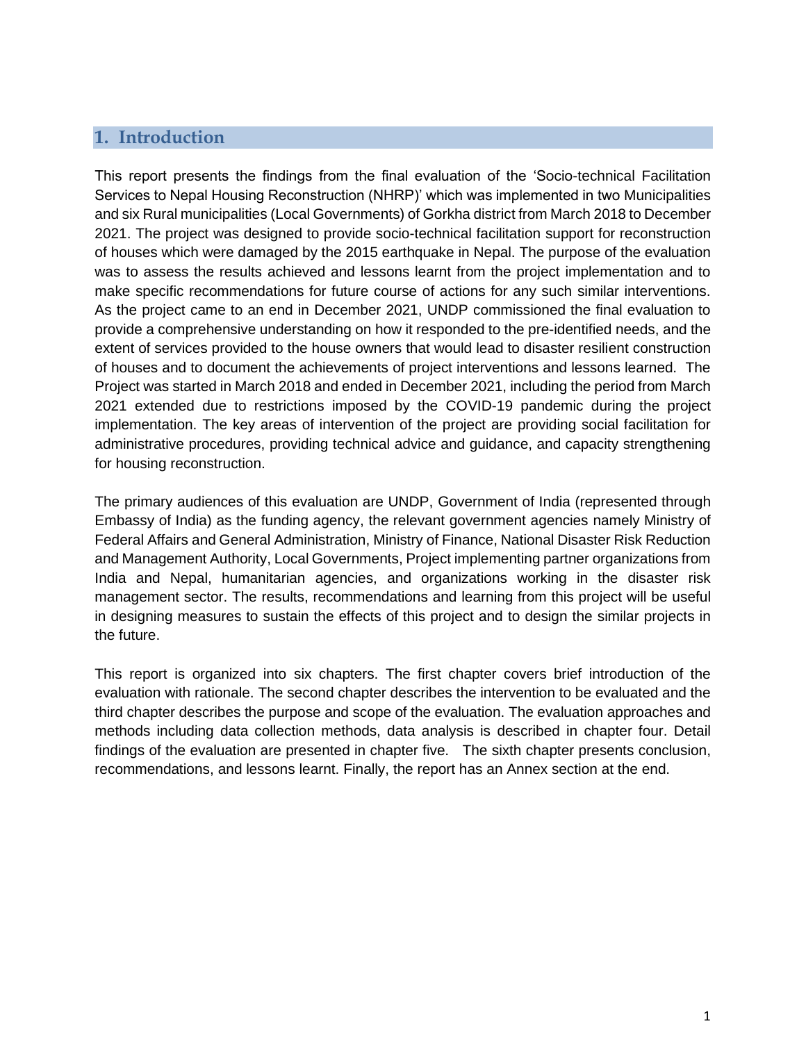# 1. Introduction

This report presents the findings from the final evaluation of the 'Socio-technical Facilitation Services to Nepal Housing Reconstruction (NHRP)' which was implemented in two Municipalities and six Rural municipalities (Local Governments) of Gorkha district from March 2018 to December 2021. The project was designed to provide socio-technical facilitation support for reconstruction of houses which were damaged by the 2015 earthquake in Nepal. The purpose of the evaluation was to assess the results achieved and lessons learnt from the project implementation and to make specific recommendations for future course of actions for any such similar interventions. As the project came to an end in December 2021, UNDP commissioned the final evaluation to provide a comprehensive understanding on how it responded to the pre-identified needs, and the extent of services provided to the house owners that would lead to disaster resilient construction of houses and to document the achievements of project interventions and lessons learned. The Project was started in March 2018 and ended in December 2021, including the period from March 2021 extended due to restrictions imposed by the COVID-19 pandemic during the project implementation. The key areas of intervention of the project are providing social facilitation for administrative procedures, providing technical advice and guidance, and capacity strengthening for housing reconstruction.

The primary audiences of this evaluation are UNDP, Government of India (represented through Embassy of India) as the funding agency, the relevant government agencies namely Ministry of Federal Affairs and General Administration, Ministry of Finance, National Disaster Risk Reduction and Management Authority, Local Governments, Project implementing partner organizations from India and Nepal, humanitarian agencies, and organizations working in the disaster risk management sector. The results, recommendations and learning from this project will be useful in designing measures to sustain the effects of this project and to design the similar projects in the future.

This report is organized into six chapters. The first chapter covers brief introduction of the evaluation with rationale. The second chapter describes the intervention to be evaluated and the third chapter describes the purpose and scope of the evaluation. The evaluation approaches and methods including data collection methods, data analysis is described in chapter four. Detail findings of the evaluation are presented in chapter five. The sixth chapter presents conclusion, recommendations, and lessons learnt. Finally, the report has an Annex section at the end.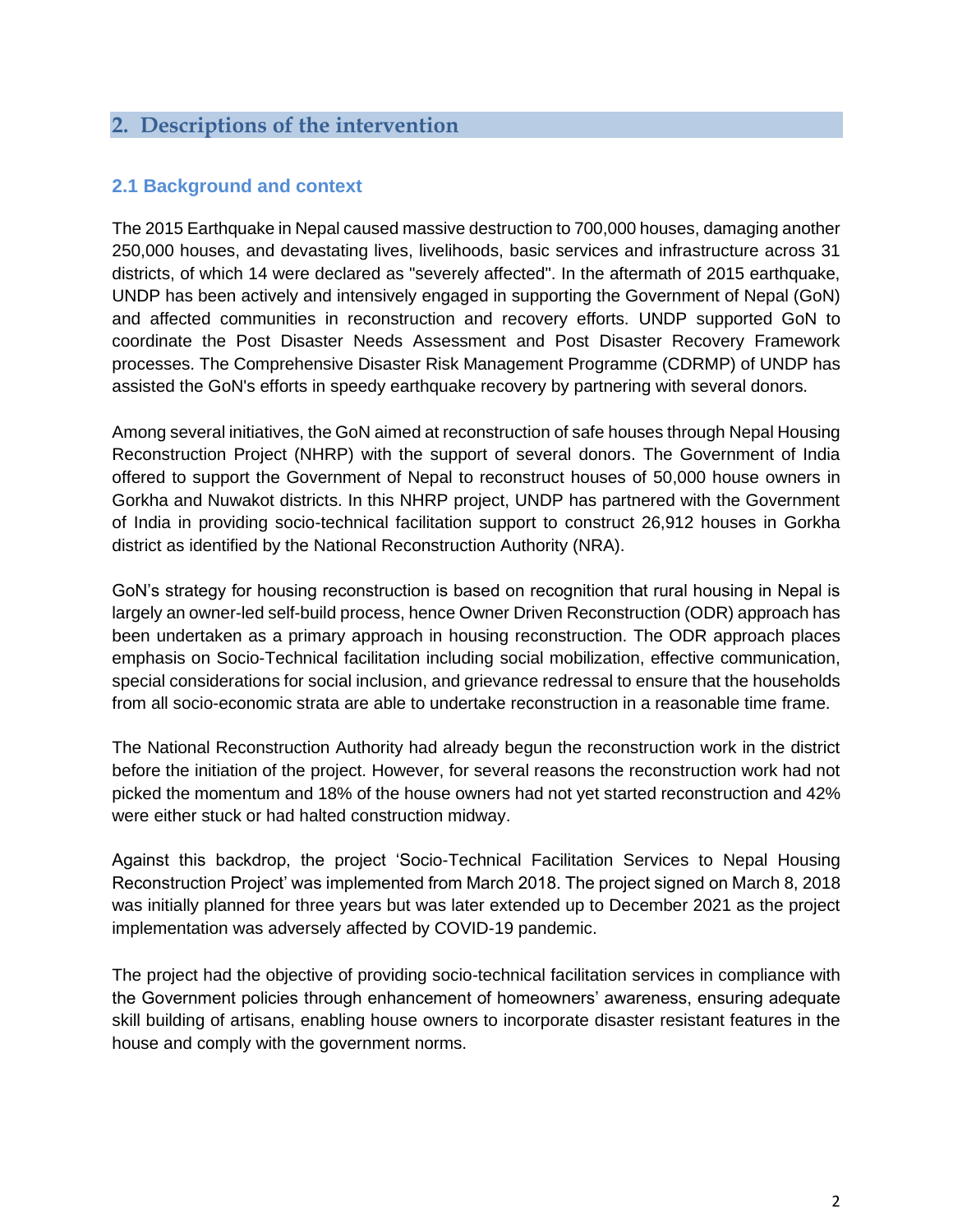## 2. Descriptions of the intervention

### 2.1 Background and context

The 2015 Earthquake in Nepal caused massive destruction to 700,000 houses, damaging another 250,000 houses, and devastating lives, livelihoods, basic services and infrastructure across 31 districts, of which 14 were declared as "severely affected". In the aftermath of 2015 earthquake, UNDP has been actively and intensively engaged in supporting the Government of Nepal (GoN) and affected communities in reconstruction and recovery efforts. UNDP supported GoN to coordinate the Post Disaster Needs Assessment and Post Disaster Recovery Framework processes. The Comprehensive Disaster Risk Management Programme (CDRMP) of UNDP has assisted the GoN's efforts in speedy earthquake recovery by partnering with several donors.

Among several initiatives, the GoN aimed at reconstruction of safe houses through Nepal Housing Reconstruction Project (NHRP) with the support of several donors. The Government of India offered to support the Government of Nepal to reconstruct houses of 50,000 house owners in Gorkha and Nuwakot districts. In this NHRP project, UNDP has partnered with the Government of India in providing socio-technical facilitation support to construct 26,912 houses in Gorkha district as identified by the National Reconstruction Authority (NRA).

GoN's strategy for housing reconstruction is based on recognition that rural housing in Nepal is largely an owner-led self-build process, hence Owner Driven Reconstruction (ODR) approach has been undertaken as a primary approach in housing reconstruction. The ODR approach places emphasis on Socio-Technical facilitation including social mobilization, effective communication, special considerations for social inclusion, and grievance redressal to ensure that the households from all socio-economic strata are able to undertake reconstruction in a reasonable time frame.

The National Reconstruction Authority had already begun the reconstruction work in the district before the initiation of the project. However, for several reasons the reconstruction work had not picked the momentum and 18% of the house owners had not yet started reconstruction and 42% were either stuck or had halted construction midway.

Against this backdrop, the project 'Socio-Technical Facilitation Services to Nepal Housing Reconstruction Project' was implemented from March 2018. The project signed on March 8, 2018 was initially planned for three years but was later extended up to December 2021 as the project implementation was adversely affected by COVID-19 pandemic.

The project had the objective of providing socio-technical facilitation services in compliance with the Government policies through enhancement of homeowners' awareness, ensuring adequate skill building of artisans, enabling house owners to incorporate disaster resistant features in the house and comply with the government norms.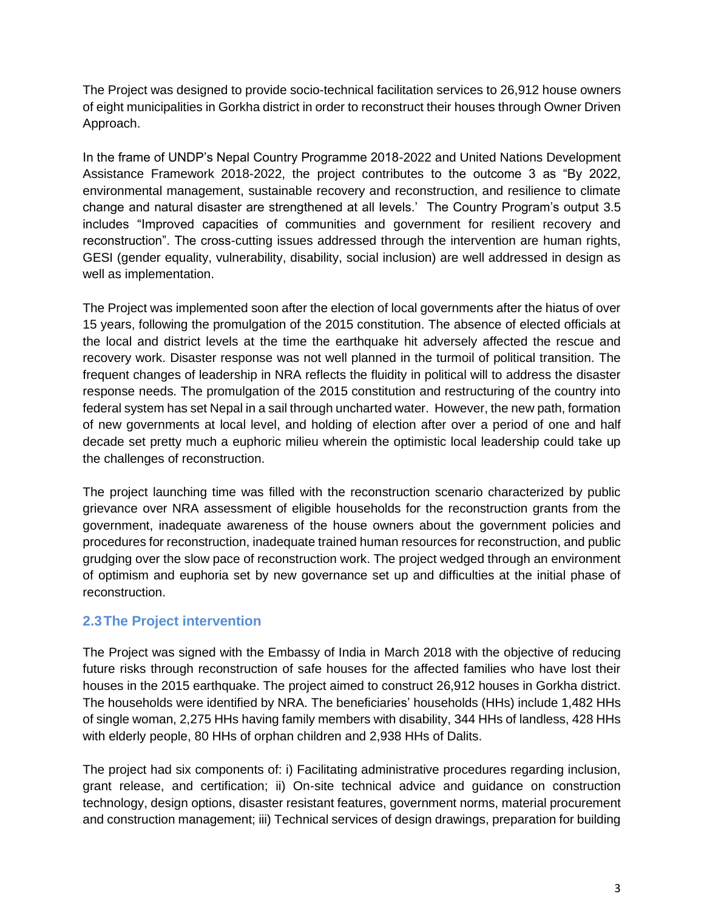The Project was designed to provide socio-technical facilitation services to 26,912 house owners of eight municipalities in Gorkha district in order to reconstruct their houses through Owner Driven Approach.

In the frame of UNDP's Nepal Country Programme 2018-2022 and United Nations Development Assistance Framework 2018-2022, the project contributes to the outcome 3 as "By 2022, environmental management, sustainable recovery and reconstruction, and resilience to climate change and natural disaster are strengthened at all levels.' The Country Program's output 3.5 includes "Improved capacities of communities and government for resilient recovery and reconstruction". The cross-cutting issues addressed through the intervention are human rights, GESI (gender equality, vulnerability, disability, social inclusion) are well addressed in design as well as implementation.

The Project was implemented soon after the election of local governments after the hiatus of over 15 years, following the promulgation of the 2015 constitution. The absence of elected officials at the local and district levels at the time the earthquake hit adversely affected the rescue and recovery work. Disaster response was not well planned in the turmoil of political transition. The frequent changes of leadership in NRA reflects the fluidity in political will to address the disaster response needs. The promulgation of the 2015 constitution and restructuring of the country into federal system has set Nepal in a sail through uncharted water. However, the new path, formation of new governments at local level, and holding of election after over a period of one and half decade set pretty much a euphoric milieu wherein the optimistic local leadership could take up the challenges of reconstruction.

The project launching time was filled with the reconstruction scenario characterized by public grievance over NRA assessment of eligible households for the reconstruction grants from the government, inadequate awareness of the house owners about the government policies and procedures for reconstruction, inadequate trained human resources for reconstruction, and public grudging over the slow pace of reconstruction work. The project wedged through an environment of optimism and euphoria set by new governance set up and difficulties at the initial phase of reconstruction.

## 2.3 The Project intervention

The Project was signed with the Embassy of India in March 2018 with the objective of reducing future risks through reconstruction of safe houses for the affected families who have lost their houses in the 2015 earthquake. The project aimed to construct 26,912 houses in Gorkha district. The households were identified by NRA. The beneficiaries' households (HHs) include 1,482 HHs of single woman, 2,275 HHs having family members with disability, 344 HHs of landless, 428 HHs with elderly people, 80 HHs of orphan children and 2,938 HHs of Dalits.

The project had six components of: i) Facilitating administrative procedures regarding inclusion, grant release, and certification; ii) On-site technical advice and guidance on construction technology, design options, disaster resistant features, government norms, material procurement and construction management; iii) Technical services of design drawings, preparation for building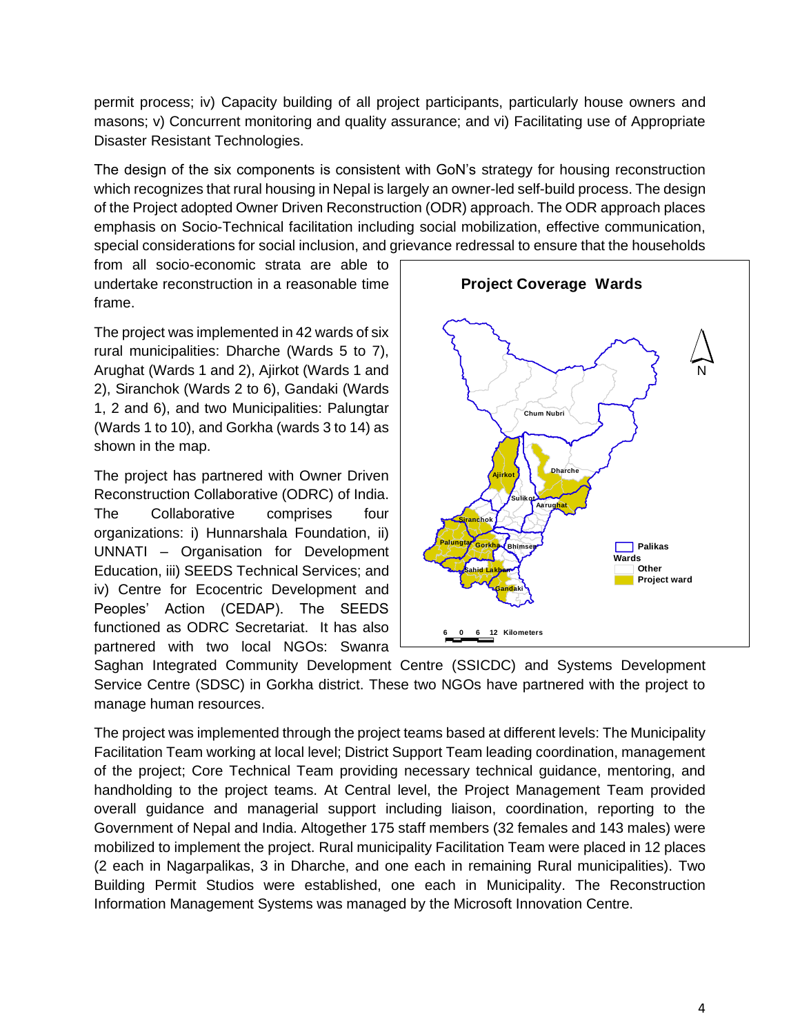permit process; iv) Capacity building of all project participants, particularly house owners and masons; v) Concurrent monitoring and quality assurance; and vi) Facilitating use of Appropriate Disaster Resistant Technologies.

The design of the six components is consistent with GoN's strategy for housing reconstruction which recognizes that rural housing in Nepal is largely an owner-led self-build process. The design of the Project adopted Owner Driven Reconstruction (ODR) approach. The ODR approach places emphasis on Socio-Technical facilitation including social mobilization, effective communication, special considerations for social inclusion, and grievance redressal to ensure that the households from all socio-economic strata are able to undertake reconstruction in a reasonable time frame.

The project was implemented in 42 wards of six rural municipalities: Dharche (Wards 5 to 7), Arughat (Wards 1 and 2), Ajirkot (Wards 1 and 2), Siranchok (Wards 2 to 6), Gandaki (Wards 1, 2 and 6), and two Municipalities: Palungtar (Wards 1 to 10), and Gorkha (wards 3 to 14) as shown in the map.

The project has partnered with Owner Driven Reconstruction Collaborative (ODRC) of India. The Collaborative comprises four organizations: i) Hunnarshala Foundation, ii) UNNATI – Organisation for Development Education, iii) SEEDS Technical Services; and iv) Centre for Ecocentric Development and Peoples' Action (CEDAP). The SEEDS functioned as ODRC Secretariat. It has also partnered with two local NGOs: Swanra Saghan Integrated Community Development Centre (SSICDC) and Systems Development Service Centre (SDSC) in Gorkha district. These two NGOs have partnered with the project to manage human resources.

**Project Coverage Wards**

Chum Nubri, Ajirkot, Dharche, Sulikot, Aarughat, Siranchok, Palungtar, Gorkha, Bhimsen, Sahid Lakhan, Gandaki

Palikas

Wards

Other

Project ward

6 0 6 12 Kilometers

N

The project was implemented through the project teams based at different levels: The Municipality Facilitation Team working at local level; District Support Team leading coordination, management of the project; Core Technical Team providing necessary technical guidance, mentoring, and handholding to the project teams. At Central level, the Project Management Team provided overall guidance and managerial support including liaison, coordination, reporting to the Government of Nepal and India. Altogether 175 staff members (32 females and 143 males) were mobilized to implement the project. Rural municipality Facilitation Team were placed in 12 places (2 each in Nagarpalikas, 3 in Dharche, and one each in remaining Rural municipalities). Two Building Permit Studios were established, one each in Municipality. The Reconstruction Information Management Systems was managed by the Microsoft Innovation Centre.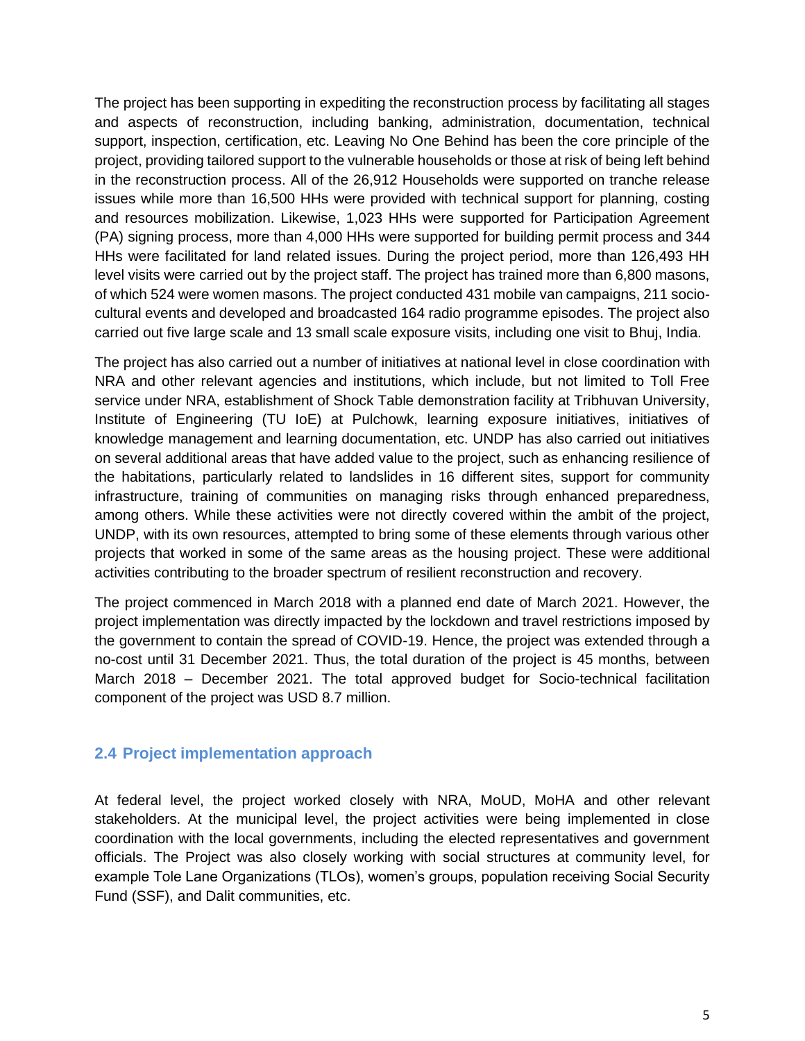The project has been supporting in expediting the reconstruction process by facilitating all stages and aspects of reconstruction, including banking, administration, documentation, technical support, inspection, certification, etc. Leaving No One Behind has been the core principle of the project, providing tailored support to the vulnerable households or those at risk of being left behind in the reconstruction process. All of the 26,912 Households were supported on tranche release issues while more than 16,500 HHs were provided with technical support for planning, costing and resources mobilization. Likewise, 1,023 HHs were supported for Participation Agreement (PA) signing process, more than 4,000 HHs were supported for building permit process and 344 HHs were facilitated for land related issues. During the project period, more than 126,493 HH level visits were carried out by the project staff. The project has trained more than 6,800 masons, of which 524 were women masons. The project conducted 431 mobile van campaigns, 211 socio-cultural events and developed and broadcasted 164 radio programme episodes. The project also carried out five large scale and 13 small scale exposure visits, including one visit to Bhuj, India.

The project has also carried out a number of initiatives at national level in close coordination with NRA and other relevant agencies and institutions, which include, but not limited to Toll Free service under NRA, establishment of Shock Table demonstration facility at Tribhuvan University, Institute of Engineering (TU IoE) at Pulchowk, learning exposure initiatives, initiatives of knowledge management and learning documentation, etc. UNDP has also carried out initiatives on several additional areas that have added value to the project, such as enhancing resilience of the habitations, particularly related to landslides in 16 different sites, support for community infrastructure, training of communities on managing risks through enhanced preparedness, among others. While these activities were not directly covered within the ambit of the project, UNDP, with its own resources, attempted to bring some of these elements through various other projects that worked in some of the same areas as the housing project. These were additional activities contributing to the broader spectrum of resilient reconstruction and recovery.

The project commenced in March 2018 with a planned end date of March 2021. However, the project implementation was directly impacted by the lockdown and travel restrictions imposed by the government to contain the spread of COVID-19. Hence, the project was extended through a no-cost until 31 December 2021. Thus, the total duration of the project is 45 months, between March 2018 – December 2021. The total approved budget for Socio-technical facilitation component of the project was USD 8.7 million.

## 2.4 Project implementation approach

At federal level, the project worked closely with NRA, MoUD, MoHA and other relevant stakeholders. At the municipal level, the project activities were being implemented in close coordination with the local governments, including the elected representatives and government officials. The Project was also closely working with social structures at community level, for example Tole Lane Organizations (TLOs), women's groups, population receiving Social Security Fund (SSF), and Dalit communities, etc.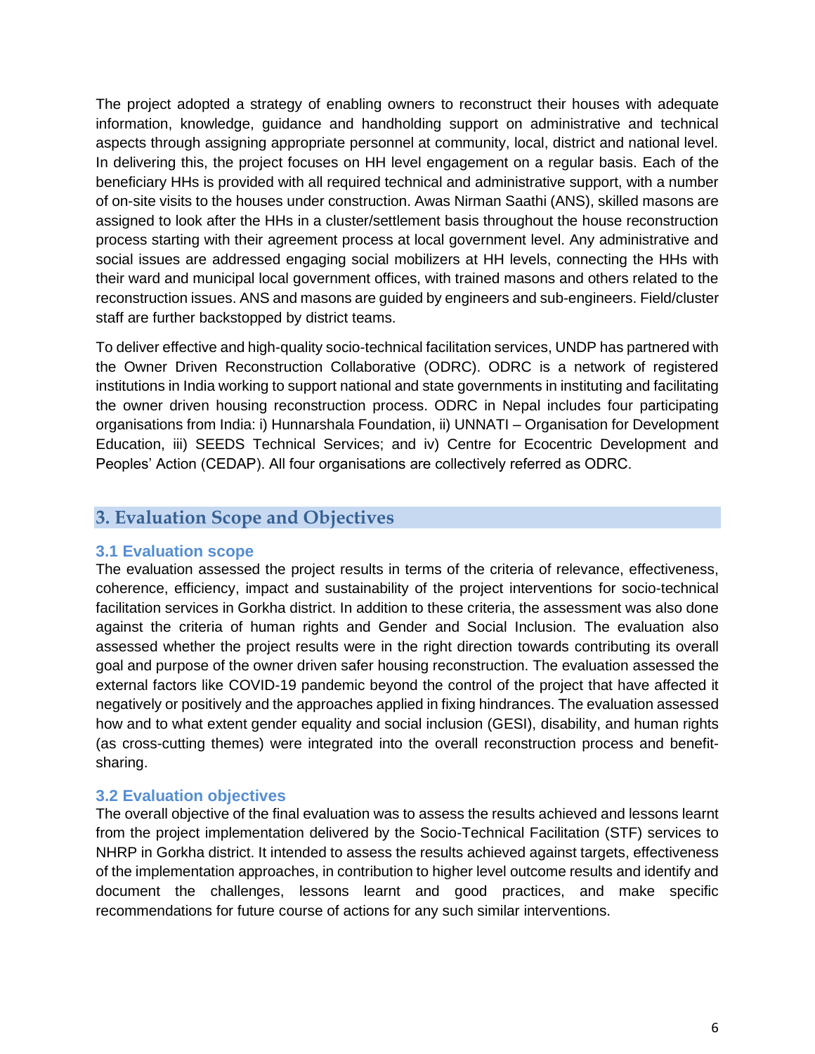The project adopted a strategy of enabling owners to reconstruct their houses with adequate information, knowledge, guidance and handholding support on administrative and technical aspects through assigning appropriate personnel at community, local, district and national level. In delivering this, the project focuses on HH level engagement on a regular basis. Each of the beneficiary HHs is provided with all required technical and administrative support, with a number of on-site visits to the houses under construction. Awas Nirman Saathi (ANS), skilled masons are assigned to look after the HHs in a cluster/settlement basis throughout the house reconstruction process starting with their agreement process at local government level. Any administrative and social issues are addressed engaging social mobilizers at HH levels, connecting the HHs with their ward and municipal local government offices, with trained masons and others related to the reconstruction issues. ANS and masons are guided by engineers and sub-engineers. Field/cluster staff are further backstopped by district teams.

To deliver effective and high-quality socio-technical facilitation services, UNDP has partnered with the Owner Driven Reconstruction Collaborative (ODRC). ODRC is a network of registered institutions in India working to support national and state governments in instituting and facilitating the owner driven housing reconstruction process. ODRC in Nepal includes four participating organisations from India: i) Hunnarshala Foundation, ii) UNNATI – Organisation for Development Education, iii) SEEDS Technical Services; and iv) Centre for Ecocentric Development and Peoples' Action (CEDAP). All four organisations are collectively referred as ODRC.

# 3. Evaluation Scope and Objectives

## 3.1 Evaluation scope

The evaluation assessed the project results in terms of the criteria of relevance, effectiveness, coherence, efficiency, impact and sustainability of the project interventions for socio-technical facilitation services in Gorkha district. In addition to these criteria, the assessment was also done against the criteria of human rights and Gender and Social Inclusion. The evaluation also assessed whether the project results were in the right direction towards contributing its overall goal and purpose of the owner driven safer housing reconstruction. The evaluation assessed the external factors like COVID-19 pandemic beyond the control of the project that have affected it negatively or positively and the approaches applied in fixing hindrances. The evaluation assessed how and to what extent gender equality and social inclusion (GESI), disability, and human rights (as cross-cutting themes) were integrated into the overall reconstruction process and benefit-sharing.

## 3.2 Evaluation objectives

The overall objective of the final evaluation was to assess the results achieved and lessons learnt from the project implementation delivered by the Socio-Technical Facilitation (STF) services to NHRP in Gorkha district. It intended to assess the results achieved against targets, effectiveness of the implementation approaches, in contribution to higher level outcome results and identify and document the challenges, lessons learnt and good practices, and make specific recommendations for future course of actions for any such similar interventions.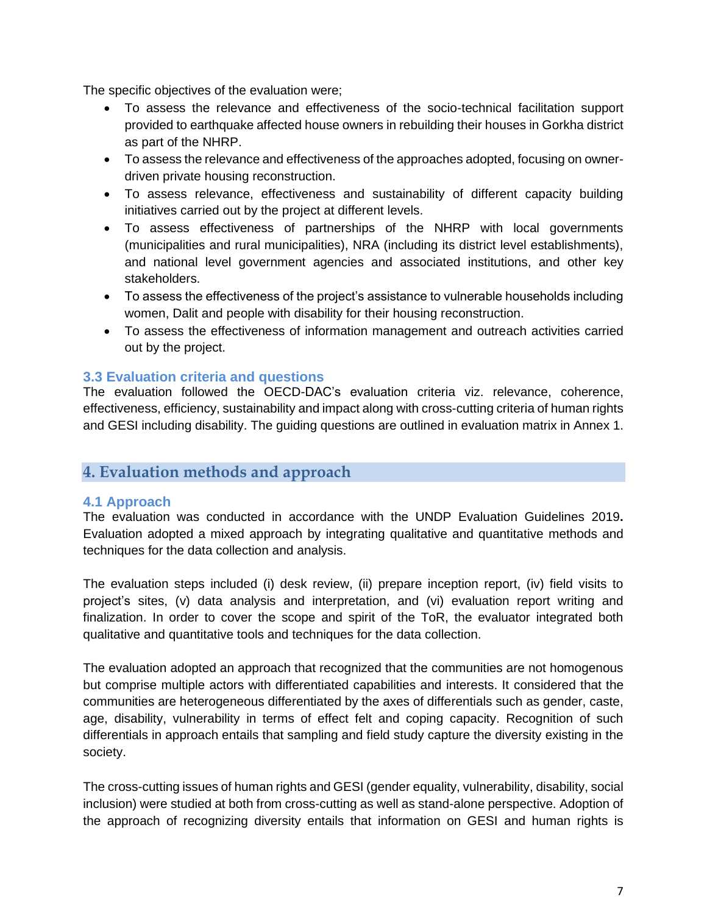The specific objectives of the evaluation were;

- To assess the relevance and effectiveness of the socio-technical facilitation support provided to earthquake affected house owners in rebuilding their houses in Gorkha district as part of the NHRP.
- To assess the relevance and effectiveness of the approaches adopted, focusing on owner-driven private housing reconstruction.
- To assess relevance, effectiveness and sustainability of different capacity building initiatives carried out by the project at different levels.
- To assess effectiveness of partnerships of the NHRP with local governments (municipalities and rural municipalities), NRA (including its district level establishments), and national level government agencies and associated institutions, and other key stakeholders.
- To assess the effectiveness of the project's assistance to vulnerable households including women, Dalit and people with disability for their housing reconstruction.
- To assess the effectiveness of information management and outreach activities carried out by the project.

### 3.3 Evaluation criteria and questions

The evaluation followed the OECD-DAC's evaluation criteria viz. relevance, coherence, effectiveness, efficiency, sustainability and impact along with cross-cutting criteria of human rights and GESI including disability. The guiding questions are outlined in evaluation matrix in Annex 1.

## 4. Evaluation methods and approach

### 4.1 Approach

The evaluation was conducted in accordance with the UNDP Evaluation Guidelines 2019**.** Evaluation adopted a mixed approach by integrating qualitative and quantitative methods and techniques for the data collection and analysis.

The evaluation steps included (i) desk review, (ii) prepare inception report, (iv) field visits to project's sites, (v) data analysis and interpretation, and (vi) evaluation report writing and finalization. In order to cover the scope and spirit of the ToR, the evaluator integrated both qualitative and quantitative tools and techniques for the data collection.

The evaluation adopted an approach that recognized that the communities are not homogenous but comprise multiple actors with differentiated capabilities and interests. It considered that the communities are heterogeneous differentiated by the axes of differentials such as gender, caste, age, disability, vulnerability in terms of effect felt and coping capacity. Recognition of such differentials in approach entails that sampling and field study capture the diversity existing in the society.

The cross-cutting issues of human rights and GESI (gender equality, vulnerability, disability, social inclusion) were studied at both from cross-cutting as well as stand-alone perspective. Adoption of the approach of recognizing diversity entails that information on GESI and human rights is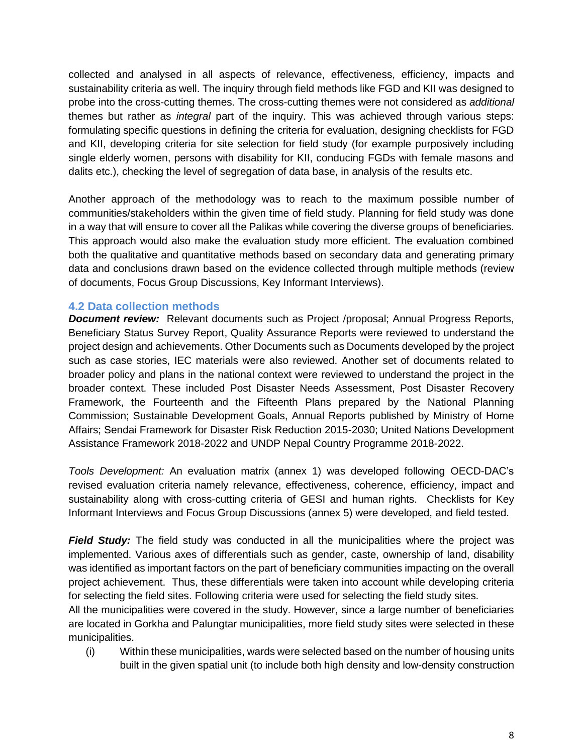collected and analysed in all aspects of relevance, effectiveness, efficiency, impacts and sustainability criteria as well. The inquiry through field methods like FGD and KII was designed to probe into the cross-cutting themes. The cross-cutting themes were not considered as *additional* themes but rather as *integral* part of the inquiry. This was achieved through various steps: formulating specific questions in defining the criteria for evaluation, designing checklists for FGD and KII, developing criteria for site selection for field study (for example purposively including single elderly women, persons with disability for KII, conducing FGDs with female masons and dalits etc.), checking the level of segregation of data base, in analysis of the results etc.

Another approach of the methodology was to reach to the maximum possible number of communities/stakeholders within the given time of field study. Planning for field study was done in a way that will ensure to cover all the Palikas while covering the diverse groups of beneficiaries. This approach would also make the evaluation study more efficient. The evaluation combined both the qualitative and quantitative methods based on secondary data and generating primary data and conclusions drawn based on the evidence collected through multiple methods (review of documents, Focus Group Discussions, Key Informant Interviews).

## 4.2 Data collection methods

***Document review:*** Relevant documents such as Project /proposal; Annual Progress Reports, Beneficiary Status Survey Report, Quality Assurance Reports were reviewed to understand the project design and achievements. Other Documents such as Documents developed by the project such as case stories, IEC materials were also reviewed. Another set of documents related to broader policy and plans in the national context were reviewed to understand the project in the broader context. These included Post Disaster Needs Assessment, Post Disaster Recovery Framework, the Fourteenth and the Fifteenth Plans prepared by the National Planning Commission; Sustainable Development Goals, Annual Reports published by Ministry of Home Affairs; Sendai Framework for Disaster Risk Reduction 2015-2030; United Nations Development Assistance Framework 2018-2022 and UNDP Nepal Country Programme 2018-2022.

*Tools Development:* An evaluation matrix (annex 1) was developed following OECD-DAC's revised evaluation criteria namely relevance, effectiveness, coherence, efficiency, impact and sustainability along with cross-cutting criteria of GESI and human rights. Checklists for Key Informant Interviews and Focus Group Discussions (annex 5) were developed, and field tested.

***Field Study:*** The field study was conducted in all the municipalities where the project was implemented. Various axes of differentials such as gender, caste, ownership of land, disability was identified as important factors on the part of beneficiary communities impacting on the overall project achievement. Thus, these differentials were taken into account while developing criteria for selecting the field sites. Following criteria were used for selecting the field study sites.

All the municipalities were covered in the study. However, since a large number of beneficiaries are located in Gorkha and Palungtar municipalities, more field study sites were selected in these municipalities.

(i) Within these municipalities, wards were selected based on the number of housing units built in the given spatial unit (to include both high density and low-density construction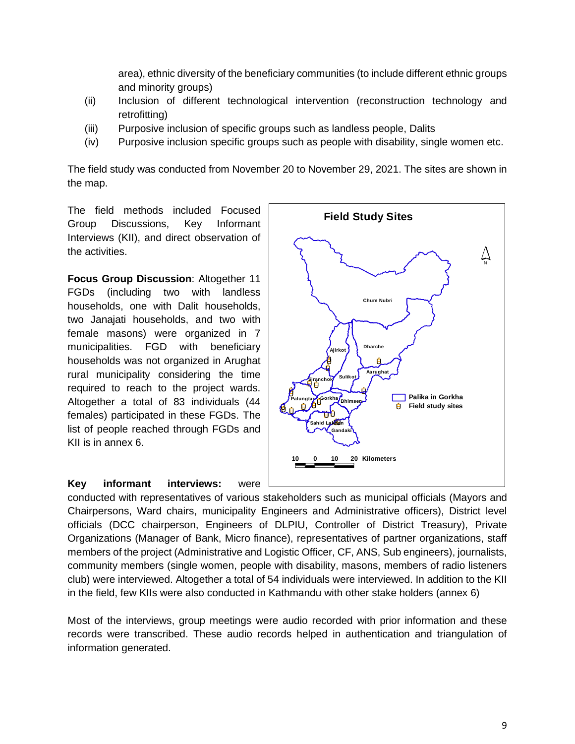area), ethnic diversity of the beneficiary communities (to include different ethnic groups and minority groups)

(ii) Inclusion of different technological intervention (reconstruction technology and retrofitting)

(iii) Purposive inclusion of specific groups such as landless people, Dalits

(iv) Purposive inclusion specific groups such as people with disability, single women etc.

The field study was conducted from November 20 to November 29, 2021. The sites are shown in the map.

The field methods included Focused Group Discussions, Key Informant Interviews (KII), and direct observation of the activities.

**Focus Group Discussion**: Altogether 11 FGDs (including two with landless households, one with Dalit households, two Janajati households, and two with female masons) were organized in 7 municipalities. FGD with beneficiary households was not organized in Arughat rural municipality considering the time required to reach to the project wards. Altogether a total of 83 individuals (44 females) participated in these FGDs. The list of people reached through FGDs and KII is in annex 6.

**Key informant interviews:** were conducted with representatives of various stakeholders such as municipal officials (Mayors and Chairpersons, Ward chairs, municipality Engineers and Administrative officers), District level officials (DCC chairperson, Engineers of DLPIU, Controller of District Treasury), Private Organizations (Manager of Bank, Micro finance), representatives of partner organizations, staff members of the project (Administrative and Logistic Officer, CF, ANS, Sub engineers), journalists, community members (single women, people with disability, masons, members of radio listeners club) were interviewed. Altogether a total of 54 individuals were interviewed. In addition to the KII in the field, few KIIs were also conducted in Kathmandu with other stake holders (annex 6)

Most of the interviews, group meetings were audio recorded with prior information and these records were transcribed. These audio records helped in authentication and triangulation of information generated.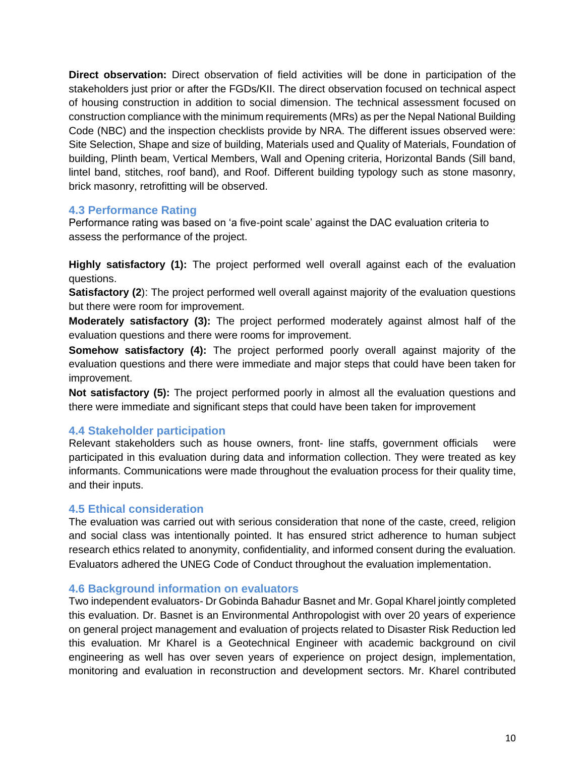**Direct observation:** Direct observation of field activities will be done in participation of the stakeholders just prior or after the FGDs/KII. The direct observation focused on technical aspect of housing construction in addition to social dimension. The technical assessment focused on construction compliance with the minimum requirements (MRs) as per the Nepal National Building Code (NBC) and the inspection checklists provide by NRA. The different issues observed were: Site Selection, Shape and size of building, Materials used and Quality of Materials, Foundation of building, Plinth beam, Vertical Members, Wall and Opening criteria, Horizontal Bands (Sill band, lintel band, stitches, roof band), and Roof. Different building typology such as stone masonry, brick masonry, retrofitting will be observed.

## 4.3 Performance Rating

Performance rating was based on 'a five-point scale' against the DAC evaluation criteria to assess the performance of the project.

**Highly satisfactory (1):** The project performed well overall against each of the evaluation questions.

**Satisfactory (2**): The project performed well overall against majority of the evaluation questions but there were room for improvement.

**Moderately satisfactory (3):** The project performed moderately against almost half of the evaluation questions and there were rooms for improvement.

**Somehow satisfactory (4):** The project performed poorly overall against majority of the evaluation questions and there were immediate and major steps that could have been taken for improvement.

**Not satisfactory (5):** The project performed poorly in almost all the evaluation questions and there were immediate and significant steps that could have been taken for improvement

## 4.4 Stakeholder participation

Relevant stakeholders such as house owners, front- line staffs, government officials were participated in this evaluation during data and information collection. They were treated as key informants. Communications were made throughout the evaluation process for their quality time, and their inputs.

## 4.5 Ethical consideration

The evaluation was carried out with serious consideration that none of the caste, creed, religion and social class was intentionally pointed. It has ensured strict adherence to human subject research ethics related to anonymity, confidentiality, and informed consent during the evaluation. Evaluators adhered the UNEG Code of Conduct throughout the evaluation implementation.

## 4.6 Background information on evaluators

Two independent evaluators- Dr Gobinda Bahadur Basnet and Mr. Gopal Kharel jointly completed this evaluation. Dr. Basnet is an Environmental Anthropologist with over 20 years of experience on general project management and evaluation of projects related to Disaster Risk Reduction led this evaluation. Mr Kharel is a Geotechnical Engineer with academic background on civil engineering as well has over seven years of experience on project design, implementation, monitoring and evaluation in reconstruction and development sectors. Mr. Kharel contributed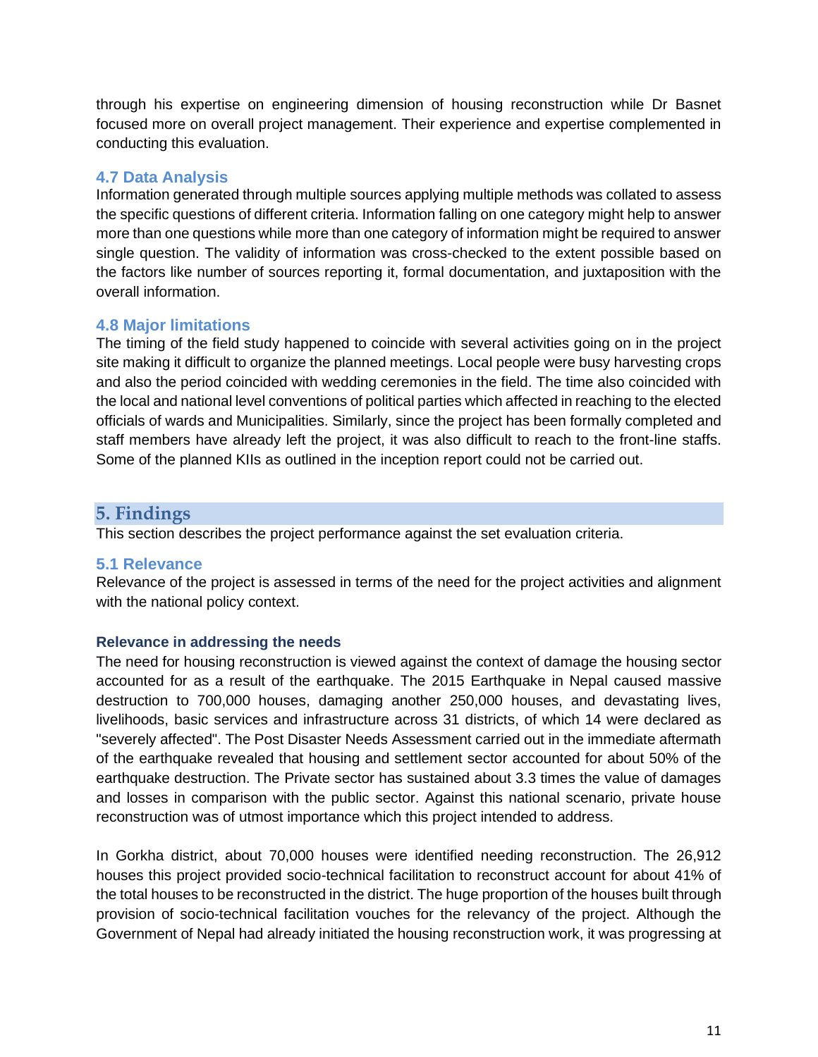through his expertise on engineering dimension of housing reconstruction while Dr Basnet focused more on overall project management. Their experience and expertise complemented in conducting this evaluation.

### 4.7 Data Analysis

Information generated through multiple sources applying multiple methods was collated to assess the specific questions of different criteria. Information falling on one category might help to answer more than one questions while more than one category of information might be required to answer single question. The validity of information was cross-checked to the extent possible based on the factors like number of sources reporting it, formal documentation, and juxtaposition with the overall information.

### 4.8 Major limitations

The timing of the field study happened to coincide with several activities going on in the project site making it difficult to organize the planned meetings. Local people were busy harvesting crops and also the period coincided with wedding ceremonies in the field. The time also coincided with the local and national level conventions of political parties which affected in reaching to the elected officials of wards and Municipalities. Similarly, since the project has been formally completed and staff members have already left the project, it was also difficult to reach to the front-line staffs. Some of the planned KIIs as outlined in the inception report could not be carried out.

## 5. Findings

This section describes the project performance against the set evaluation criteria.

### 5.1 Relevance

Relevance of the project is assessed in terms of the need for the project activities and alignment with the national policy context.

#### Relevance in addressing the needs

The need for housing reconstruction is viewed against the context of damage the housing sector accounted for as a result of the earthquake. The 2015 Earthquake in Nepal caused massive destruction to 700,000 houses, damaging another 250,000 houses, and devastating lives, livelihoods, basic services and infrastructure across 31 districts, of which 14 were declared as "severely affected". The Post Disaster Needs Assessment carried out in the immediate aftermath of the earthquake revealed that housing and settlement sector accounted for about 50% of the earthquake destruction. The Private sector has sustained about 3.3 times the value of damages and losses in comparison with the public sector. Against this national scenario, private house reconstruction was of utmost importance which this project intended to address.

In Gorkha district, about 70,000 houses were identified needing reconstruction. The 26,912 houses this project provided socio-technical facilitation to reconstruct account for about 41% of the total houses to be reconstructed in the district. The huge proportion of the houses built through provision of socio-technical facilitation vouches for the relevancy of the project. Although the Government of Nepal had already initiated the housing reconstruction work, it was progressing at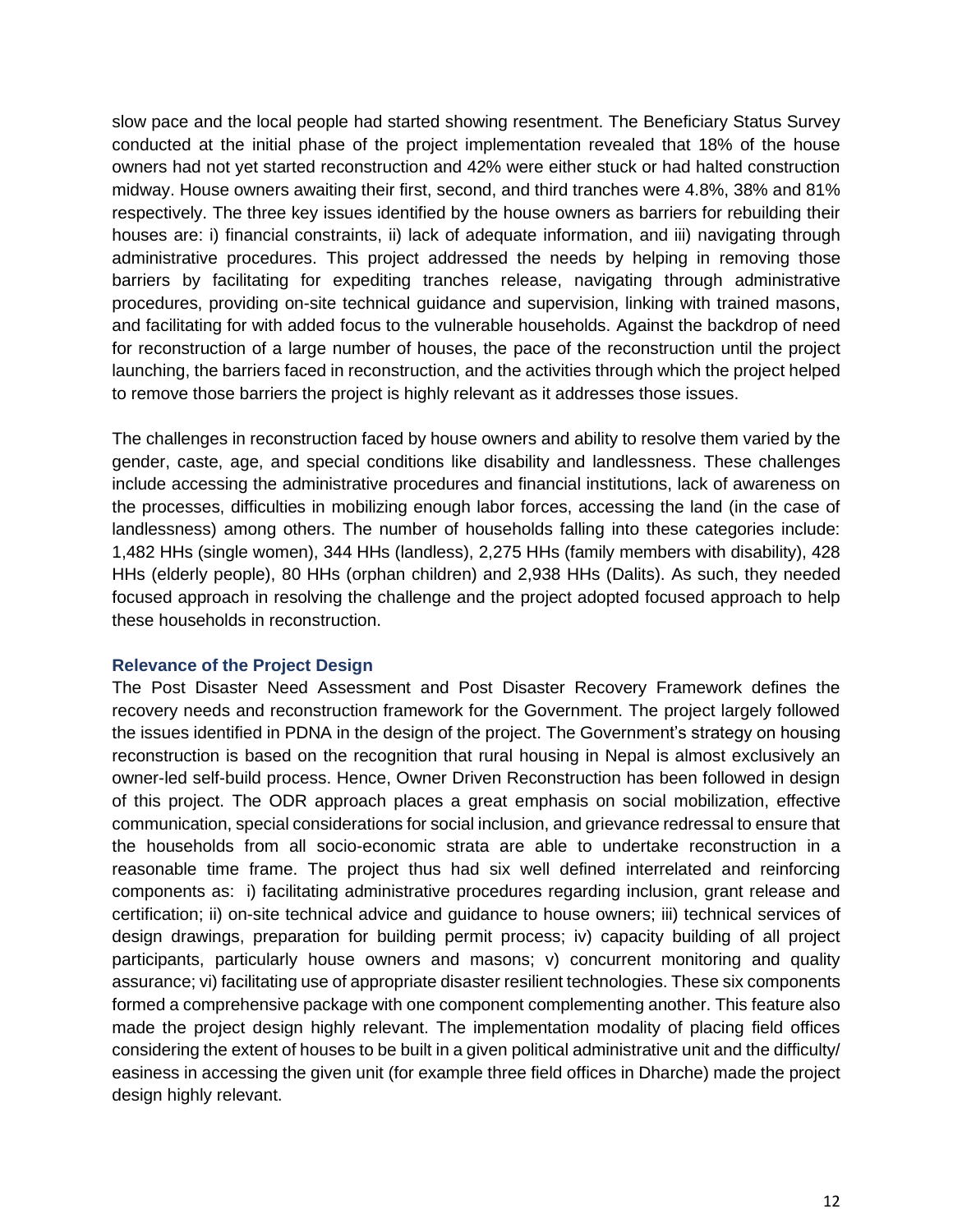slow pace and the local people had started showing resentment. The Beneficiary Status Survey conducted at the initial phase of the project implementation revealed that 18% of the house owners had not yet started reconstruction and 42% were either stuck or had halted construction midway. House owners awaiting their first, second, and third tranches were 4.8%, 38% and 81% respectively. The three key issues identified by the house owners as barriers for rebuilding their houses are: i) financial constraints, ii) lack of adequate information, and iii) navigating through administrative procedures. This project addressed the needs by helping in removing those barriers by facilitating for expediting tranches release, navigating through administrative procedures, providing on-site technical guidance and supervision, linking with trained masons, and facilitating for with added focus to the vulnerable households. Against the backdrop of need for reconstruction of a large number of houses, the pace of the reconstruction until the project launching, the barriers faced in reconstruction, and the activities through which the project helped to remove those barriers the project is highly relevant as it addresses those issues.

The challenges in reconstruction faced by house owners and ability to resolve them varied by the gender, caste, age, and special conditions like disability and landlessness. These challenges include accessing the administrative procedures and financial institutions, lack of awareness on the processes, difficulties in mobilizing enough labor forces, accessing the land (in the case of landlessness) among others. The number of households falling into these categories include: 1,482 HHs (single women), 344 HHs (landless), 2,275 HHs (family members with disability), 428 HHs (elderly people), 80 HHs (orphan children) and 2,938 HHs (Dalits). As such, they needed focused approach in resolving the challenge and the project adopted focused approach to help these households in reconstruction.

### Relevance of the Project Design

The Post Disaster Need Assessment and Post Disaster Recovery Framework defines the recovery needs and reconstruction framework for the Government. The project largely followed the issues identified in PDNA in the design of the project. The Government's strategy on housing reconstruction is based on the recognition that rural housing in Nepal is almost exclusively an owner-led self-build process. Hence, Owner Driven Reconstruction has been followed in design of this project. The ODR approach places a great emphasis on social mobilization, effective communication, special considerations for social inclusion, and grievance redressal to ensure that the households from all socio-economic strata are able to undertake reconstruction in a reasonable time frame. The project thus had six well defined interrelated and reinforcing components as: i) facilitating administrative procedures regarding inclusion, grant release and certification; ii) on-site technical advice and guidance to house owners; iii) technical services of design drawings, preparation for building permit process; iv) capacity building of all project participants, particularly house owners and masons; v) concurrent monitoring and quality assurance; vi) facilitating use of appropriate disaster resilient technologies. These six components formed a comprehensive package with one component complementing another. This feature also made the project design highly relevant. The implementation modality of placing field offices considering the extent of houses to be built in a given political administrative unit and the difficulty/ easiness in accessing the given unit (for example three field offices in Dharche) made the project design highly relevant.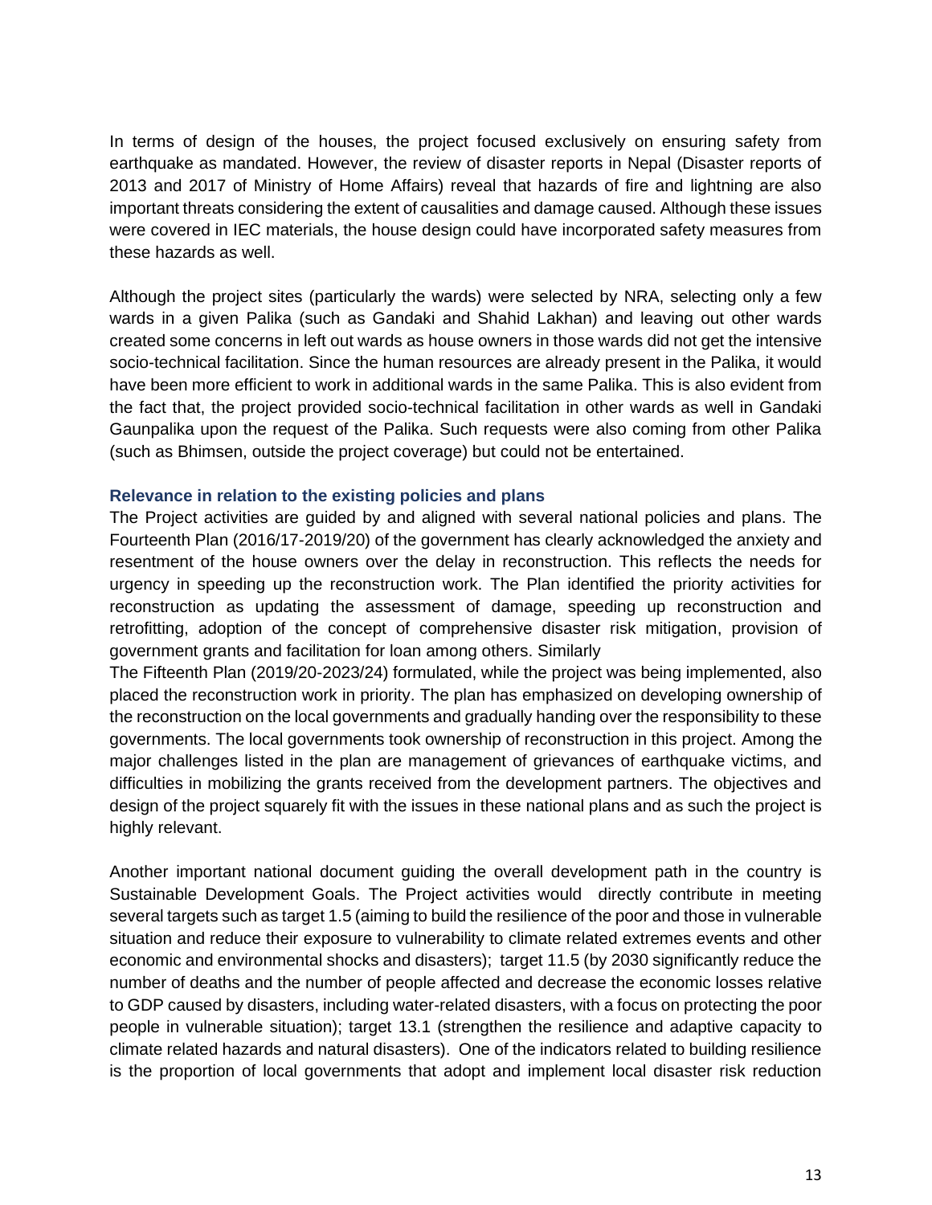In terms of design of the houses, the project focused exclusively on ensuring safety from earthquake as mandated. However, the review of disaster reports in Nepal (Disaster reports of 2013 and 2017 of Ministry of Home Affairs) reveal that hazards of fire and lightning are also important threats considering the extent of causalities and damage caused. Although these issues were covered in IEC materials, the house design could have incorporated safety measures from these hazards as well.

Although the project sites (particularly the wards) were selected by NRA, selecting only a few wards in a given Palika (such as Gandaki and Shahid Lakhan) and leaving out other wards created some concerns in left out wards as house owners in those wards did not get the intensive socio-technical facilitation. Since the human resources are already present in the Palika, it would have been more efficient to work in additional wards in the same Palika. This is also evident from the fact that, the project provided socio-technical facilitation in other wards as well in Gandaki Gaunpalika upon the request of the Palika. Such requests were also coming from other Palika (such as Bhimsen, outside the project coverage) but could not be entertained.

### Relevance in relation to the existing policies and plans

The Project activities are guided by and aligned with several national policies and plans. The Fourteenth Plan (2016/17-2019/20) of the government has clearly acknowledged the anxiety and resentment of the house owners over the delay in reconstruction. This reflects the needs for urgency in speeding up the reconstruction work. The Plan identified the priority activities for reconstruction as updating the assessment of damage, speeding up reconstruction and retrofitting, adoption of the concept of comprehensive disaster risk mitigation, provision of government grants and facilitation for loan among others. Similarly

The Fifteenth Plan (2019/20-2023/24) formulated, while the project was being implemented, also placed the reconstruction work in priority. The plan has emphasized on developing ownership of the reconstruction on the local governments and gradually handing over the responsibility to these governments. The local governments took ownership of reconstruction in this project. Among the major challenges listed in the plan are management of grievances of earthquake victims, and difficulties in mobilizing the grants received from the development partners. The objectives and design of the project squarely fit with the issues in these national plans and as such the project is highly relevant.

Another important national document guiding the overall development path in the country is Sustainable Development Goals. The Project activities would directly contribute in meeting several targets such as target 1.5 (aiming to build the resilience of the poor and those in vulnerable situation and reduce their exposure to vulnerability to climate related extremes events and other economic and environmental shocks and disasters); target 11.5 (by 2030 significantly reduce the number of deaths and the number of people affected and decrease the economic losses relative to GDP caused by disasters, including water-related disasters, with a focus on protecting the poor people in vulnerable situation); target 13.1 (strengthen the resilience and adaptive capacity to climate related hazards and natural disasters). One of the indicators related to building resilience is the proportion of local governments that adopt and implement local disaster risk reduction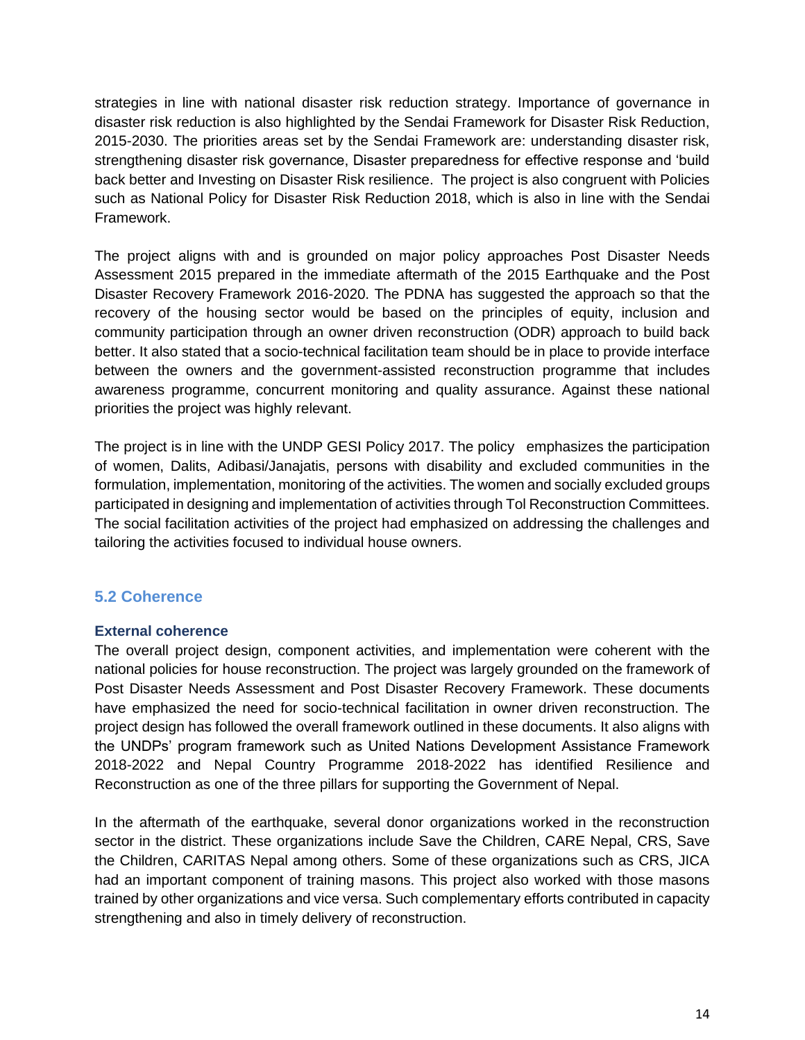strategies in line with national disaster risk reduction strategy. Importance of governance in disaster risk reduction is also highlighted by the Sendai Framework for Disaster Risk Reduction, 2015-2030. The priorities areas set by the Sendai Framework are: understanding disaster risk, strengthening disaster risk governance, Disaster preparedness for effective response and 'build back better and Investing on Disaster Risk resilience. The project is also congruent with Policies such as National Policy for Disaster Risk Reduction 2018, which is also in line with the Sendai Framework.

The project aligns with and is grounded on major policy approaches Post Disaster Needs Assessment 2015 prepared in the immediate aftermath of the 2015 Earthquake and the Post Disaster Recovery Framework 2016-2020. The PDNA has suggested the approach so that the recovery of the housing sector would be based on the principles of equity, inclusion and community participation through an owner driven reconstruction (ODR) approach to build back better. It also stated that a socio-technical facilitation team should be in place to provide interface between the owners and the government-assisted reconstruction programme that includes awareness programme, concurrent monitoring and quality assurance. Against these national priorities the project was highly relevant.

The project is in line with the UNDP GESI Policy 2017. The policy emphasizes the participation of women, Dalits, Adibasi/Janajatis, persons with disability and excluded communities in the formulation, implementation, monitoring of the activities. The women and socially excluded groups participated in designing and implementation of activities through Tol Reconstruction Committees. The social facilitation activities of the project had emphasized on addressing the challenges and tailoring the activities focused to individual house owners.

## 5.2 Coherence

### External coherence

The overall project design, component activities, and implementation were coherent with the national policies for house reconstruction. The project was largely grounded on the framework of Post Disaster Needs Assessment and Post Disaster Recovery Framework. These documents have emphasized the need for socio-technical facilitation in owner driven reconstruction. The project design has followed the overall framework outlined in these documents. It also aligns with the UNDPs' program framework such as United Nations Development Assistance Framework 2018-2022 and Nepal Country Programme 2018-2022 has identified Resilience and Reconstruction as one of the three pillars for supporting the Government of Nepal.

In the aftermath of the earthquake, several donor organizations worked in the reconstruction sector in the district. These organizations include Save the Children, CARE Nepal, CRS, Save the Children, CARITAS Nepal among others. Some of these organizations such as CRS, JICA had an important component of training masons. This project also worked with those masons trained by other organizations and vice versa. Such complementary efforts contributed in capacity strengthening and also in timely delivery of reconstruction.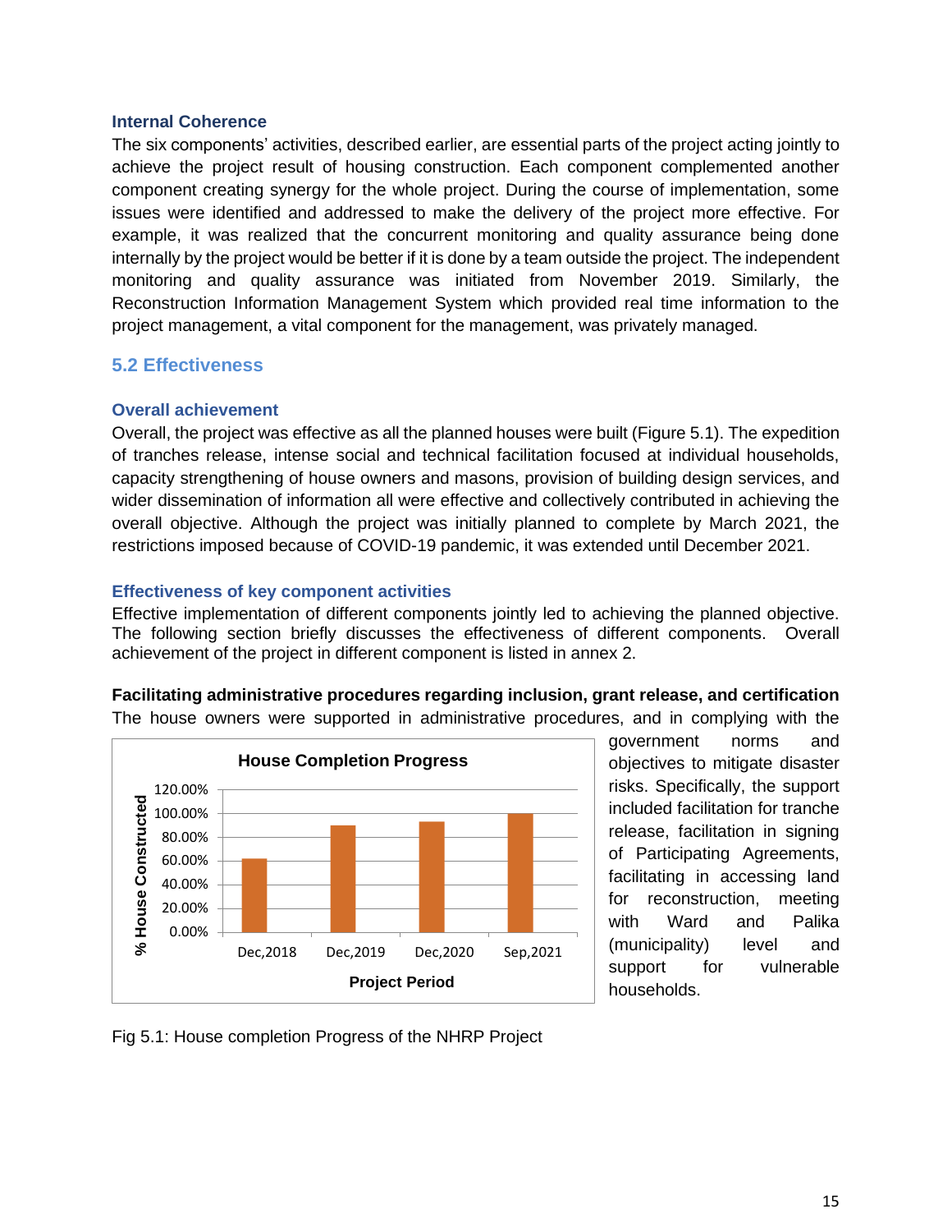### Internal Coherence

The six components' activities, described earlier, are essential parts of the project acting jointly to achieve the project result of housing construction. Each component complemented another component creating synergy for the whole project. During the course of implementation, some issues were identified and addressed to make the delivery of the project more effective. For example, it was realized that the concurrent monitoring and quality assurance being done internally by the project would be better if it is done by a team outside the project. The independent monitoring and quality assurance was initiated from November 2019. Similarly, the Reconstruction Information Management System which provided real time information to the project management, a vital component for the management, was privately managed.

## 5.2 Effectiveness

### Overall achievement

Overall, the project was effective as all the planned houses were built (Figure 5.1). The expedition of tranches release, intense social and technical facilitation focused at individual households, capacity strengthening of house owners and masons, provision of building design services, and wider dissemination of information all were effective and collectively contributed in achieving the overall objective. Although the project was initially planned to complete by March 2021, the restrictions imposed because of COVID-19 pandemic, it was extended until December 2021.

### Effectiveness of key component activities

Effective implementation of different components jointly led to achieving the planned objective. The following section briefly discusses the effectiveness of different components. Overall achievement of the project in different component is listed in annex 2.

**Facilitating administrative procedures regarding inclusion, grant release, and certification**

The house owners were supported in administrative procedures, and in complying with the government norms and objectives to mitigate disaster risks. Specifically, the support included facilitation for tranche release, facilitation in signing of Participating Agreements, facilitating in accessing land for reconstruction, meeting with Ward and Palika (municipality) level and support for vulnerable households.

**House Completion Progress**

| Project Period | % House Constructed |
|---|---|
| Dec,2018 | ~62% |
| Dec,2019 | ~90% |
| Dec,2020 | ~93% |
| Sep,2021 | ~100% |

Fig 5.1: House completion Progress of the NHRP Project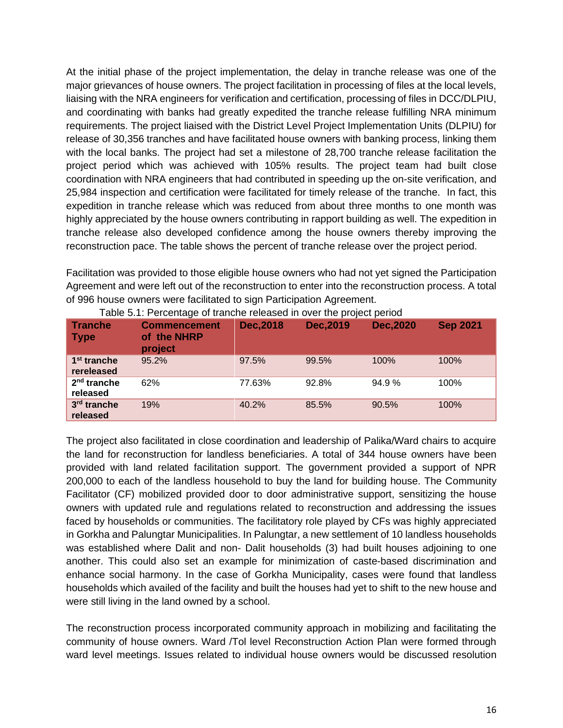At the initial phase of the project implementation, the delay in tranche release was one of the major grievances of house owners. The project facilitation in processing of files at the local levels, liaising with the NRA engineers for verification and certification, processing of files in DCC/DLPIU, and coordinating with banks had greatly expedited the tranche release fulfilling NRA minimum requirements. The project liaised with the District Level Project Implementation Units (DLPIU) for release of 30,356 tranches and have facilitated house owners with banking process, linking them with the local banks. The project had set a milestone of 28,700 tranche release facilitation the project period which was achieved with 105% results. The project team had built close coordination with NRA engineers that had contributed in speeding up the on-site verification, and 25,984 inspection and certification were facilitated for timely release of the tranche. In fact, this expedition in tranche release which was reduced from about three months to one month was highly appreciated by the house owners contributing in rapport building as well. The expedition in tranche release also developed confidence among the house owners thereby improving the reconstruction pace. The table shows the percent of tranche release over the project period.

Facilitation was provided to those eligible house owners who had not yet signed the Participation Agreement and were left out of the reconstruction to enter into the reconstruction process. A total of 996 house owners were facilitated to sign Participation Agreement.

Table 5.1: Percentage of tranche released in over the project period

| Tranche Type | Commencement of the NHRP project | Dec,2018 | Dec,2019 | Dec,2020 | Sep 2021 |
|---|---|---|---|---|---|
| 1st tranche rereleased | 95.2% | 97.5% | 99.5% | 100% | 100% |
| 2nd tranche released | 62% | 77.63% | 92.8% | 94.9 % | 100% |
| 3rd tranche released | 19% | 40.2% | 85.5% | 90.5% | 100% |

The project also facilitated in close coordination and leadership of Palika/Ward chairs to acquire the land for reconstruction for landless beneficiaries. A total of 344 house owners have been provided with land related facilitation support. The government provided a support of NPR 200,000 to each of the landless household to buy the land for building house. The Community Facilitator (CF) mobilized provided door to door administrative support, sensitizing the house owners with updated rule and regulations related to reconstruction and addressing the issues faced by households or communities. The facilitatory role played by CFs was highly appreciated in Gorkha and Palungtar Municipalities. In Palungtar, a new settlement of 10 landless households was established where Dalit and non- Dalit households (3) had built houses adjoining to one another. This could also set an example for minimization of caste-based discrimination and enhance social harmony. In the case of Gorkha Municipality, cases were found that landless households which availed of the facility and built the houses had yet to shift to the new house and were still living in the land owned by a school.

The reconstruction process incorporated community approach in mobilizing and facilitating the community of house owners. Ward /Tol level Reconstruction Action Plan were formed through ward level meetings. Issues related to individual house owners would be discussed resolution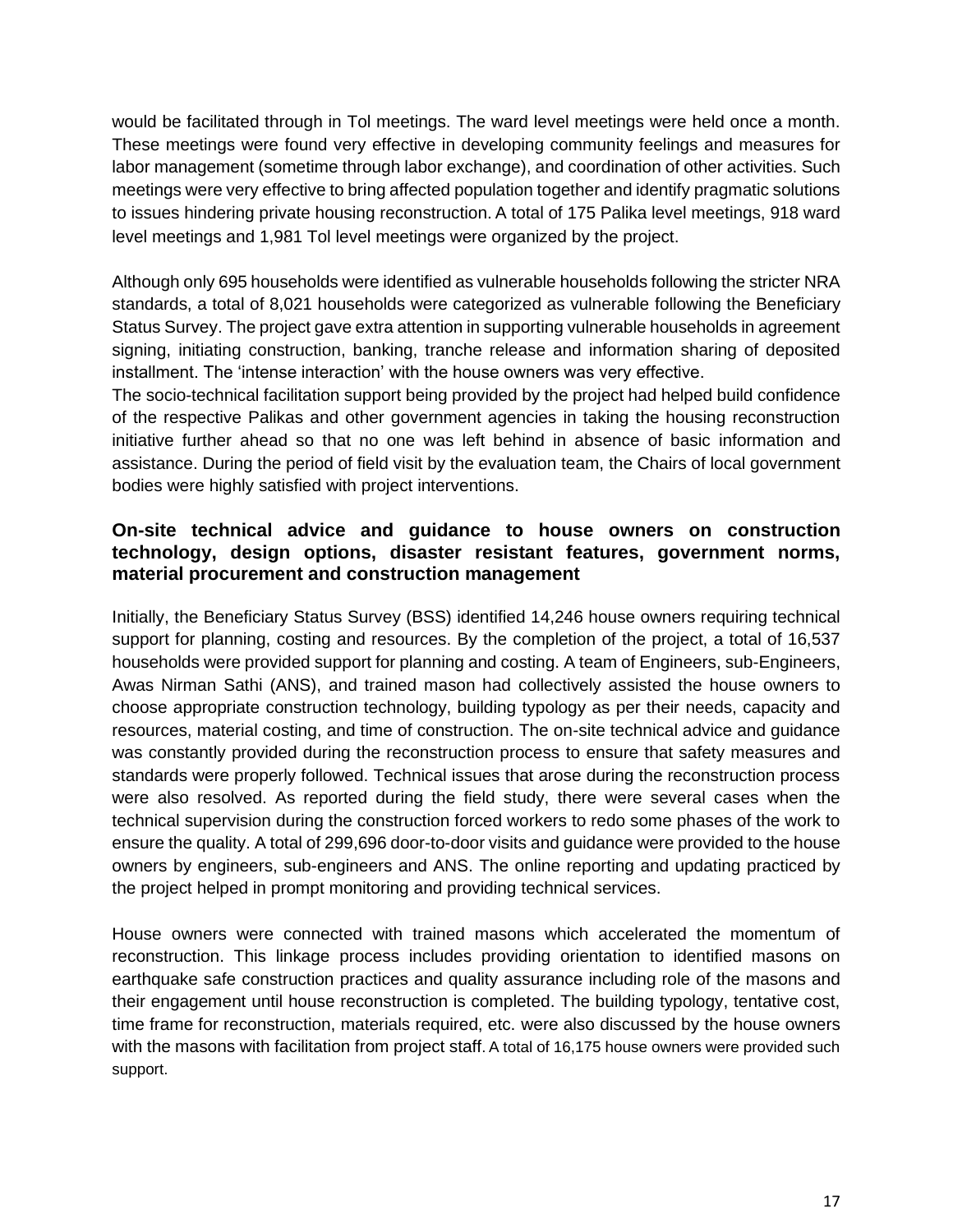would be facilitated through in Tol meetings. The ward level meetings were held once a month. These meetings were found very effective in developing community feelings and measures for labor management (sometime through labor exchange), and coordination of other activities. Such meetings were very effective to bring affected population together and identify pragmatic solutions to issues hindering private housing reconstruction. A total of 175 Palika level meetings, 918 ward level meetings and 1,981 Tol level meetings were organized by the project.

Although only 695 households were identified as vulnerable households following the stricter NRA standards, a total of 8,021 households were categorized as vulnerable following the Beneficiary Status Survey. The project gave extra attention in supporting vulnerable households in agreement signing, initiating construction, banking, tranche release and information sharing of deposited installment. The 'intense interaction' with the house owners was very effective.
The socio-technical facilitation support being provided by the project had helped build confidence of the respective Palikas and other government agencies in taking the housing reconstruction initiative further ahead so that no one was left behind in absence of basic information and assistance. During the period of field visit by the evaluation team, the Chairs of local government bodies were highly satisfied with project interventions.

### On-site technical advice and guidance to house owners on construction technology, design options, disaster resistant features, government norms, material procurement and construction management

Initially, the Beneficiary Status Survey (BSS) identified 14,246 house owners requiring technical support for planning, costing and resources. By the completion of the project, a total of 16,537 households were provided support for planning and costing. A team of Engineers, sub-Engineers, Awas Nirman Sathi (ANS), and trained mason had collectively assisted the house owners to choose appropriate construction technology, building typology as per their needs, capacity and resources, material costing, and time of construction. The on-site technical advice and guidance was constantly provided during the reconstruction process to ensure that safety measures and standards were properly followed. Technical issues that arose during the reconstruction process were also resolved. As reported during the field study, there were several cases when the technical supervision during the construction forced workers to redo some phases of the work to ensure the quality. A total of 299,696 door-to-door visits and guidance were provided to the house owners by engineers, sub-engineers and ANS. The online reporting and updating practiced by the project helped in prompt monitoring and providing technical services.

House owners were connected with trained masons which accelerated the momentum of reconstruction. This linkage process includes providing orientation to identified masons on earthquake safe construction practices and quality assurance including role of the masons and their engagement until house reconstruction is completed. The building typology, tentative cost, time frame for reconstruction, materials required, etc. were also discussed by the house owners with the masons with facilitation from project staff. A total of 16,175 house owners were provided such support.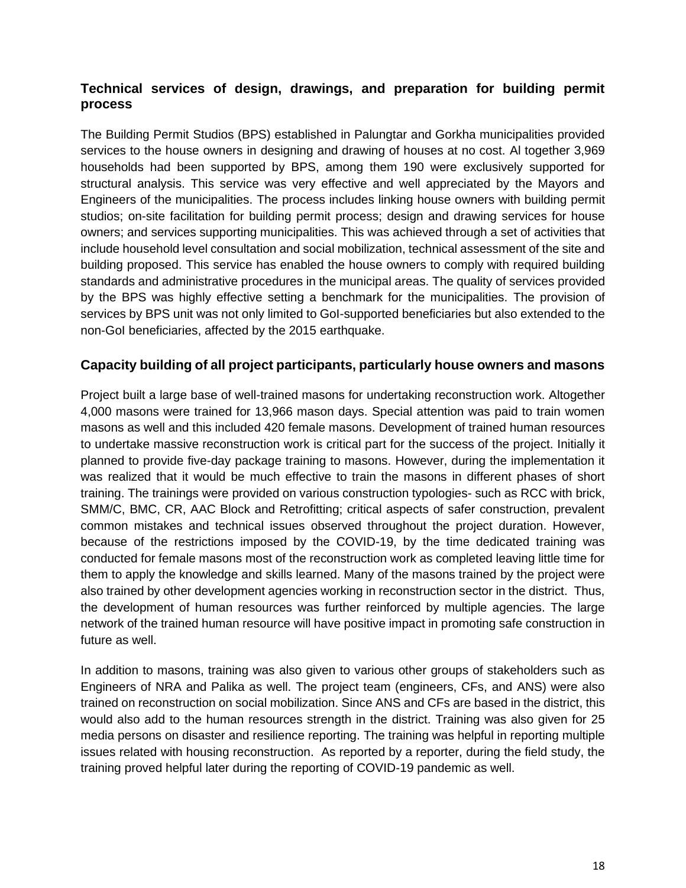### Technical services of design, drawings, and preparation for building permit process

The Building Permit Studios (BPS) established in Palungtar and Gorkha municipalities provided services to the house owners in designing and drawing of houses at no cost. Al together 3,969 households had been supported by BPS, among them 190 were exclusively supported for structural analysis. This service was very effective and well appreciated by the Mayors and Engineers of the municipalities. The process includes linking house owners with building permit studios; on-site facilitation for building permit process; design and drawing services for house owners; and services supporting municipalities. This was achieved through a set of activities that include household level consultation and social mobilization, technical assessment of the site and building proposed. This service has enabled the house owners to comply with required building standards and administrative procedures in the municipal areas. The quality of services provided by the BPS was highly effective setting a benchmark for the municipalities. The provision of services by BPS unit was not only limited to GoI-supported beneficiaries but also extended to the non-GoI beneficiaries, affected by the 2015 earthquake.

### Capacity building of all project participants, particularly house owners and masons

Project built a large base of well-trained masons for undertaking reconstruction work. Altogether 4,000 masons were trained for 13,966 mason days. Special attention was paid to train women masons as well and this included 420 female masons. Development of trained human resources to undertake massive reconstruction work is critical part for the success of the project. Initially it planned to provide five-day package training to masons. However, during the implementation it was realized that it would be much effective to train the masons in different phases of short training. The trainings were provided on various construction typologies- such as RCC with brick, SMM/C, BMC, CR, AAC Block and Retrofitting; critical aspects of safer construction, prevalent common mistakes and technical issues observed throughout the project duration. However, because of the restrictions imposed by the COVID-19, by the time dedicated training was conducted for female masons most of the reconstruction work as completed leaving little time for them to apply the knowledge and skills learned. Many of the masons trained by the project were also trained by other development agencies working in reconstruction sector in the district. Thus, the development of human resources was further reinforced by multiple agencies. The large network of the trained human resource will have positive impact in promoting safe construction in future as well.

In addition to masons, training was also given to various other groups of stakeholders such as Engineers of NRA and Palika as well. The project team (engineers, CFs, and ANS) were also trained on reconstruction on social mobilization. Since ANS and CFs are based in the district, this would also add to the human resources strength in the district. Training was also given for 25 media persons on disaster and resilience reporting. The training was helpful in reporting multiple issues related with housing reconstruction. As reported by a reporter, during the field study, the training proved helpful later during the reporting of COVID-19 pandemic as well.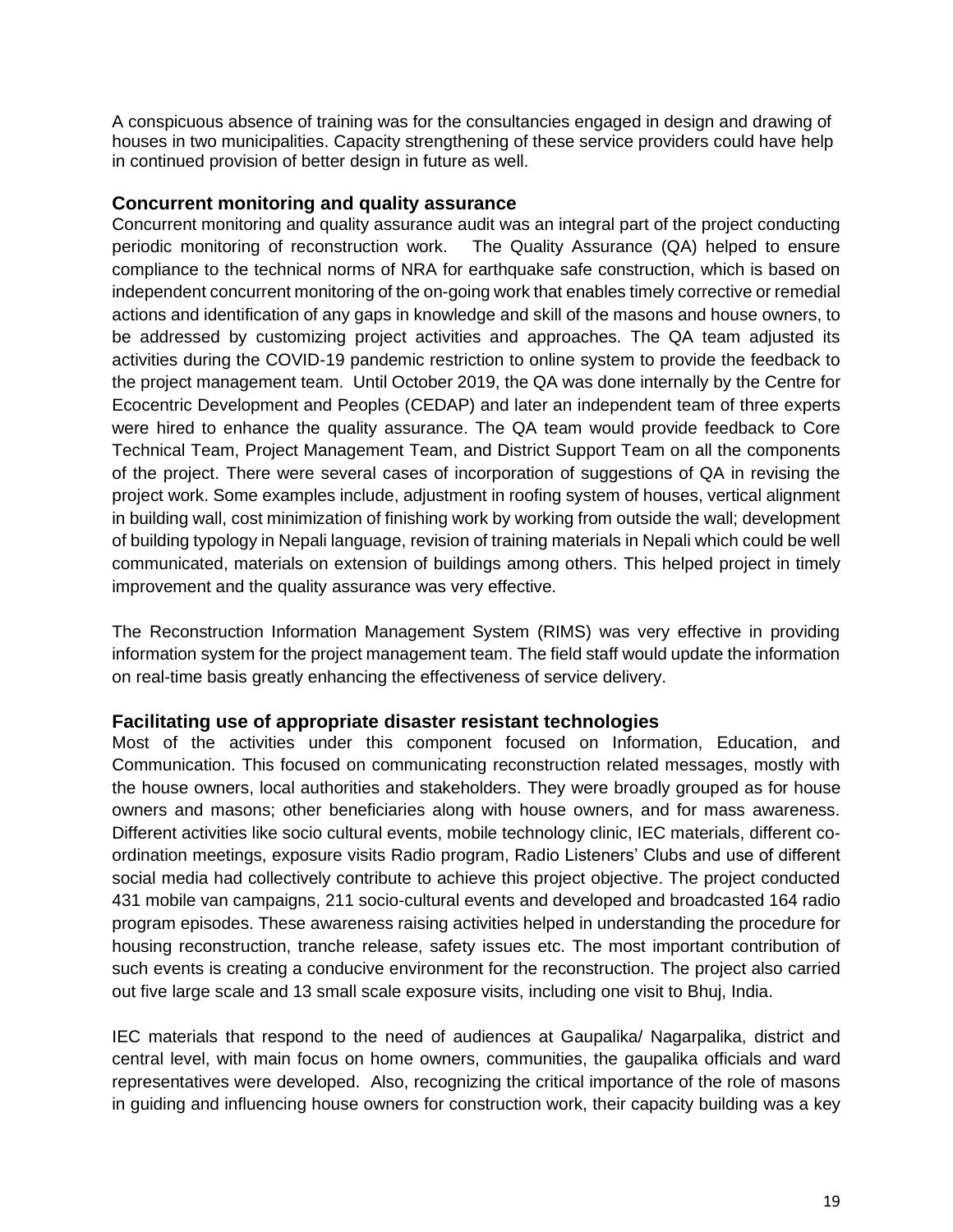A conspicuous absence of training was for the consultancies engaged in design and drawing of houses in two municipalities. Capacity strengthening of these service providers could have help in continued provision of better design in future as well.

## Concurrent monitoring and quality assurance

Concurrent monitoring and quality assurance audit was an integral part of the project conducting periodic monitoring of reconstruction work. The Quality Assurance (QA) helped to ensure compliance to the technical norms of NRA for earthquake safe construction, which is based on independent concurrent monitoring of the on-going work that enables timely corrective or remedial actions and identification of any gaps in knowledge and skill of the masons and house owners, to be addressed by customizing project activities and approaches. The QA team adjusted its activities during the COVID-19 pandemic restriction to online system to provide the feedback to the project management team. Until October 2019, the QA was done internally by the Centre for Ecocentric Development and Peoples (CEDAP) and later an independent team of three experts were hired to enhance the quality assurance. The QA team would provide feedback to Core Technical Team, Project Management Team, and District Support Team on all the components of the project. There were several cases of incorporation of suggestions of QA in revising the project work. Some examples include, adjustment in roofing system of houses, vertical alignment in building wall, cost minimization of finishing work by working from outside the wall; development of building typology in Nepali language, revision of training materials in Nepali which could be well communicated, materials on extension of buildings among others. This helped project in timely improvement and the quality assurance was very effective.

The Reconstruction Information Management System (RIMS) was very effective in providing information system for the project management team. The field staff would update the information on real-time basis greatly enhancing the effectiveness of service delivery.

## Facilitating use of appropriate disaster resistant technologies

Most of the activities under this component focused on Information, Education, and Communication. This focused on communicating reconstruction related messages, mostly with the house owners, local authorities and stakeholders. They were broadly grouped as for house owners and masons; other beneficiaries along with house owners, and for mass awareness. Different activities like socio cultural events, mobile technology clinic, IEC materials, different co-ordination meetings, exposure visits Radio program, Radio Listeners' Clubs and use of different social media had collectively contribute to achieve this project objective. The project conducted 431 mobile van campaigns, 211 socio-cultural events and developed and broadcasted 164 radio program episodes. These awareness raising activities helped in understanding the procedure for housing reconstruction, tranche release, safety issues etc. The most important contribution of such events is creating a conducive environment for the reconstruction. The project also carried out five large scale and 13 small scale exposure visits, including one visit to Bhuj, India.

IEC materials that respond to the need of audiences at Gaupalika/ Nagarpalika, district and central level, with main focus on home owners, communities, the gaupalika officials and ward representatives were developed. Also, recognizing the critical importance of the role of masons in guiding and influencing house owners for construction work, their capacity building was a key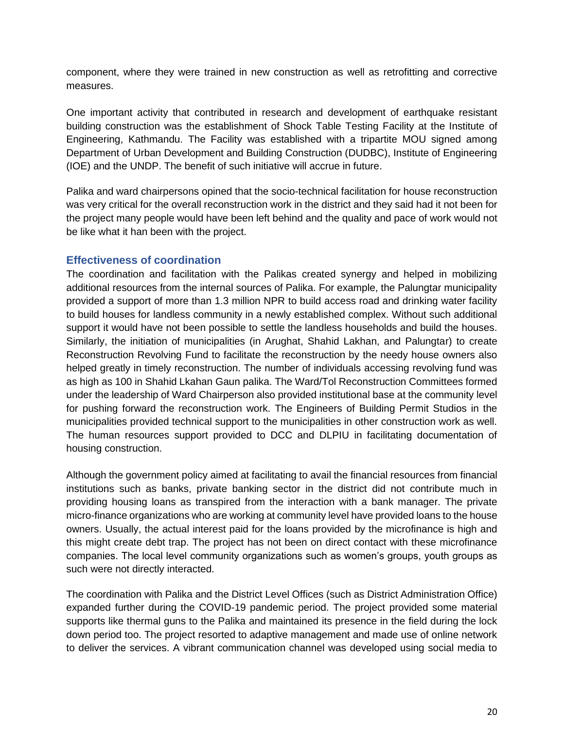component, where they were trained in new construction as well as retrofitting and corrective measures.

One important activity that contributed in research and development of earthquake resistant building construction was the establishment of Shock Table Testing Facility at the Institute of Engineering, Kathmandu. The Facility was established with a tripartite MOU signed among Department of Urban Development and Building Construction (DUDBC), Institute of Engineering (IOE) and the UNDP. The benefit of such initiative will accrue in future.

Palika and ward chairpersons opined that the socio-technical facilitation for house reconstruction was very critical for the overall reconstruction work in the district and they said had it not been for the project many people would have been left behind and the quality and pace of work would not be like what it han been with the project.

### Effectiveness of coordination

The coordination and facilitation with the Palikas created synergy and helped in mobilizing additional resources from the internal sources of Palika. For example, the Palungtar municipality provided a support of more than 1.3 million NPR to build access road and drinking water facility to build houses for landless community in a newly established complex. Without such additional support it would have not been possible to settle the landless households and build the houses. Similarly, the initiation of municipalities (in Arughat, Shahid Lakhan, and Palungtar) to create Reconstruction Revolving Fund to facilitate the reconstruction by the needy house owners also helped greatly in timely reconstruction. The number of individuals accessing revolving fund was as high as 100 in Shahid Lkahan Gaun palika. The Ward/Tol Reconstruction Committees formed under the leadership of Ward Chairperson also provided institutional base at the community level for pushing forward the reconstruction work. The Engineers of Building Permit Studios in the municipalities provided technical support to the municipalities in other construction work as well. The human resources support provided to DCC and DLPIU in facilitating documentation of housing construction.

Although the government policy aimed at facilitating to avail the financial resources from financial institutions such as banks, private banking sector in the district did not contribute much in providing housing loans as transpired from the interaction with a bank manager. The private micro-finance organizations who are working at community level have provided loans to the house owners. Usually, the actual interest paid for the loans provided by the microfinance is high and this might create debt trap. The project has not been on direct contact with these microfinance companies. The local level community organizations such as women's groups, youth groups as such were not directly interacted.

The coordination with Palika and the District Level Offices (such as District Administration Office) expanded further during the COVID-19 pandemic period. The project provided some material supports like thermal guns to the Palika and maintained its presence in the field during the lock down period too. The project resorted to adaptive management and made use of online network to deliver the services. A vibrant communication channel was developed using social media to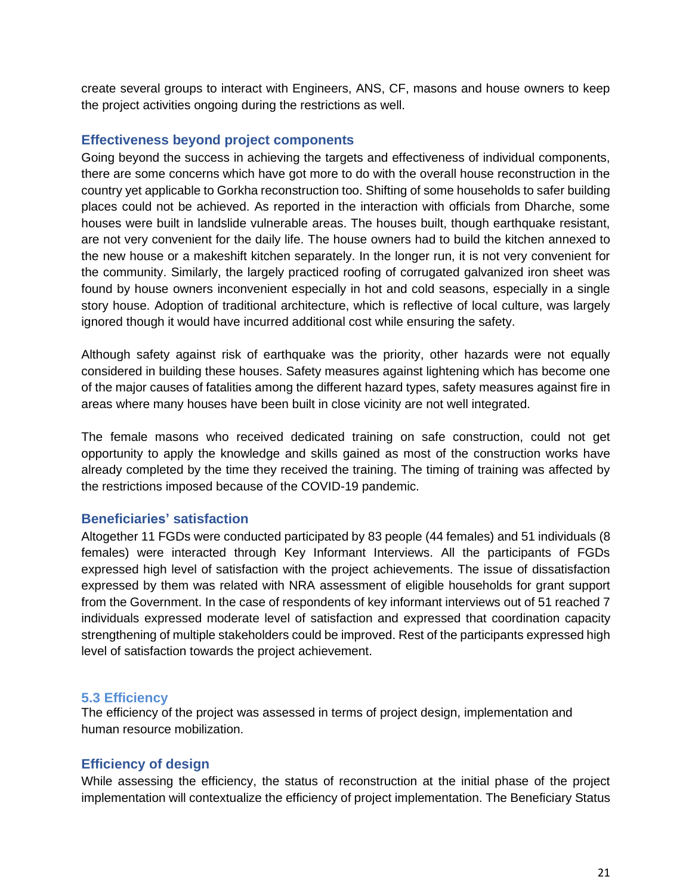create several groups to interact with Engineers, ANS, CF, masons and house owners to keep the project activities ongoing during the restrictions as well.

### Effectiveness beyond project components

Going beyond the success in achieving the targets and effectiveness of individual components, there are some concerns which have got more to do with the overall house reconstruction in the country yet applicable to Gorkha reconstruction too. Shifting of some households to safer building places could not be achieved. As reported in the interaction with officials from Dharche, some houses were built in landslide vulnerable areas. The houses built, though earthquake resistant, are not very convenient for the daily life. The house owners had to build the kitchen annexed to the new house or a makeshift kitchen separately. In the longer run, it is not very convenient for the community. Similarly, the largely practiced roofing of corrugated galvanized iron sheet was found by house owners inconvenient especially in hot and cold seasons, especially in a single story house. Adoption of traditional architecture, which is reflective of local culture, was largely ignored though it would have incurred additional cost while ensuring the safety.

Although safety against risk of earthquake was the priority, other hazards were not equally considered in building these houses. Safety measures against lightening which has become one of the major causes of fatalities among the different hazard types, safety measures against fire in areas where many houses have been built in close vicinity are not well integrated.

The female masons who received dedicated training on safe construction, could not get opportunity to apply the knowledge and skills gained as most of the construction works have already completed by the time they received the training. The timing of training was affected by the restrictions imposed because of the COVID-19 pandemic.

### Beneficiaries' satisfaction

Altogether 11 FGDs were conducted participated by 83 people (44 females) and 51 individuals (8 females) were interacted through Key Informant Interviews. All the participants of FGDs expressed high level of satisfaction with the project achievements. The issue of dissatisfaction expressed by them was related with NRA assessment of eligible households for grant support from the Government. In the case of respondents of key informant interviews out of 51 reached 7 individuals expressed moderate level of satisfaction and expressed that coordination capacity strengthening of multiple stakeholders could be improved. Rest of the participants expressed high level of satisfaction towards the project achievement.

## 5.3 Efficiency

The efficiency of the project was assessed in terms of project design, implementation and human resource mobilization.

### Efficiency of design

While assessing the efficiency, the status of reconstruction at the initial phase of the project implementation will contextualize the efficiency of project implementation. The Beneficiary Status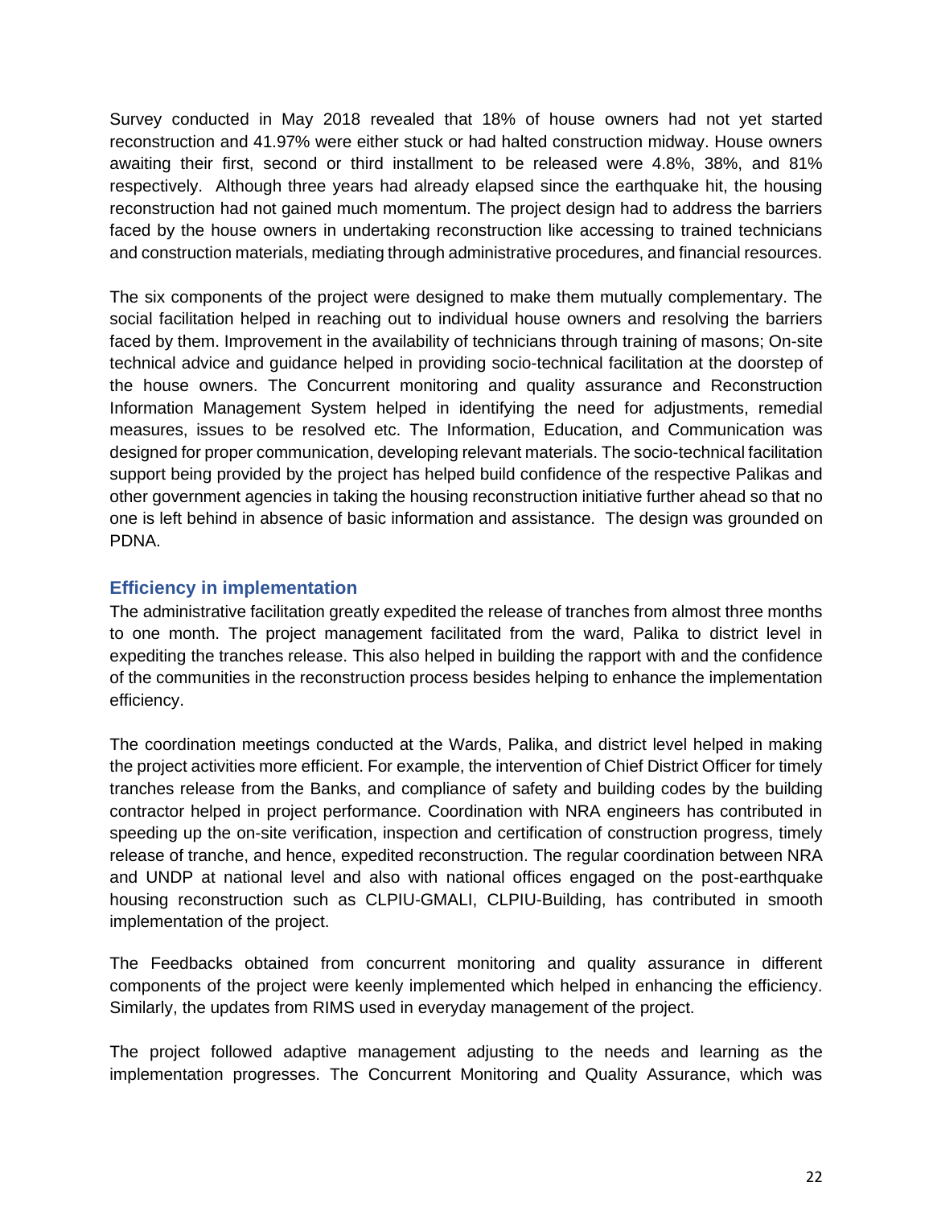Survey conducted in May 2018 revealed that 18% of house owners had not yet started reconstruction and 41.97% were either stuck or had halted construction midway. House owners awaiting their first, second or third installment to be released were 4.8%, 38%, and 81% respectively. Although three years had already elapsed since the earthquake hit, the housing reconstruction had not gained much momentum. The project design had to address the barriers faced by the house owners in undertaking reconstruction like accessing to trained technicians and construction materials, mediating through administrative procedures, and financial resources.

The six components of the project were designed to make them mutually complementary. The social facilitation helped in reaching out to individual house owners and resolving the barriers faced by them. Improvement in the availability of technicians through training of masons; On-site technical advice and guidance helped in providing socio-technical facilitation at the doorstep of the house owners. The Concurrent monitoring and quality assurance and Reconstruction Information Management System helped in identifying the need for adjustments, remedial measures, issues to be resolved etc. The Information, Education, and Communication was designed for proper communication, developing relevant materials. The socio-technical facilitation support being provided by the project has helped build confidence of the respective Palikas and other government agencies in taking the housing reconstruction initiative further ahead so that no one is left behind in absence of basic information and assistance. The design was grounded on PDNA.

### Efficiency in implementation

The administrative facilitation greatly expedited the release of tranches from almost three months to one month. The project management facilitated from the ward, Palika to district level in expediting the tranches release. This also helped in building the rapport with and the confidence of the communities in the reconstruction process besides helping to enhance the implementation efficiency.

The coordination meetings conducted at the Wards, Palika, and district level helped in making the project activities more efficient. For example, the intervention of Chief District Officer for timely tranches release from the Banks, and compliance of safety and building codes by the building contractor helped in project performance. Coordination with NRA engineers has contributed in speeding up the on-site verification, inspection and certification of construction progress, timely release of tranche, and hence, expedited reconstruction. The regular coordination between NRA and UNDP at national level and also with national offices engaged on the post-earthquake housing reconstruction such as CLPIU-GMALI, CLPIU-Building, has contributed in smooth implementation of the project.

The Feedbacks obtained from concurrent monitoring and quality assurance in different components of the project were keenly implemented which helped in enhancing the efficiency. Similarly, the updates from RIMS used in everyday management of the project.

The project followed adaptive management adjusting to the needs and learning as the implementation progresses. The Concurrent Monitoring and Quality Assurance, which was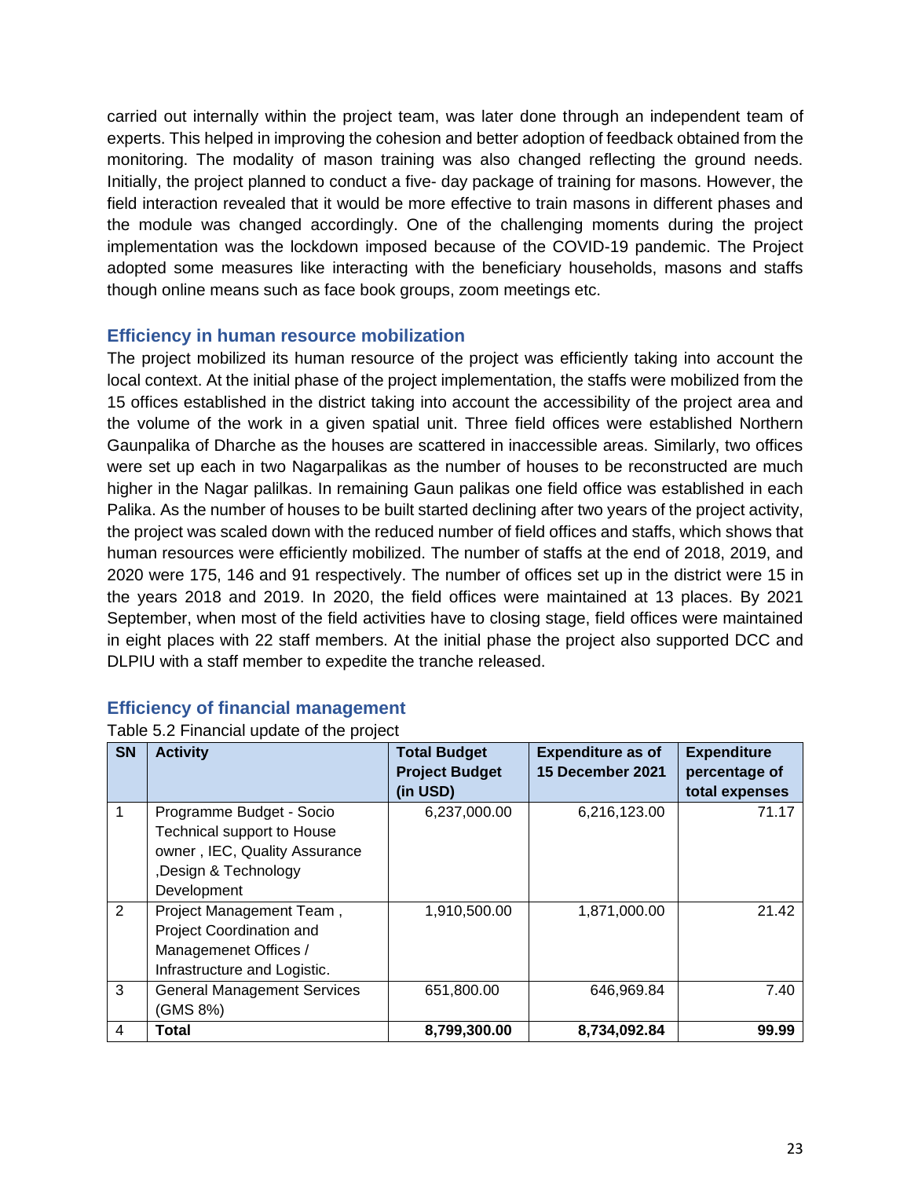carried out internally within the project team, was later done through an independent team of experts. This helped in improving the cohesion and better adoption of feedback obtained from the monitoring. The modality of mason training was also changed reflecting the ground needs. Initially, the project planned to conduct a five- day package of training for masons. However, the field interaction revealed that it would be more effective to train masons in different phases and the module was changed accordingly. One of the challenging moments during the project implementation was the lockdown imposed because of the COVID-19 pandemic. The Project adopted some measures like interacting with the beneficiary households, masons and staffs though online means such as face book groups, zoom meetings etc.

### Efficiency in human resource mobilization

The project mobilized its human resource of the project was efficiently taking into account the local context. At the initial phase of the project implementation, the staffs were mobilized from the 15 offices established in the district taking into account the accessibility of the project area and the volume of the work in a given spatial unit. Three field offices were established Northern Gaunpalika of Dharche as the houses are scattered in inaccessible areas. Similarly, two offices were set up each in two Nagarpalikas as the number of houses to be reconstructed are much higher in the Nagar palilkas. In remaining Gaun palikas one field office was established in each Palika. As the number of houses to be built started declining after two years of the project activity, the project was scaled down with the reduced number of field offices and staffs, which shows that human resources were efficiently mobilized. The number of staffs at the end of 2018, 2019, and 2020 were 175, 146 and 91 respectively. The number of offices set up in the district were 15 in the years 2018 and 2019. In 2020, the field offices were maintained at 13 places. By 2021 September, when most of the field activities have to closing stage, field offices were maintained in eight places with 22 staff members. At the initial phase the project also supported DCC and DLPIU with a staff member to expedite the tranche released.

### Efficiency of financial management

Table 5.2 Financial update of the project

| SN | Activity | Total Budget Project Budget (in USD) | Expenditure as of 15 December 2021 | Expenditure percentage of total expenses |
|---|---|---|---|---|
| 1 | Programme Budget - Socio Technical support to House owner , IEC, Quality Assurance ,Design & Technology Development | 6,237,000.00 | 6,216,123.00 | 71.17 |
| 2 | Project Management Team , Project Coordination and Managemenet Offices / Infrastructure and Logistic. | 1,910,500.00 | 1,871,000.00 | 21.42 |
| 3 | General Management Services (GMS 8%) | 651,800.00 | 646,969.84 | 7.40 |
| 4 | **Total** | **8,799,300.00** | **8,734,092.84** | **99.99** |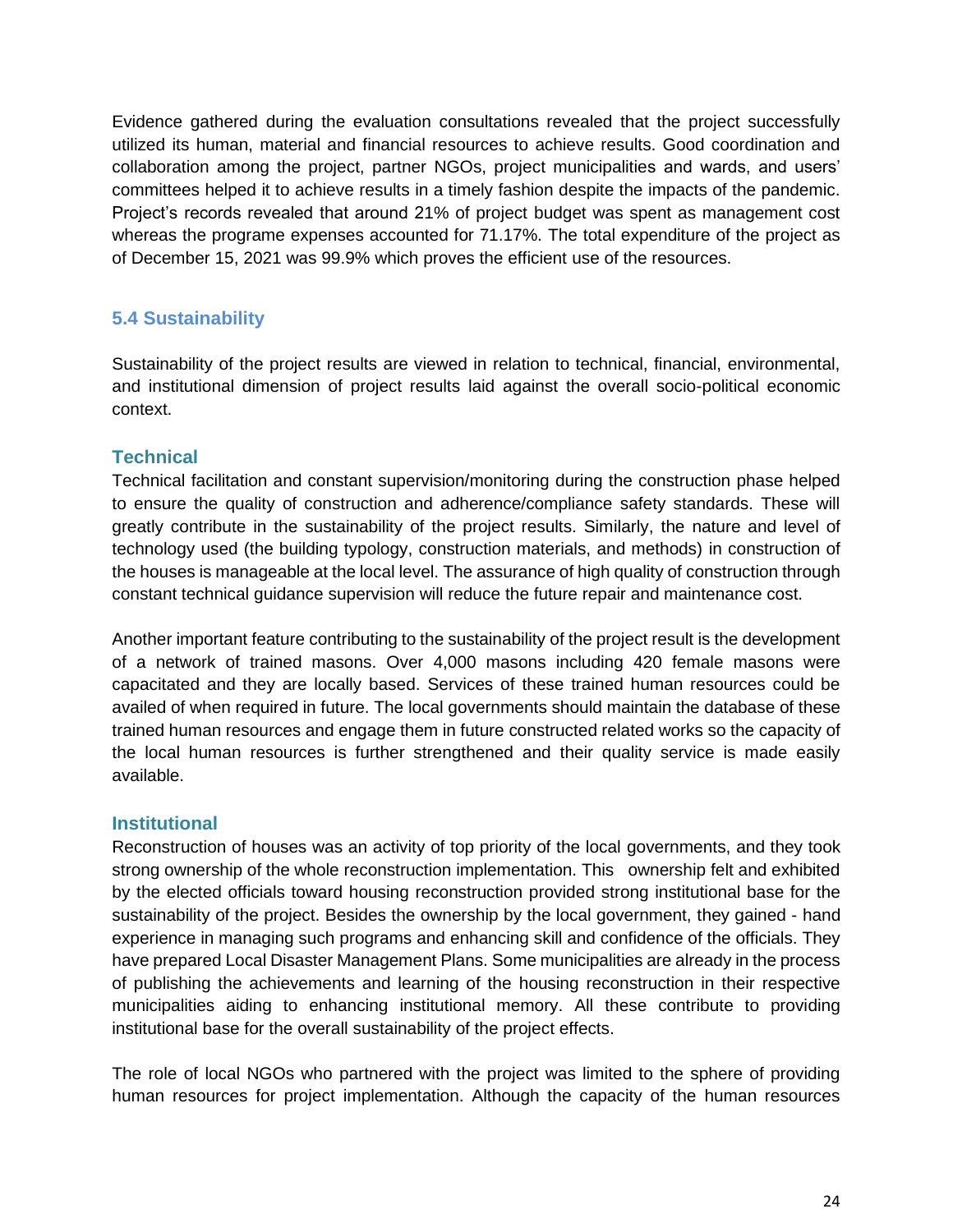Evidence gathered during the evaluation consultations revealed that the project successfully utilized its human, material and financial resources to achieve results. Good coordination and collaboration among the project, partner NGOs, project municipalities and wards, and users' committees helped it to achieve results in a timely fashion despite the impacts of the pandemic. Project's records revealed that around 21% of project budget was spent as management cost whereas the programe expenses accounted for 71.17%. The total expenditure of the project as of December 15, 2021 was 99.9% which proves the efficient use of the resources.

## 5.4 Sustainability

Sustainability of the project results are viewed in relation to technical, financial, environmental, and institutional dimension of project results laid against the overall socio-political economic context.

### Technical

Technical facilitation and constant supervision/monitoring during the construction phase helped to ensure the quality of construction and adherence/compliance safety standards. These will greatly contribute in the sustainability of the project results. Similarly, the nature and level of technology used (the building typology, construction materials, and methods) in construction of the houses is manageable at the local level. The assurance of high quality of construction through constant technical guidance supervision will reduce the future repair and maintenance cost.

Another important feature contributing to the sustainability of the project result is the development of a network of trained masons. Over 4,000 masons including 420 female masons were capacitated and they are locally based. Services of these trained human resources could be availed of when required in future. The local governments should maintain the database of these trained human resources and engage them in future constructed related works so the capacity of the local human resources is further strengthened and their quality service is made easily available.

### Institutional

Reconstruction of houses was an activity of top priority of the local governments, and they took strong ownership of the whole reconstruction implementation. This ownership felt and exhibited by the elected officials toward housing reconstruction provided strong institutional base for the sustainability of the project. Besides the ownership by the local government, they gained - hand experience in managing such programs and enhancing skill and confidence of the officials. They have prepared Local Disaster Management Plans. Some municipalities are already in the process of publishing the achievements and learning of the housing reconstruction in their respective municipalities aiding to enhancing institutional memory. All these contribute to providing institutional base for the overall sustainability of the project effects.

The role of local NGOs who partnered with the project was limited to the sphere of providing human resources for project implementation. Although the capacity of the human resources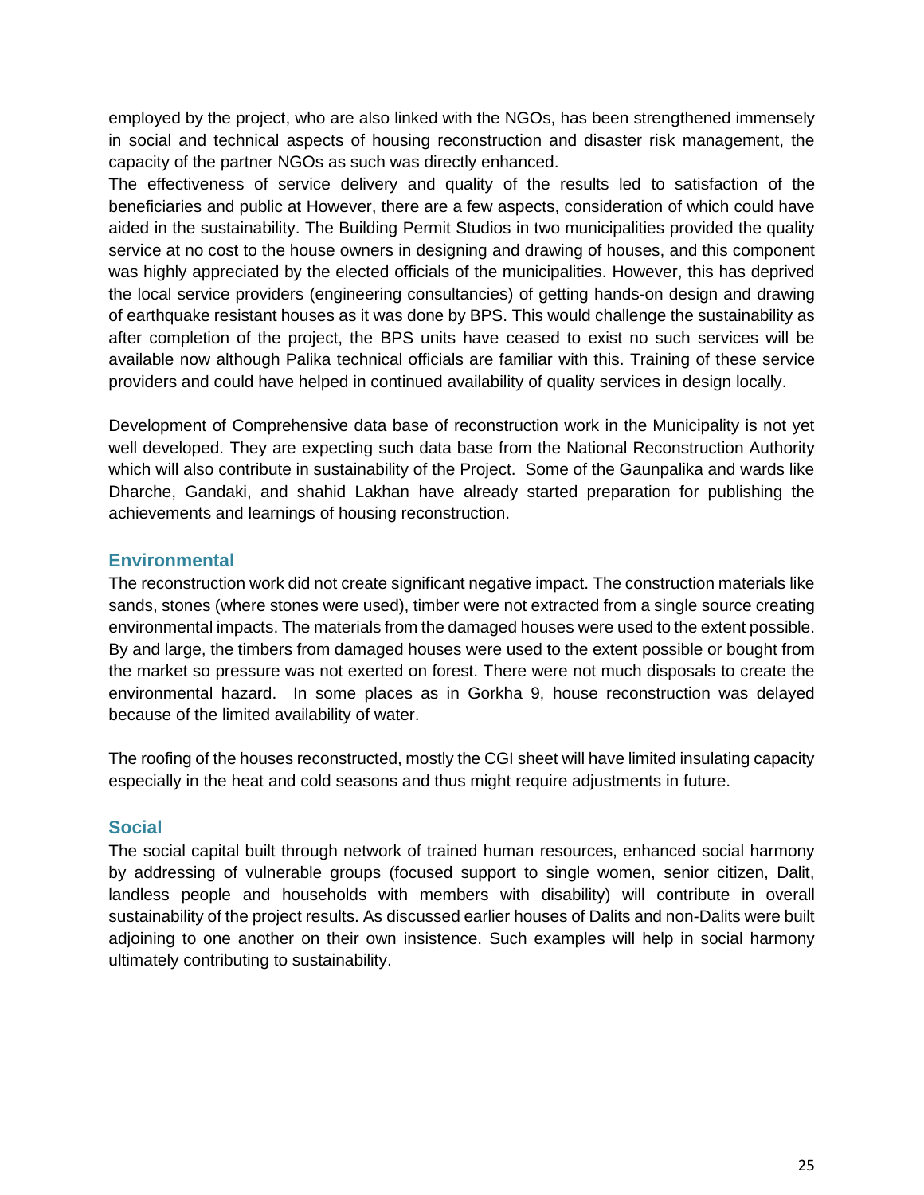employed by the project, who are also linked with the NGOs, has been strengthened immensely in social and technical aspects of housing reconstruction and disaster risk management, the capacity of the partner NGOs as such was directly enhanced.

The effectiveness of service delivery and quality of the results led to satisfaction of the beneficiaries and public at However, there are a few aspects, consideration of which could have aided in the sustainability. The Building Permit Studios in two municipalities provided the quality service at no cost to the house owners in designing and drawing of houses, and this component was highly appreciated by the elected officials of the municipalities. However, this has deprived the local service providers (engineering consultancies) of getting hands-on design and drawing of earthquake resistant houses as it was done by BPS. This would challenge the sustainability as after completion of the project, the BPS units have ceased to exist no such services will be available now although Palika technical officials are familiar with this. Training of these service providers and could have helped in continued availability of quality services in design locally.

Development of Comprehensive data base of reconstruction work in the Municipality is not yet well developed. They are expecting such data base from the National Reconstruction Authority which will also contribute in sustainability of the Project. Some of the Gaunpalika and wards like Dharche, Gandaki, and shahid Lakhan have already started preparation for publishing the achievements and learnings of housing reconstruction.

### Environmental

The reconstruction work did not create significant negative impact. The construction materials like sands, stones (where stones were used), timber were not extracted from a single source creating environmental impacts. The materials from the damaged houses were used to the extent possible. By and large, the timbers from damaged houses were used to the extent possible or bought from the market so pressure was not exerted on forest. There were not much disposals to create the environmental hazard. In some places as in Gorkha 9, house reconstruction was delayed because of the limited availability of water.

The roofing of the houses reconstructed, mostly the CGI sheet will have limited insulating capacity especially in the heat and cold seasons and thus might require adjustments in future.

### Social

The social capital built through network of trained human resources, enhanced social harmony by addressing of vulnerable groups (focused support to single women, senior citizen, Dalit, landless people and households with members with disability) will contribute in overall sustainability of the project results. As discussed earlier houses of Dalits and non-Dalits were built adjoining to one another on their own insistence. Such examples will help in social harmony ultimately contributing to sustainability.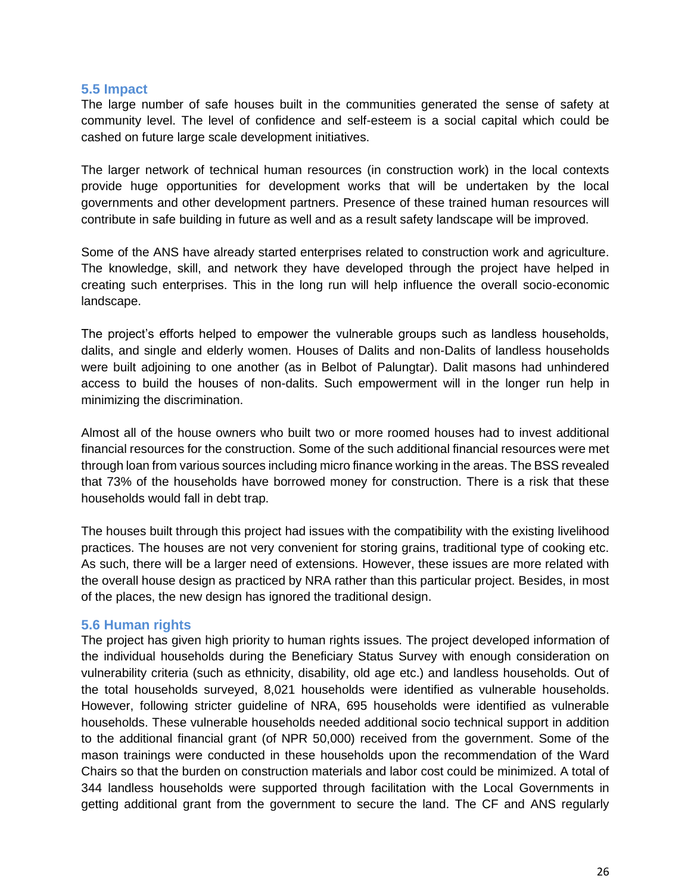## 5.5 Impact

The large number of safe houses built in the communities generated the sense of safety at community level. The level of confidence and self-esteem is a social capital which could be cashed on future large scale development initiatives.

The larger network of technical human resources (in construction work) in the local contexts provide huge opportunities for development works that will be undertaken by the local governments and other development partners. Presence of these trained human resources will contribute in safe building in future as well and as a result safety landscape will be improved.

Some of the ANS have already started enterprises related to construction work and agriculture. The knowledge, skill, and network they have developed through the project have helped in creating such enterprises. This in the long run will help influence the overall socio-economic landscape.

The project's efforts helped to empower the vulnerable groups such as landless households, dalits, and single and elderly women. Houses of Dalits and non-Dalits of landless households were built adjoining to one another (as in Belbot of Palungtar). Dalit masons had unhindered access to build the houses of non-dalits. Such empowerment will in the longer run help in minimizing the discrimination.

Almost all of the house owners who built two or more roomed houses had to invest additional financial resources for the construction. Some of the such additional financial resources were met through loan from various sources including micro finance working in the areas. The BSS revealed that 73% of the households have borrowed money for construction. There is a risk that these households would fall in debt trap.

The houses built through this project had issues with the compatibility with the existing livelihood practices. The houses are not very convenient for storing grains, traditional type of cooking etc. As such, there will be a larger need of extensions. However, these issues are more related with the overall house design as practiced by NRA rather than this particular project. Besides, in most of the places, the new design has ignored the traditional design.

## 5.6 Human rights

The project has given high priority to human rights issues. The project developed information of the individual households during the Beneficiary Status Survey with enough consideration on vulnerability criteria (such as ethnicity, disability, old age etc.) and landless households. Out of the total households surveyed, 8,021 households were identified as vulnerable households. However, following stricter guideline of NRA, 695 households were identified as vulnerable households. These vulnerable households needed additional socio technical support in addition to the additional financial grant (of NPR 50,000) received from the government. Some of the mason trainings were conducted in these households upon the recommendation of the Ward Chairs so that the burden on construction materials and labor cost could be minimized. A total of 344 landless households were supported through facilitation with the Local Governments in getting additional grant from the government to secure the land. The CF and ANS regularly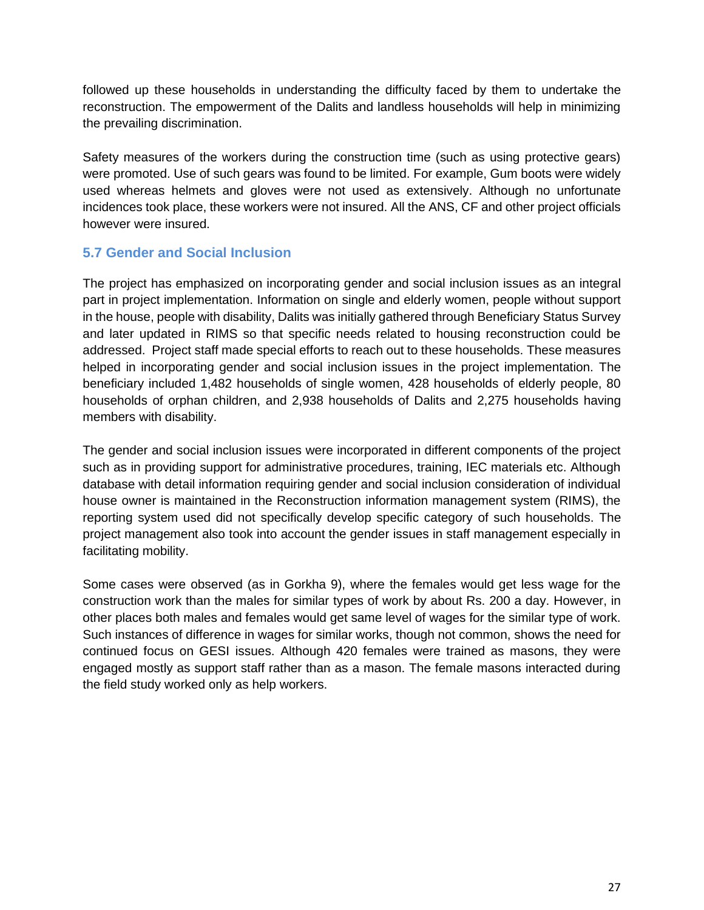followed up these households in understanding the difficulty faced by them to undertake the reconstruction. The empowerment of the Dalits and landless households will help in minimizing the prevailing discrimination.

Safety measures of the workers during the construction time (such as using protective gears) were promoted. Use of such gears was found to be limited. For example, Gum boots were widely used whereas helmets and gloves were not used as extensively. Although no unfortunate incidences took place, these workers were not insured. All the ANS, CF and other project officials however were insured.

### 5.7 Gender and Social Inclusion

The project has emphasized on incorporating gender and social inclusion issues as an integral part in project implementation. Information on single and elderly women, people without support in the house, people with disability, Dalits was initially gathered through Beneficiary Status Survey and later updated in RIMS so that specific needs related to housing reconstruction could be addressed. Project staff made special efforts to reach out to these households. These measures helped in incorporating gender and social inclusion issues in the project implementation. The beneficiary included 1,482 households of single women, 428 households of elderly people, 80 households of orphan children, and 2,938 households of Dalits and 2,275 households having members with disability.

The gender and social inclusion issues were incorporated in different components of the project such as in providing support for administrative procedures, training, IEC materials etc. Although database with detail information requiring gender and social inclusion consideration of individual house owner is maintained in the Reconstruction information management system (RIMS), the reporting system used did not specifically develop specific category of such households. The project management also took into account the gender issues in staff management especially in facilitating mobility.

Some cases were observed (as in Gorkha 9), where the females would get less wage for the construction work than the males for similar types of work by about Rs. 200 a day. However, in other places both males and females would get same level of wages for the similar type of work. Such instances of difference in wages for similar works, though not common, shows the need for continued focus on GESI issues. Although 420 females were trained as masons, they were engaged mostly as support staff rather than as a mason. The female masons interacted during the field study worked only as help workers.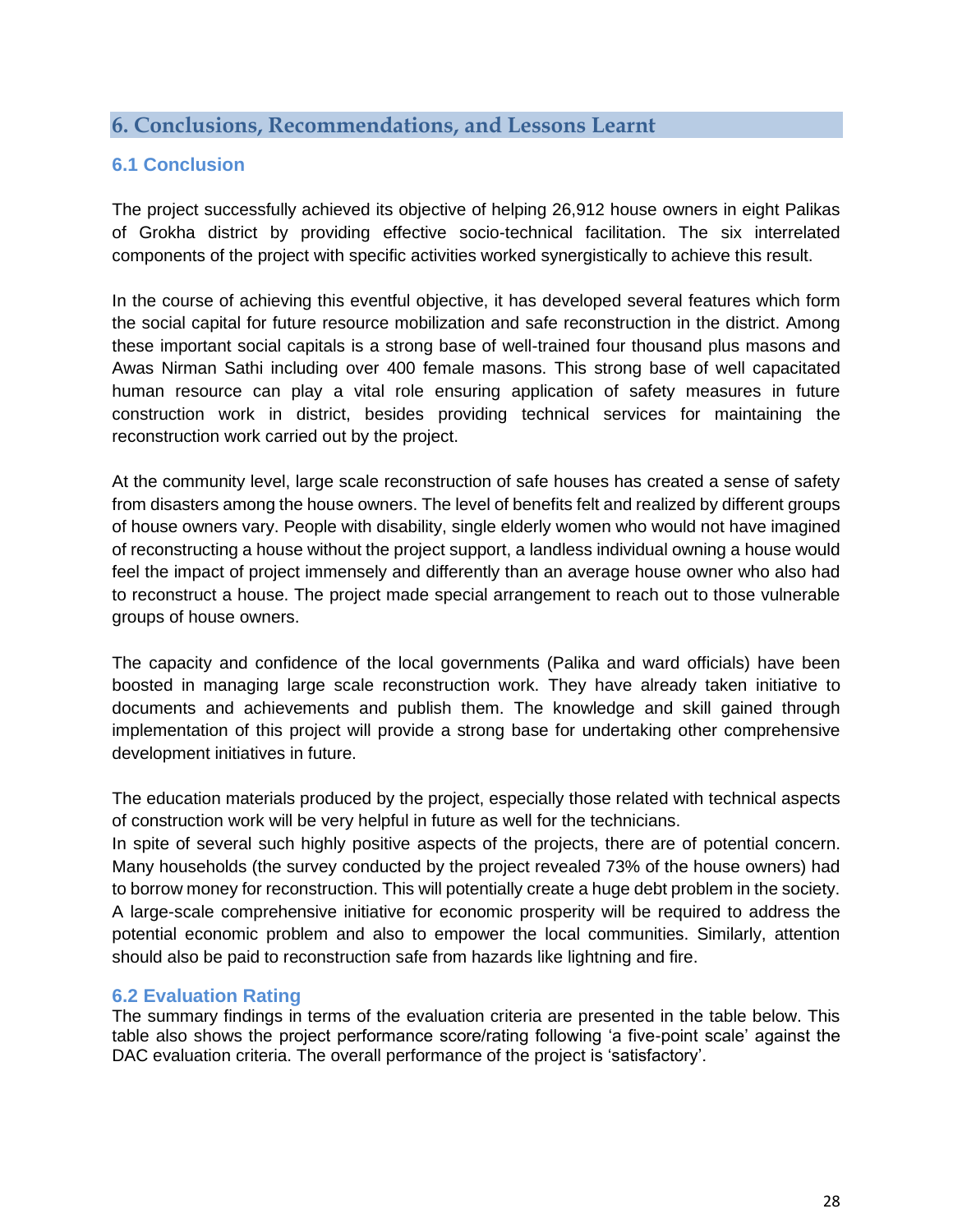## 6. Conclusions, Recommendations, and Lessons Learnt

### 6.1 Conclusion

The project successfully achieved its objective of helping 26,912 house owners in eight Palikas of Grokha district by providing effective socio-technical facilitation. The six interrelated components of the project with specific activities worked synergistically to achieve this result.

In the course of achieving this eventful objective, it has developed several features which form the social capital for future resource mobilization and safe reconstruction in the district. Among these important social capitals is a strong base of well-trained four thousand plus masons and Awas Nirman Sathi including over 400 female masons. This strong base of well capacitated human resource can play a vital role ensuring application of safety measures in future construction work in district, besides providing technical services for maintaining the reconstruction work carried out by the project.

At the community level, large scale reconstruction of safe houses has created a sense of safety from disasters among the house owners. The level of benefits felt and realized by different groups of house owners vary. People with disability, single elderly women who would not have imagined of reconstructing a house without the project support, a landless individual owning a house would feel the impact of project immensely and differently than an average house owner who also had to reconstruct a house. The project made special arrangement to reach out to those vulnerable groups of house owners.

The capacity and confidence of the local governments (Palika and ward officials) have been boosted in managing large scale reconstruction work. They have already taken initiative to documents and achievements and publish them. The knowledge and skill gained through implementation of this project will provide a strong base for undertaking other comprehensive development initiatives in future.

The education materials produced by the project, especially those related with technical aspects of construction work will be very helpful in future as well for the technicians.
In spite of several such highly positive aspects of the projects, there are of potential concern. Many households (the survey conducted by the project revealed 73% of the house owners) had to borrow money for reconstruction. This will potentially create a huge debt problem in the society. A large-scale comprehensive initiative for economic prosperity will be required to address the potential economic problem and also to empower the local communities. Similarly, attention should also be paid to reconstruction safe from hazards like lightning and fire.

### 6.2 Evaluation Rating

The summary findings in terms of the evaluation criteria are presented in the table below. This table also shows the project performance score/rating following 'a five-point scale' against the DAC evaluation criteria. The overall performance of the project is 'satisfactory'.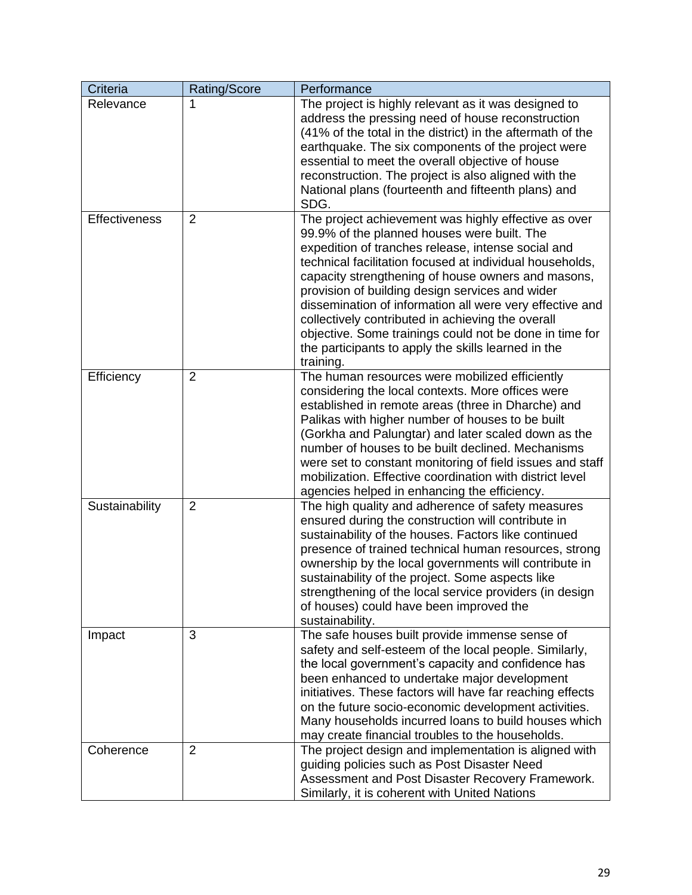| Criteria | Rating/Score | Performance |
|---|---|---|
| Relevance | 1 | The project is highly relevant as it was designed to address the pressing need of house reconstruction (41% of the total in the district) in the aftermath of the earthquake. The six components of the project were essential to meet the overall objective of house reconstruction. The project is also aligned with the National plans (fourteenth and fifteenth plans) and SDG. |
| Effectiveness | 2 | The project achievement was highly effective as over 99.9% of the planned houses were built. The expedition of tranches release, intense social and technical facilitation focused at individual households, capacity strengthening of house owners and masons, provision of building design services and wider dissemination of information all were very effective and collectively contributed in achieving the overall objective. Some trainings could not be done in time for the participants to apply the skills learned in the training. |
| Efficiency | 2 | The human resources were mobilized efficiently considering the local contexts. More offices were established in remote areas (three in Dharche) and Palikas with higher number of houses to be built (Gorkha and Palungtar) and later scaled down as the number of houses to be built declined. Mechanisms were set to constant monitoring of field issues and staff mobilization. Effective coordination with district level agencies helped in enhancing the efficiency. |
| Sustainability | 2 | The high quality and adherence of safety measures ensured during the construction will contribute in sustainability of the houses. Factors like continued presence of trained technical human resources, strong ownership by the local governments will contribute in sustainability of the project. Some aspects like strengthening of the local service providers (in design of houses) could have been improved the sustainability. |
| Impact | 3 | The safe houses built provide immense sense of safety and self-esteem of the local people. Similarly, the local government's capacity and confidence has been enhanced to undertake major development initiatives. These factors will have far reaching effects on the future socio-economic development activities. Many households incurred loans to build houses which may create financial troubles to the households. |
| Coherence | 2 | The project design and implementation is aligned with guiding policies such as Post Disaster Need Assessment and Post Disaster Recovery Framework. Similarly, it is coherent with United Nations |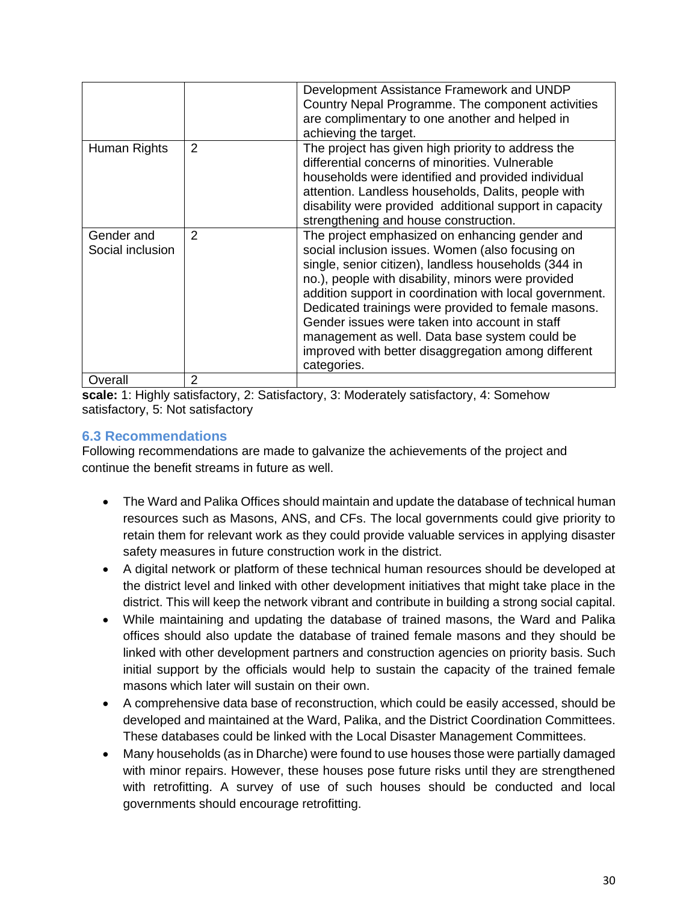| | | |
|---|---|---|
| | | Development Assistance Framework and UNDP Country Nepal Programme. The component activities are complimentary to one another and helped in achieving the target. |
| Human Rights | 2 | The project has given high priority to address the differential concerns of minorities. Vulnerable households were identified and provided individual attention. Landless households, Dalits, people with disability were provided additional support in capacity strengthening and house construction. |
| Gender and Social inclusion | 2 | The project emphasized on enhancing gender and social inclusion issues. Women (also focusing on single, senior citizen), landless households (344 in no.), people with disability, minors were provided addition support in coordination with local government. Dedicated trainings were provided to female masons. Gender issues were taken into account in staff management as well. Data base system could be improved with better disaggregation among different categories. |
| Overall | 2 | |

**scale:** 1: Highly satisfactory, 2: Satisfactory, 3: Moderately satisfactory, 4: Somehow satisfactory, 5: Not satisfactory

### 6.3 Recommendations

Following recommendations are made to galvanize the achievements of the project and continue the benefit streams in future as well.

- The Ward and Palika Offices should maintain and update the database of technical human resources such as Masons, ANS, and CFs. The local governments could give priority to retain them for relevant work as they could provide valuable services in applying disaster safety measures in future construction work in the district.
- A digital network or platform of these technical human resources should be developed at the district level and linked with other development initiatives that might take place in the district. This will keep the network vibrant and contribute in building a strong social capital.
- While maintaining and updating the database of trained masons, the Ward and Palika offices should also update the database of trained female masons and they should be linked with other development partners and construction agencies on priority basis. Such initial support by the officials would help to sustain the capacity of the trained female masons which later will sustain on their own.
- A comprehensive data base of reconstruction, which could be easily accessed, should be developed and maintained at the Ward, Palika, and the District Coordination Committees. These databases could be linked with the Local Disaster Management Committees.
- Many households (as in Dharche) were found to use houses those were partially damaged with minor repairs. However, these houses pose future risks until they are strengthened with retrofitting. A survey of use of such houses should be conducted and local governments should encourage retrofitting.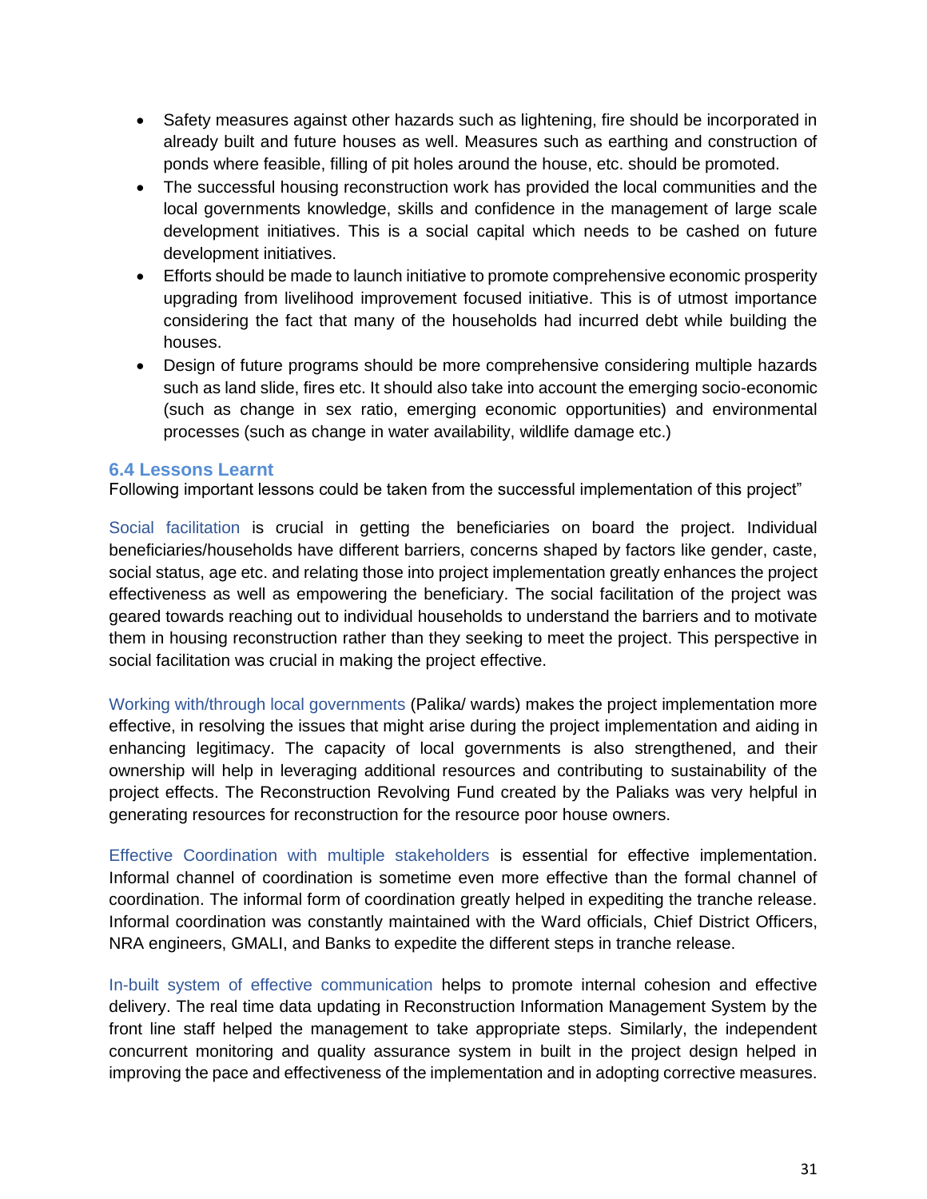- Safety measures against other hazards such as lightening, fire should be incorporated in already built and future houses as well. Measures such as earthing and construction of ponds where feasible, filling of pit holes around the house, etc. should be promoted.
- The successful housing reconstruction work has provided the local communities and the local governments knowledge, skills and confidence in the management of large scale development initiatives. This is a social capital which needs to be cashed on future development initiatives.
- Efforts should be made to launch initiative to promote comprehensive economic prosperity upgrading from livelihood improvement focused initiative. This is of utmost importance considering the fact that many of the households had incurred debt while building the houses.
- Design of future programs should be more comprehensive considering multiple hazards such as land slide, fires etc. It should also take into account the emerging socio-economic (such as change in sex ratio, emerging economic opportunities) and environmental processes (such as change in water availability, wildlife damage etc.)

### 6.4 Lessons Learnt

Following important lessons could be taken from the successful implementation of this project"

Social facilitation is crucial in getting the beneficiaries on board the project. Individual beneficiaries/households have different barriers, concerns shaped by factors like gender, caste, social status, age etc. and relating those into project implementation greatly enhances the project effectiveness as well as empowering the beneficiary. The social facilitation of the project was geared towards reaching out to individual households to understand the barriers and to motivate them in housing reconstruction rather than they seeking to meet the project. This perspective in social facilitation was crucial in making the project effective.

Working with/through local governments (Palika/ wards) makes the project implementation more effective, in resolving the issues that might arise during the project implementation and aiding in enhancing legitimacy. The capacity of local governments is also strengthened, and their ownership will help in leveraging additional resources and contributing to sustainability of the project effects. The Reconstruction Revolving Fund created by the Paliaks was very helpful in generating resources for reconstruction for the resource poor house owners.

Effective Coordination with multiple stakeholders is essential for effective implementation. Informal channel of coordination is sometime even more effective than the formal channel of coordination. The informal form of coordination greatly helped in expediting the tranche release. Informal coordination was constantly maintained with the Ward officials, Chief District Officers, NRA engineers, GMALI, and Banks to expedite the different steps in tranche release.

In-built system of effective communication helps to promote internal cohesion and effective delivery. The real time data updating in Reconstruction Information Management System by the front line staff helped the management to take appropriate steps. Similarly, the independent concurrent monitoring and quality assurance system in built in the project design helped in improving the pace and effectiveness of the implementation and in adopting corrective measures.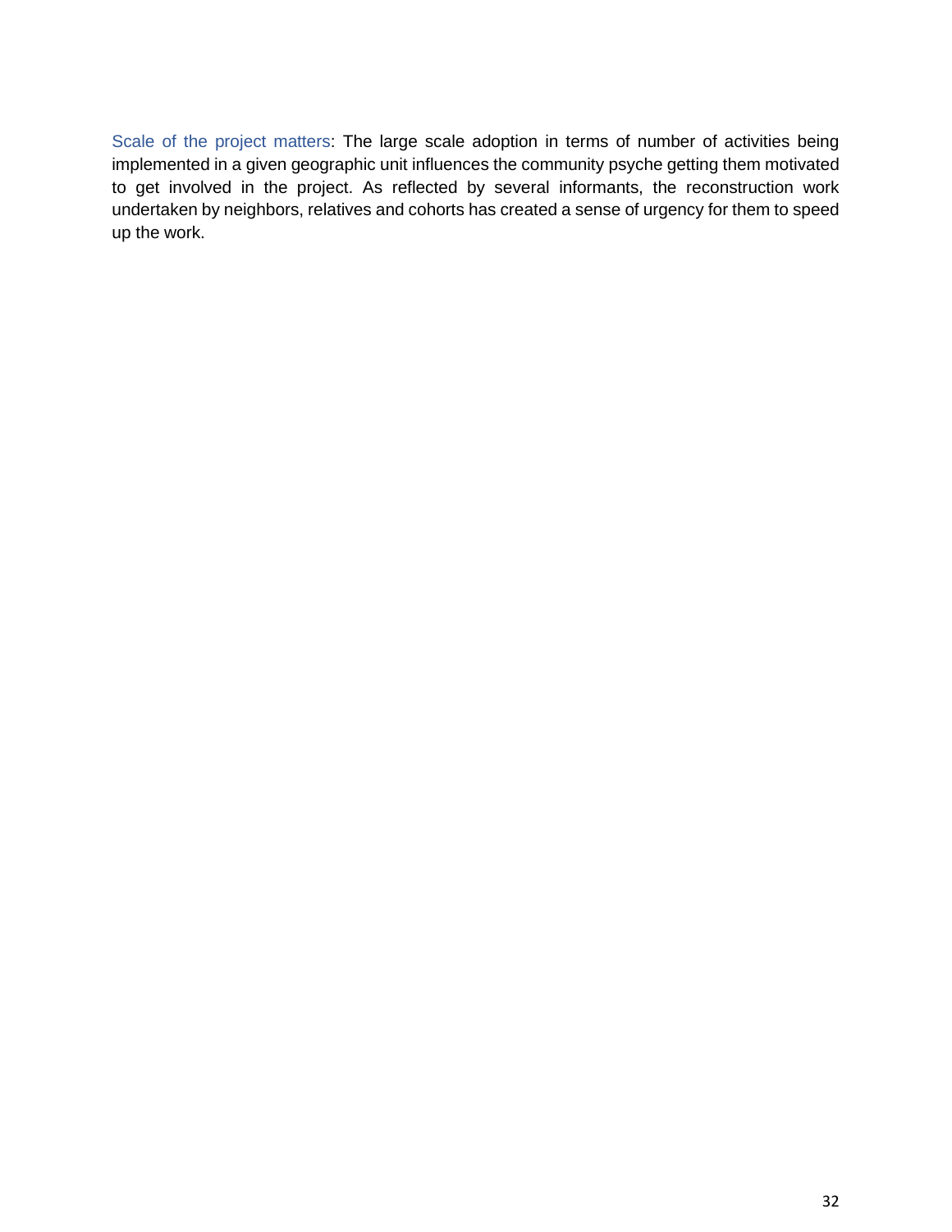Scale of the project matters: The large scale adoption in terms of number of activities being implemented in a given geographic unit influences the community psyche getting them motivated to get involved in the project. As reflected by several informants, the reconstruction work undertaken by neighbors, relatives and cohorts has created a sense of urgency for them to speed up the work.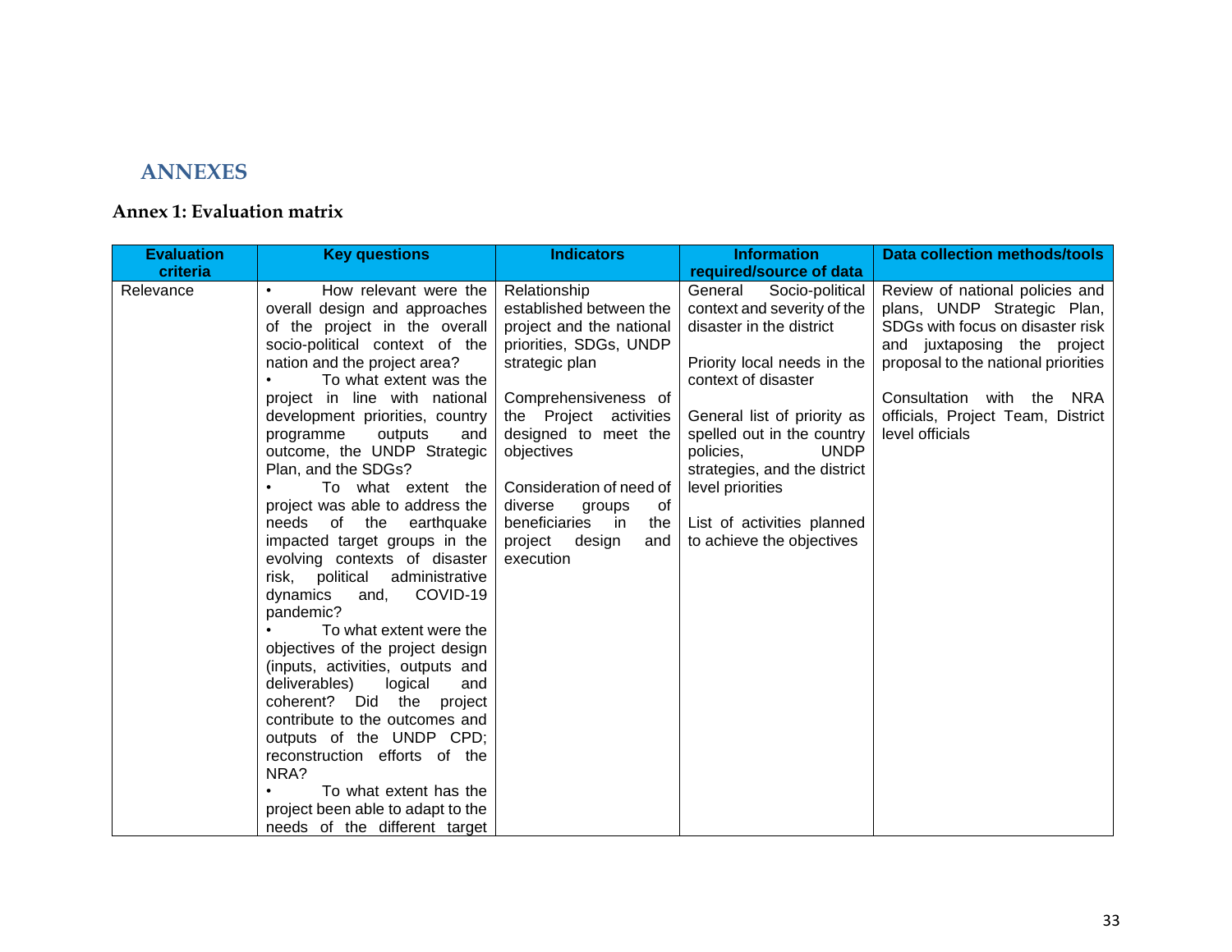# ANNEXES

## Annex 1: Evaluation matrix

| Evaluation criteria | Key questions | Indicators | Information required/source of data | Data collection methods/tools |
|---|---|---|---|---|
| Relevance | • How relevant were the overall design and approaches of the project in the overall socio-political context of the nation and the project area?<br>• To what extent was the project in line with national development priorities, country programme outputs and outcome, the UNDP Strategic Plan, and the SDGs?<br>• To what extent the project was able to address the needs of the earthquake impacted target groups in the evolving contexts of disaster risk, political administrative dynamics and, COVID-19 pandemic?<br>• To what extent were the objectives of the project design (inputs, activities, outputs and deliverables) logical and coherent? Did the project contribute to the outcomes and outputs of the UNDP CPD; reconstruction efforts of the NRA?<br>• To what extent has the project been able to adapt to the needs of the different target | Relationship established between the project and the national priorities, SDGs, UNDP strategic plan<br><br>Comprehensiveness of the Project activities designed to meet the objectives<br><br>Consideration of need of diverse groups of beneficiaries in the project design and execution | General Socio-political context and severity of the disaster in the district<br><br>Priority local needs in the context of disaster<br><br>General list of priority as spelled out in the country policies, UNDP strategies, and the district level priorities<br><br>List of activities planned to achieve the objectives | Review of national policies and plans, UNDP Strategic Plan, SDGs with focus on disaster risk and juxtaposing the project proposal to the national priorities<br><br>Consultation with the NRA officials, Project Team, District level officials |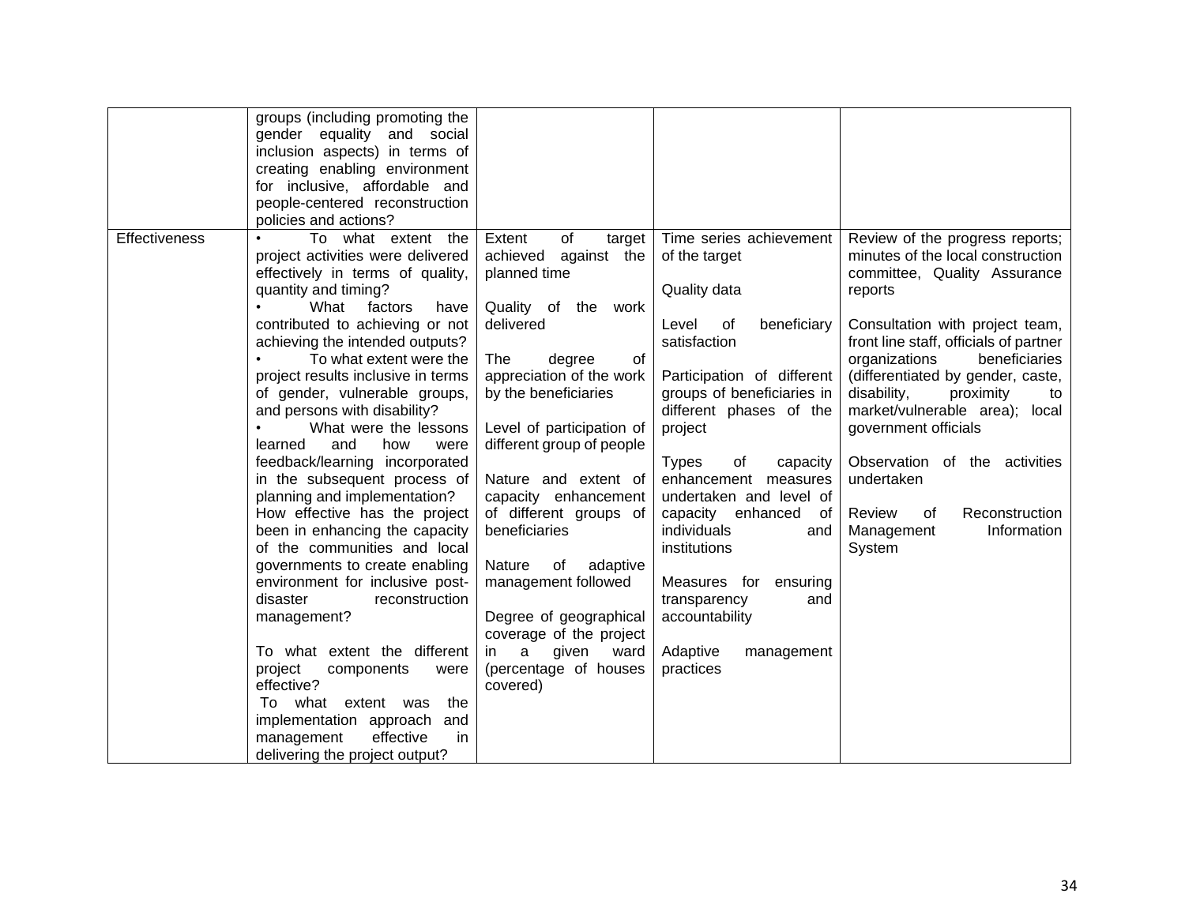| | | | | |
|---|---|---|---|---|
| | groups (including promoting the gender equality and social inclusion aspects) in terms of creating enabling environment for inclusive, affordable and people-centered reconstruction policies and actions? | | | |
| Effectiveness | • To what extent the project activities were delivered effectively in terms of quality, quantity and timing?<br>• What factors have contributed to achieving or not achieving the intended outputs?<br>• To what extent were the project results inclusive in terms of gender, vulnerable groups, and persons with disability?<br>• What were the lessons learned and how were feedback/learning incorporated in the subsequent process of planning and implementation?<br>How effective has the project been in enhancing the capacity of the communities and local governments to create enabling environment for inclusive post-disaster reconstruction management?<br><br>To what extent the different project components were effective?<br>To what extent was the implementation approach and management effective in delivering the project output? | Extent of target achieved against the planned time<br><br>Quality of the work delivered<br><br>The degree of appreciation of the work by the beneficiaries<br><br>Level of participation of different group of people<br><br>Nature and extent of capacity enhancement of different groups of beneficiaries<br><br>Nature of adaptive management followed<br><br>Degree of geographical coverage of the project in a given ward (percentage of houses covered) | Time series achievement of the target<br><br>Quality data<br><br>Level of beneficiary satisfaction<br><br>Participation of different groups of beneficiaries in different phases of the project<br><br>Types of capacity enhancement measures undertaken and level of capacity enhanced of individuals and institutions<br><br>Measures for ensuring transparency and accountability<br><br>Adaptive management practices | Review of the progress reports; minutes of the local construction committee, Quality Assurance reports<br><br>Consultation with project team, front line staff, officials of partner organizations beneficiaries (differentiated by gender, caste, disability, proximity to market/vulnerable area); local government officials<br><br>Observation of the activities undertaken<br><br>Review of Reconstruction Management Information System |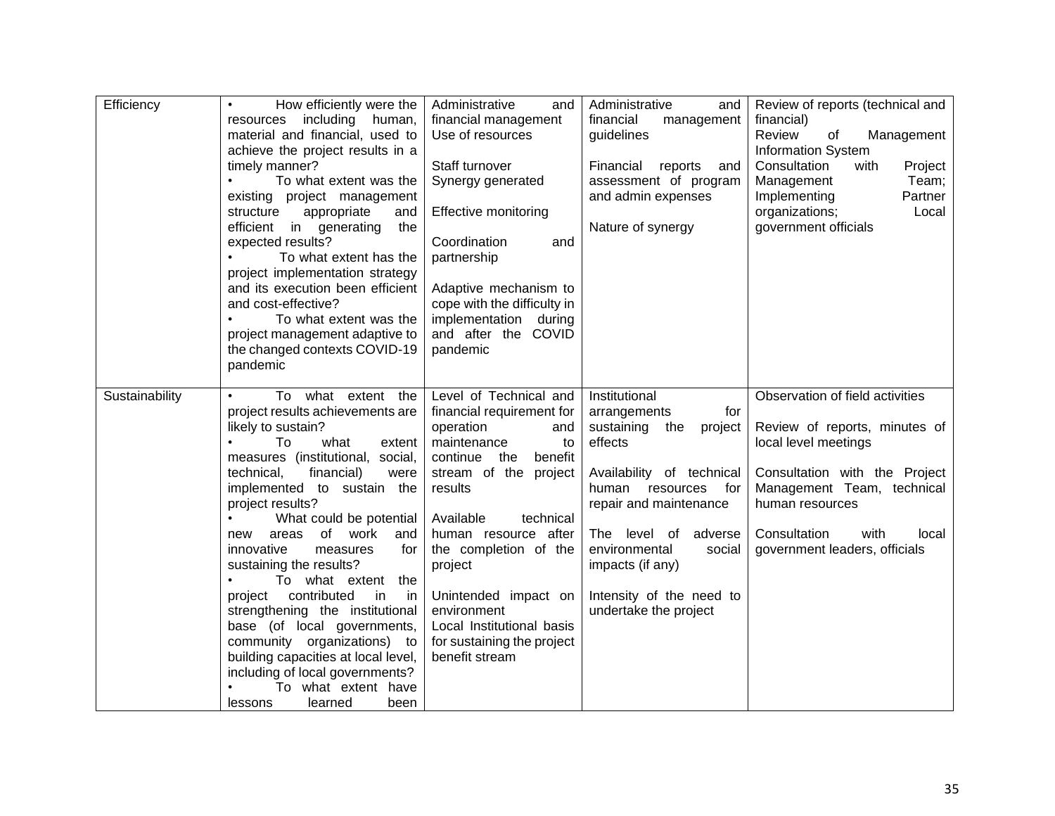| Efficiency | • How efficiently were the resources including human, material and financial, used to achieve the project results in a timely manner?<br>• To what extent was the existing project management structure appropriate and efficient in generating the expected results?<br>• To what extent has the project implementation strategy and its execution been efficient and cost-effective?<br>• To what extent was the project management adaptive to the changed contexts COVID-19 pandemic | Administrative and financial management Use of resources<br><br>Staff turnover<br>Synergy generated<br><br>Effective monitoring<br><br>Coordination and partnership<br><br>Adaptive mechanism to cope with the difficulty in implementation during and after the COVID pandemic | Administrative and financial management guidelines<br><br>Financial reports and assessment of program and admin expenses<br><br>Nature of synergy | Review of reports (technical and financial)<br>Review of Management Information System<br>Consultation with Project Management Team; Implementing Partner organizations; Local government officials |
|---|---|---|---|---|
| Sustainability | • To what extent the project results achievements are likely to sustain?<br>• To what extent measures (institutional, social, technical, financial) were implemented to sustain the project results?<br>• What could be potential new areas of work and innovative measures for sustaining the results?<br>• To what extent the project contributed in in strengthening the institutional base (of local governments, community organizations) to building capacities at local level, including of local governments?<br>• To what extent have lessons learned been | Level of Technical and financial requirement for operation and maintenance to continue the benefit stream of the project results<br><br>Available technical human resource after the completion of the project<br><br>Unintended impact on environment<br>Local Institutional basis for sustaining the project benefit stream | Institutional arrangements for sustaining the project effects<br><br>Availability of technical human resources for repair and maintenance<br><br>The level of adverse environmental social impacts (if any)<br><br>Intensity of the need to undertake the project | Observation of field activities<br><br>Review of reports, minutes of local level meetings<br><br>Consultation with the Project Management Team, technical human resources<br><br>Consultation with local government leaders, officials |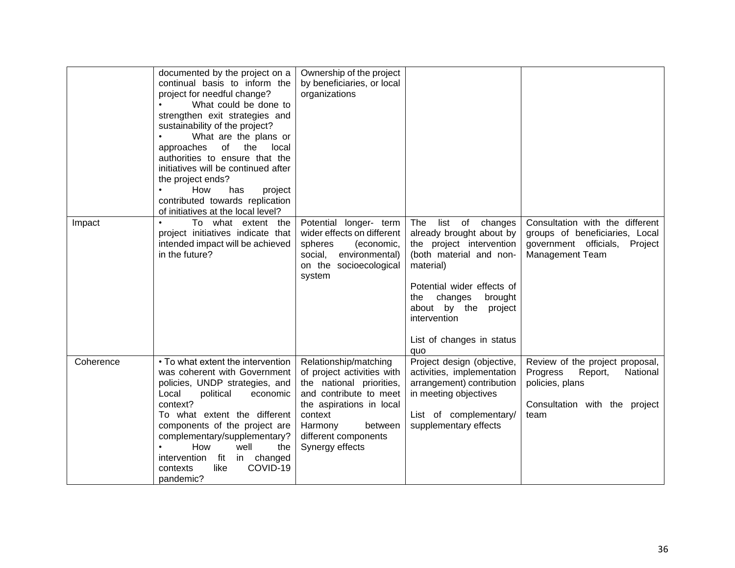| | | | | |
|---|---|---|---|---|
| | documented by the project on a continual basis to inform the project for needful change?<br>• What could be done to strengthen exit strategies and sustainability of the project?<br>• What are the plans or approaches of the local authorities to ensure that the initiatives will be continued after the project ends?<br>• How has project contributed towards replication of initiatives at the local level? | Ownership of the project by beneficiaries, or local organizations | | |
| Impact | • To what extent the project initiatives indicate that intended impact will be achieved in the future? | Potential longer- term wider effects on different spheres (economic, social, environmental) on the socioecological system | The list of changes already brought about by the project intervention (both material and non-material)<br><br>Potential wider effects of the changes brought about by the project intervention<br><br>List of changes in status quo | Consultation with the different groups of beneficiaries, Local government officials, Project Management Team |
| Coherence | • To what extent the intervention was coherent with Government policies, UNDP strategies, and Local political economic context?<br>To what extent the different components of the project are complementary/supplementary?<br>• How well the intervention fit in changed contexts like COVID-19 pandemic? | Relationship/matching of project activities with the national priorities, and contribute to meet the aspirations in local context<br>Harmony between different components<br>Synergy effects | Project design (objective, activities, implementation arrangement) contribution in meeting objectives<br><br>List of complementary/ supplementary effects | Review of the project proposal, Progress Report, National policies, plans<br><br>Consultation with the project team |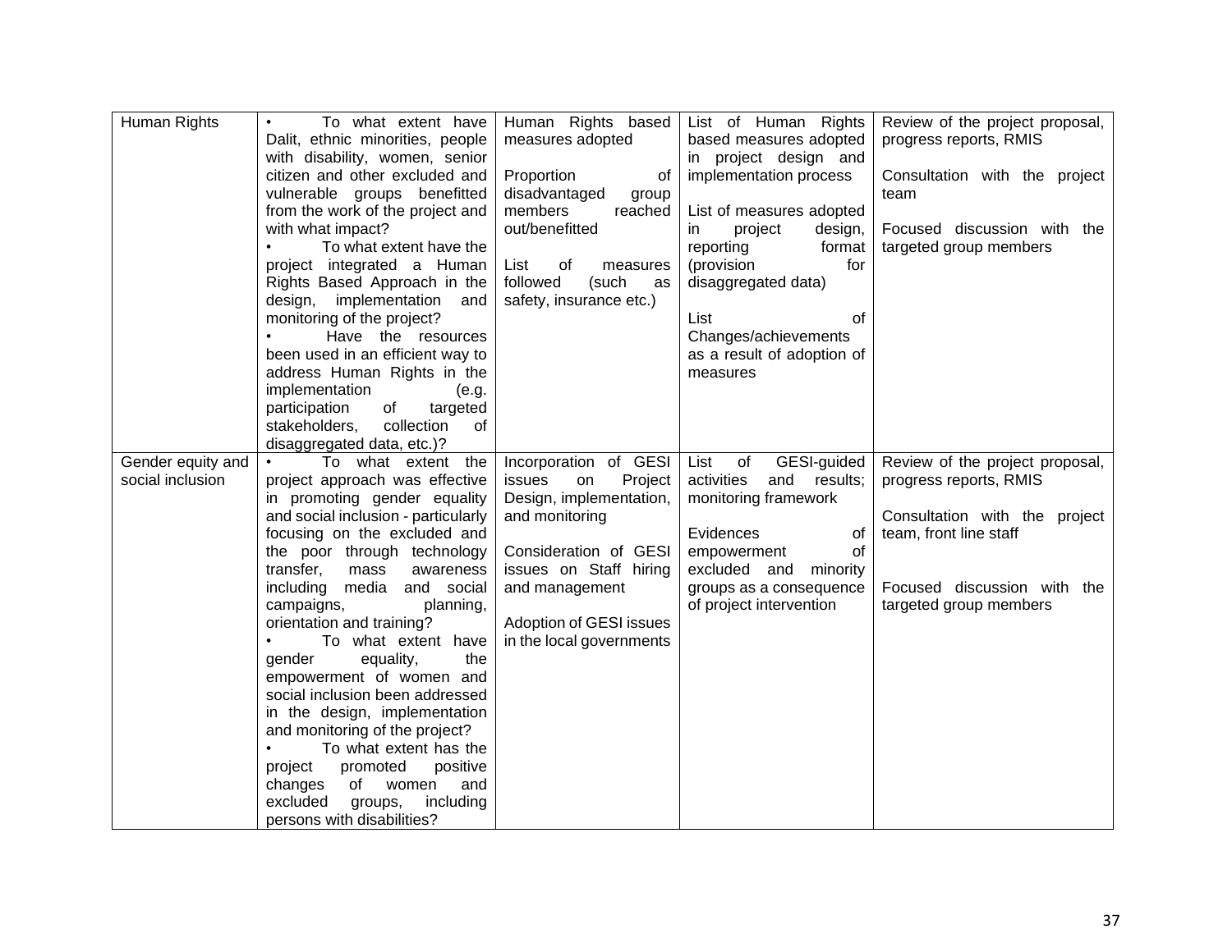| Human Rights | • To what extent have Dalit, ethnic minorities, people with disability, women, senior citizen and other excluded and vulnerable groups benefitted from the work of the project and with what impact?<br>• To what extent have the project integrated a Human Rights Based Approach in the design, implementation and monitoring of the project?<br>• Have the resources been used in an efficient way to address Human Rights in the implementation (e.g. participation of targeted stakeholders, collection of disaggregated data, etc.)? | Human Rights based measures adopted<br><br>Proportion of disadvantaged group members reached out/benefitted<br><br>List of measures followed (such as safety, insurance etc.) | List of Human Rights based measures adopted in project design and implementation process<br><br>List of measures adopted in project design, reporting format (provision for disaggregated data)<br><br>List of Changes/achievements as a result of adoption of measures | Review of the project proposal, progress reports, RMIS<br><br>Consultation with the project team<br><br>Focused discussion with the targeted group members |
|---|---|---|---|---|
| Gender equity and social inclusion | • To what extent the project approach was effective in promoting gender equality and social inclusion - particularly focusing on the excluded and the poor through technology transfer, mass awareness including media and social campaigns, planning, orientation and training?<br>• To what extent have gender equality, the empowerment of women and social inclusion been addressed in the design, implementation and monitoring of the project?<br>• To what extent has the project promoted positive changes of women and excluded groups, including persons with disabilities? | Incorporation of GESI issues on Project Design, implementation, and monitoring<br><br>Consideration of GESI issues on Staff hiring and management<br><br>Adoption of GESI issues in the local governments | List of GESI-guided activities and results; monitoring framework<br><br>Evidences of empowerment of excluded and minority groups as a consequence of project intervention | Review of the project proposal, progress reports, RMIS<br><br>Consultation with the project team, front line staff<br><br>Focused discussion with the targeted group members |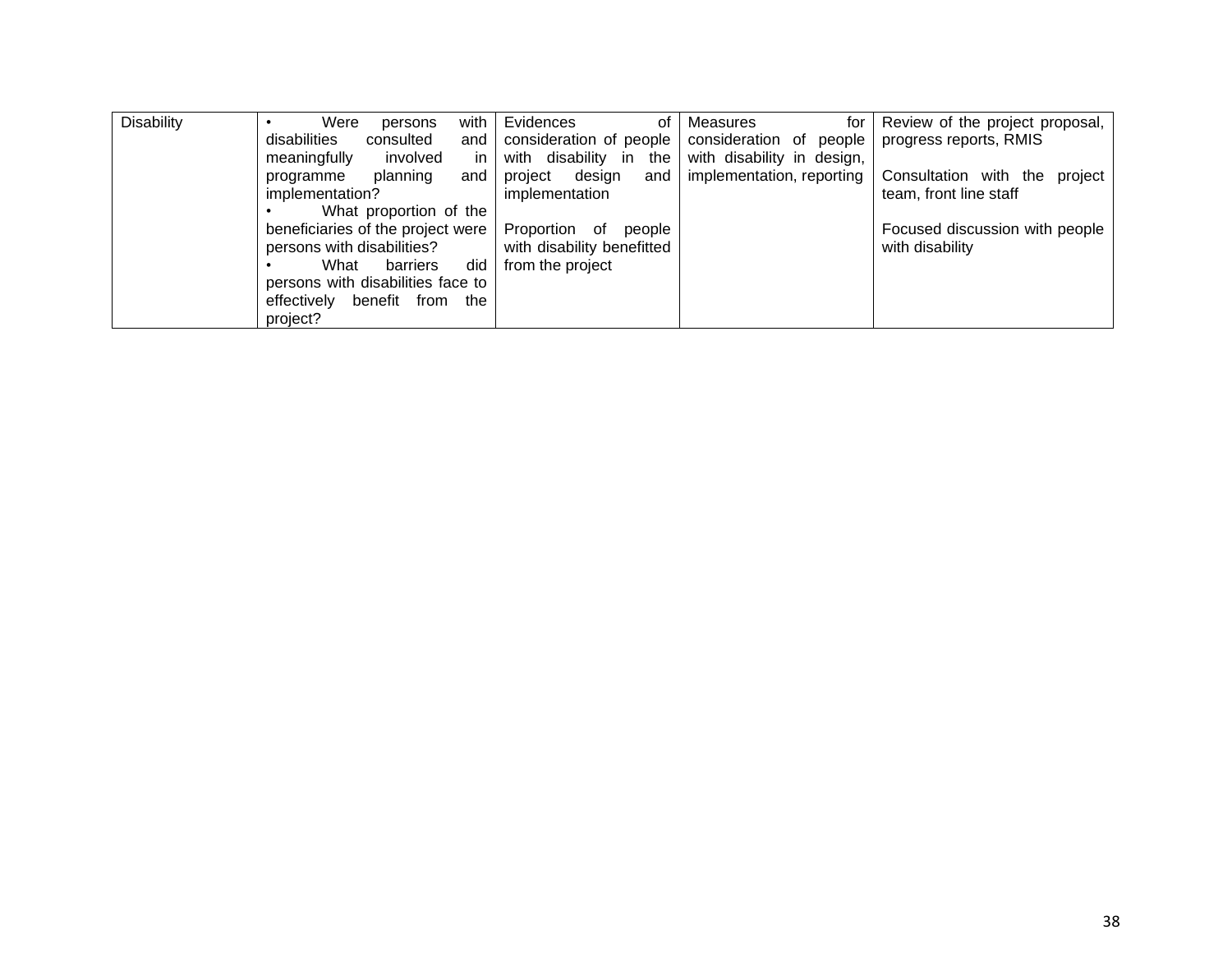| | | | | |
|---|---|---|---|---|
| Disability | • Were persons with disabilities consulted and meaningfully involved in programme planning and implementation?<br>• What proportion of the beneficiaries of the project were persons with disabilities?<br>• What barriers did persons with disabilities face to effectively benefit from the project? | Evidences of consideration of people with disability in the project design and implementation<br><br>Proportion of people with disability benefitted from the project | Measures for consideration of people with disability in design, implementation, reporting | Review of the project proposal, progress reports, RMIS<br><br>Consultation with the project team, front line staff<br><br>Focused discussion with people with disability |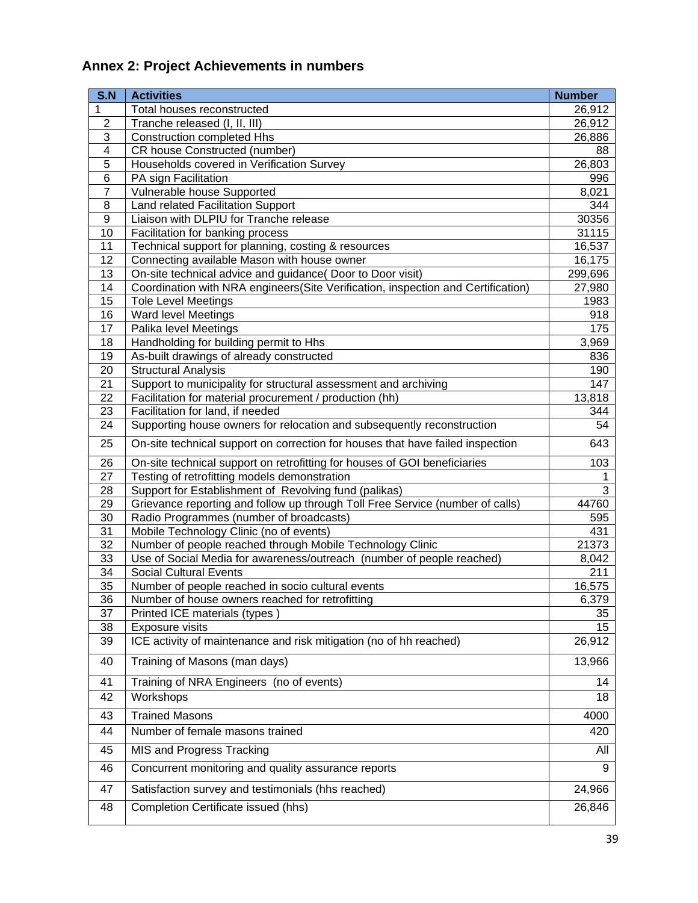## Annex 2: Project Achievements in numbers

| S.N | Activities | Number |
|---|---|---|
| 1 | Total houses reconstructed | 26,912 |
| 2 | Tranche released (I, II, III) | 26,912 |
| 3 | Construction completed Hhs | 26,886 |
| 4 | CR house Constructed (number) | 88 |
| 5 | Households covered in Verification Survey | 26,803 |
| 6 | PA sign Facilitation | 996 |
| 7 | Vulnerable house Supported | 8,021 |
| 8 | Land related Facilitation Support | 344 |
| 9 | Liaison with DLPIU for Tranche release | 30356 |
| 10 | Facilitation for banking process | 31115 |
| 11 | Technical support for planning, costing & resources | 16,537 |
| 12 | Connecting available Mason with house owner | 16,175 |
| 13 | On-site technical advice and guidance( Door to Door visit) | 299,696 |
| 14 | Coordination with NRA engineers(Site Verification, inspection and Certification) | 27,980 |
| 15 | Tole Level Meetings | 1983 |
| 16 | Ward level Meetings | 918 |
| 17 | Palika level Meetings | 175 |
| 18 | Handholding for building permit to Hhs | 3,969 |
| 19 | As-built drawings of already constructed | 836 |
| 20 | Structural Analysis | 190 |
| 21 | Support to municipality for structural assessment and archiving | 147 |
| 22 | Facilitation for material procurement / production (hh) | 13,818 |
| 23 | Facilitation for land, if needed | 344 |
| 24 | Supporting house owners for relocation and subsequently reconstruction | 54 |
| 25 | On-site technical support on correction for houses that have failed inspection | 643 |
| 26 | On-site technical support on retrofitting for houses of GOI beneficiaries | 103 |
| 27 | Testing of retrofitting models demonstration | 1 |
| 28 | Support for Establishment of Revolving fund (palikas) | 3 |
| 29 | Grievance reporting and follow up through Toll Free Service (number of calls) | 44760 |
| 30 | Radio Programmes (number of broadcasts) | 595 |
| 31 | Mobile Technology Clinic (no of events) | 431 |
| 32 | Number of people reached through Mobile Technology Clinic | 21373 |
| 33 | Use of Social Media for awareness/outreach (number of people reached) | 8,042 |
| 34 | Social Cultural Events | 211 |
| 35 | Number of people reached in socio cultural events | 16,575 |
| 36 | Number of house owners reached for retrofitting | 6,379 |
| 37 | Printed ICE materials (types ) | 35 |
| 38 | Exposure visits | 15 |
| 39 | ICE activity of maintenance and risk mitigation (no of hh reached) | 26,912 |
| 40 | Training of Masons (man days) | 13,966 |
| 41 | Training of NRA Engineers (no of events) | 14 |
| 42 | Workshops | 18 |
| 43 | Trained Masons | 4000 |
| 44 | Number of female masons trained | 420 |
| 45 | MIS and Progress Tracking | All |
| 46 | Concurrent monitoring and quality assurance reports | 9 |
| 47 | Satisfaction survey and testimonials (hhs reached) | 24,966 |
| 48 | Completion Certificate issued (hhs) | 26,846 |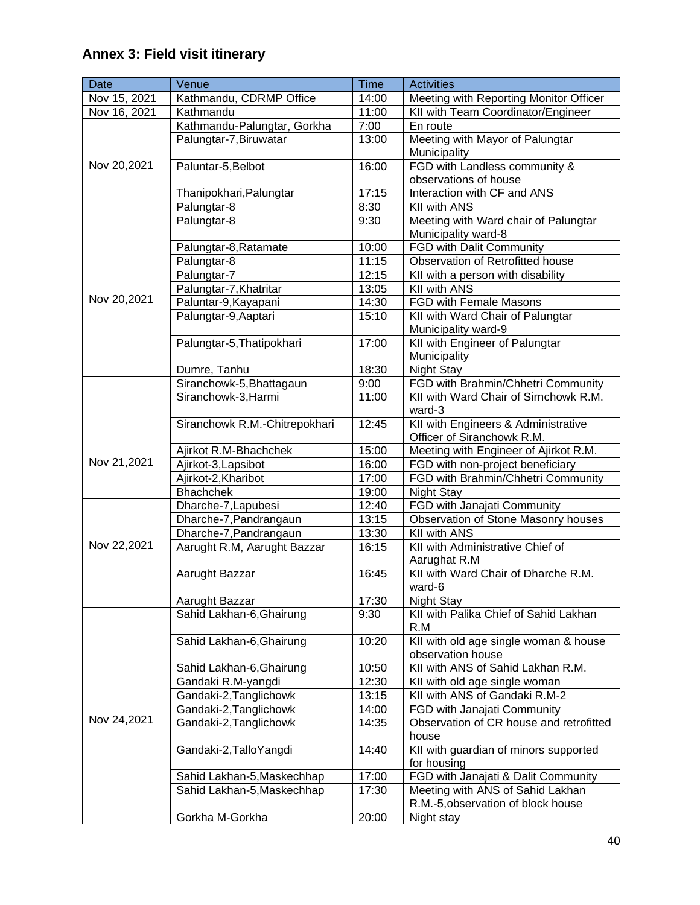### Annex 3: Field visit itinerary

| Date | Venue | Time | Activities |
|---|---|---|---|
| Nov 15, 2021 | Kathmandu, CDRMP Office | 14:00 | Meeting with Reporting Monitor Officer |
| Nov 16, 2021 | Kathmandu | 11:00 | KII with Team Coordinator/Engineer |
| Nov 20,2021 | Kathmandu-Palungtar, Gorkha | 7:00 | En route |
| | Palungtar-7,Biruwatar | 13:00 | Meeting with Mayor of Palungtar Municipality |
| | Paluntar-5,Belbot | 16:00 | FGD with Landless community & observations of house |
| | Thanipokhari,Palungtar | 17:15 | Interaction with CF and ANS |
| Nov 20,2021 | Palungtar-8 | 8:30 | KII with ANS |
| | Palungtar-8 | 9:30 | Meeting with Ward chair of Palungtar Municipality ward-8 |
| | Palungtar-8,Ratamate | 10:00 | FGD with Dalit Community |
| | Palungtar-8 | 11:15 | Observation of Retrofitted house |
| | Palungtar-7 | 12:15 | KII with a person with disability |
| | Palungtar-7,Khatritar | 13:05 | KII with ANS |
| | Paluntar-9,Kayapani | 14:30 | FGD with Female Masons |
| | Palungtar-9,Aaptari | 15:10 | KII with Ward Chair of Palungtar Municipality ward-9 |
| | Palungtar-5,Thatipokhari | 17:00 | KII with Engineer of Palungtar Municipality |
| | Dumre, Tanhu | 18:30 | Night Stay |
| Nov 21,2021 | Siranchowk-5,Bhattagaun | 9:00 | FGD with Brahmin/Chhetri Community |
| | Siranchowk-3,Harmi | 11:00 | KII with Ward Chair of Sirnchowk R.M. ward-3 |
| | Siranchowk R.M.-Chitrepokhari | 12:45 | KII with Engineers & Administrative Officer of Siranchowk R.M. |
| | Ajirkot R.M-Bhachchek | 15:00 | Meeting with Engineer of Ajirkot R.M. |
| | Ajirkot-3,Lapsibot | 16:00 | FGD with non-project beneficiary |
| | Ajirkot-2,Kharibot | 17:00 | FGD with Brahmin/Chhetri Community |
| | Bhachchek | 19:00 | Night Stay |
| Nov 22,2021 | Dharche-7,Lapubesi | 12:40 | FGD with Janajati Community |
| | Dharche-7,Pandrangaun | 13:15 | Observation of Stone Masonry houses |
| | Dharche-7,Pandrangaun | 13:30 | KII with ANS |
| | Aarught R.M, Aarught Bazzar | 16:15 | KII with Administrative Chief of Aarughat R.M |
| | Aarught Bazzar | 16:45 | KII with Ward Chair of Dharche R.M. ward-6 |
| | Aarught Bazzar | 17:30 | Night Stay |
| Nov 24,2021 | Sahid Lakhan-6,Ghairung | 9:30 | KII with Palika Chief of Sahid Lakhan R.M |
| | Sahid Lakhan-6,Ghairung | 10:20 | KII with old age single woman & house observation house |
| | Sahid Lakhan-6,Ghairung | 10:50 | KII with ANS of Sahid Lakhan R.M. |
| | Gandaki R.M-yangdi | 12:30 | KII with old age single woman |
| | Gandaki-2,Tanglichowk | 13:15 | KII with ANS of Gandaki R.M-2 |
| | Gandaki-2,Tanglichowk | 14:00 | FGD with Janajati Community |
| | Gandaki-2,Tanglichowk | 14:35 | Observation of CR house and retrofitted house |
| | Gandaki-2,TalloYangdi | 14:40 | KII with guardian of minors supported for housing |
| | Sahid Lakhan-5,Maskechhap | 17:00 | FGD with Janajati & Dalit Community |
| | Sahid Lakhan-5,Maskechhap | 17:30 | Meeting with ANS of Sahid Lakhan R.M.-5,observation of block house |
| | Gorkha M-Gorkha | 20:00 | Night stay |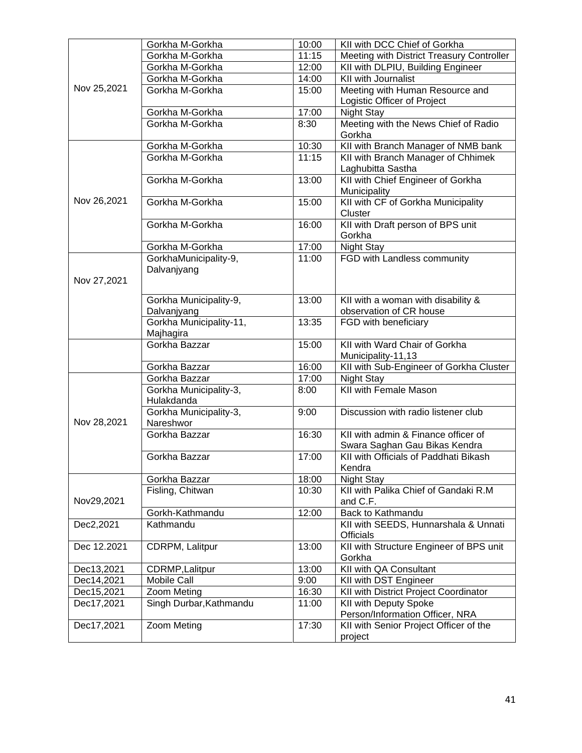| | | | |
|---|---|---|---|
| Nov 25,2021 | Gorkha M-Gorkha | 10:00 | KII with DCC Chief of Gorkha |
| | Gorkha M-Gorkha | 11:15 | Meeting with District Treasury Controller |
| | Gorkha M-Gorkha | 12:00 | KII with DLPIU, Building Engineer |
| | Gorkha M-Gorkha | 14:00 | KII with Journalist |
| | Gorkha M-Gorkha | 15:00 | Meeting with Human Resource and Logistic Officer of Project |
| | Gorkha M-Gorkha | 17:00 | Night Stay |
| | Gorkha M-Gorkha | 8:30 | Meeting with the News Chief of Radio Gorkha |
| Nov 26,2021 | Gorkha M-Gorkha | 10:30 | KII with Branch Manager of NMB bank |
| | Gorkha M-Gorkha | 11:15 | KII with Branch Manager of Chhimek Laghubitta Sastha |
| | Gorkha M-Gorkha | 13:00 | KII with Chief Engineer of Gorkha Municipality |
| | Gorkha M-Gorkha | 15:00 | KII with CF of Gorkha Municipality Cluster |
| | Gorkha M-Gorkha | 16:00 | KII with Draft person of BPS unit Gorkha |
| | Gorkha M-Gorkha | 17:00 | Night Stay |
| Nov 27,2021 | GorkhaMunicipality-9, Dalvanjyang | 11:00 | FGD with Landless community |
| | Gorkha Municipality-9, Dalvanjyang | 13:00 | KII with a woman with disability & observation of CR house |
| | Gorkha Municipality-11, Majhagira | 13:35 | FGD with beneficiary |
| | Gorkha Bazzar | 15:00 | KII with Ward Chair of Gorkha Municipality-11,13 |
| | Gorkha Bazzar | 16:00 | KII with Sub-Engineer of Gorkha Cluster |
| Nov 28,2021 | Gorkha Bazzar | 17:00 | Night Stay |
| | Gorkha Municipality-3, Hulakdanda | 8:00 | KII with Female Mason |
| | Gorkha Municipality-3, Nareshwor | 9:00 | Discussion with radio listener club |
| | Gorkha Bazzar | 16:30 | KII with admin & Finance officer of Swara Saghan Gau Bikas Kendra |
| | Gorkha Bazzar | 17:00 | KII with Officials of Paddhati Bikash Kendra |
| Nov29,2021 | Gorkha Bazzar | 18:00 | Night Stay |
| | Fisling, Chitwan | 10:30 | KII with Palika Chief of Gandaki R.M and C.F. |
| | Gorkh-Kathmandu | 12:00 | Back to Kathmandu |
| Dec2,2021 | Kathmandu | | KII with SEEDS, Hunnarshala & Unnati Officials |
| Dec 12.2021 | CDRPM, Lalitpur | 13:00 | KII with Structure Engineer of BPS unit Gorkha |
| Dec13,2021 | CDRMP,Lalitpur | 13:00 | KII with QA Consultant |
| Dec14,2021 | Mobile Call | 9:00 | KII with DST Engineer |
| Dec15,2021 | Zoom Meting | 16:30 | KII with District Project Coordinator |
| Dec17,2021 | Singh Durbar,Kathmandu | 11:00 | KII with Deputy Spoke Person/Information Officer, NRA |
| Dec17,2021 | Zoom Meting | 17:30 | KII with Senior Project Officer of the project |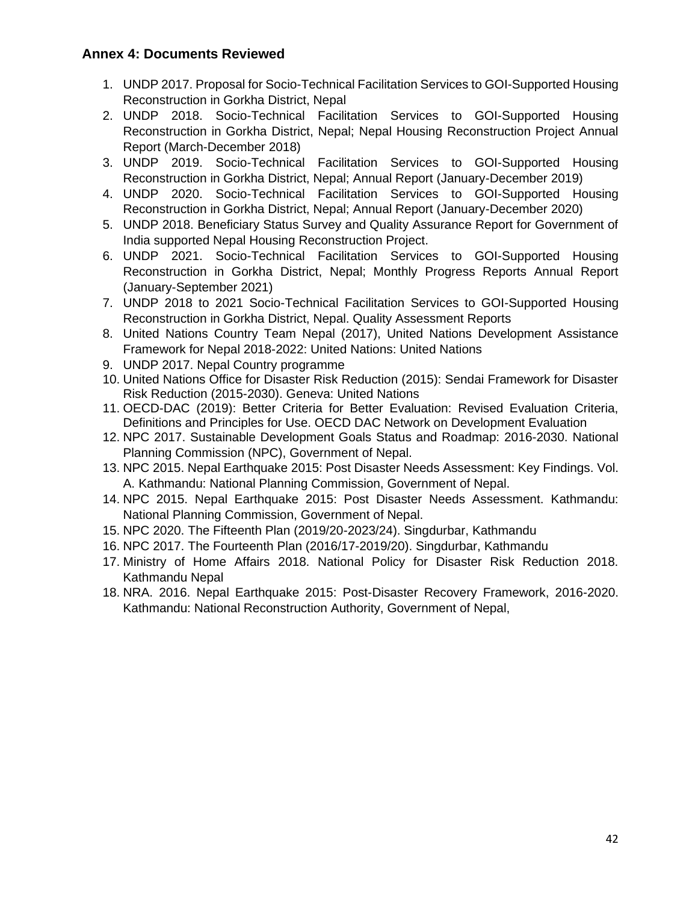## Annex 4: Documents Reviewed

1. UNDP 2017. Proposal for Socio-Technical Facilitation Services to GOI-Supported Housing Reconstruction in Gorkha District, Nepal
2. UNDP 2018. Socio-Technical Facilitation Services to GOI-Supported Housing Reconstruction in Gorkha District, Nepal; Nepal Housing Reconstruction Project Annual Report (March-December 2018)
3. UNDP 2019. Socio-Technical Facilitation Services to GOI-Supported Housing Reconstruction in Gorkha District, Nepal; Annual Report (January-December 2019)
4. UNDP 2020. Socio-Technical Facilitation Services to GOI-Supported Housing Reconstruction in Gorkha District, Nepal; Annual Report (January-December 2020)
5. UNDP 2018. Beneficiary Status Survey and Quality Assurance Report for Government of India supported Nepal Housing Reconstruction Project.
6. UNDP 2021. Socio-Technical Facilitation Services to GOI-Supported Housing Reconstruction in Gorkha District, Nepal; Monthly Progress Reports Annual Report (January-September 2021)
7. UNDP 2018 to 2021 Socio-Technical Facilitation Services to GOI-Supported Housing Reconstruction in Gorkha District, Nepal. Quality Assessment Reports
8. United Nations Country Team Nepal (2017), United Nations Development Assistance Framework for Nepal 2018-2022: United Nations: United Nations
9. UNDP 2017. Nepal Country programme
10. United Nations Office for Disaster Risk Reduction (2015): Sendai Framework for Disaster Risk Reduction (2015-2030). Geneva: United Nations
11. OECD-DAC (2019): Better Criteria for Better Evaluation: Revised Evaluation Criteria, Definitions and Principles for Use. OECD DAC Network on Development Evaluation
12. NPC 2017. Sustainable Development Goals Status and Roadmap: 2016-2030. National Planning Commission (NPC), Government of Nepal.
13. NPC 2015. Nepal Earthquake 2015: Post Disaster Needs Assessment: Key Findings. Vol. A. Kathmandu: National Planning Commission, Government of Nepal.
14. NPC 2015. Nepal Earthquake 2015: Post Disaster Needs Assessment. Kathmandu: National Planning Commission, Government of Nepal.
15. NPC 2020. The Fifteenth Plan (2019/20-2023/24). Singdurbar, Kathmandu
16. NPC 2017. The Fourteenth Plan (2016/17-2019/20). Singdurbar, Kathmandu
17. Ministry of Home Affairs 2018. National Policy for Disaster Risk Reduction 2018. Kathmandu Nepal
18. NRA. 2016. Nepal Earthquake 2015: Post-Disaster Recovery Framework, 2016-2020. Kathmandu: National Reconstruction Authority, Government of Nepal,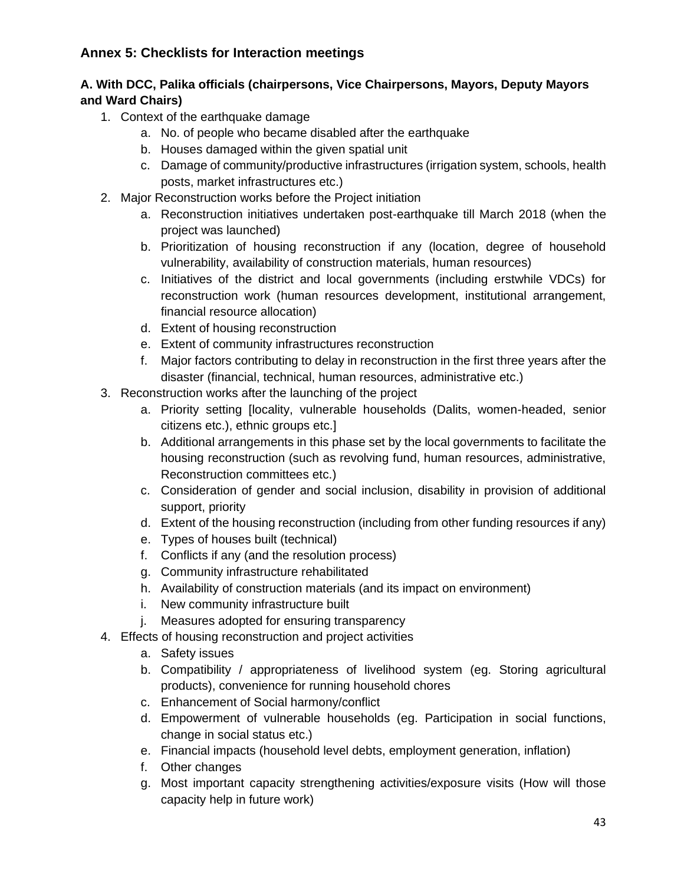## Annex 5: Checklists for Interaction meetings

### A. With DCC, Palika officials (chairpersons, Vice Chairpersons, Mayors, Deputy Mayors and Ward Chairs)

1. Context of the earthquake damage
   a. No. of people who became disabled after the earthquake
   b. Houses damaged within the given spatial unit
   c. Damage of community/productive infrastructures (irrigation system, schools, health posts, market infrastructures etc.)
2. Major Reconstruction works before the Project initiation
   a. Reconstruction initiatives undertaken post-earthquake till March 2018 (when the project was launched)
   b. Prioritization of housing reconstruction if any (location, degree of household vulnerability, availability of construction materials, human resources)
   c. Initiatives of the district and local governments (including erstwhile VDCs) for reconstruction work (human resources development, institutional arrangement, financial resource allocation)
   d. Extent of housing reconstruction
   e. Extent of community infrastructures reconstruction
   f. Major factors contributing to delay in reconstruction in the first three years after the disaster (financial, technical, human resources, administrative etc.)
3. Reconstruction works after the launching of the project
   a. Priority setting [locality, vulnerable households (Dalits, women-headed, senior citizens etc.), ethnic groups etc.]
   b. Additional arrangements in this phase set by the local governments to facilitate the housing reconstruction (such as revolving fund, human resources, administrative, Reconstruction committees etc.)
   c. Consideration of gender and social inclusion, disability in provision of additional support, priority
   d. Extent of the housing reconstruction (including from other funding resources if any)
   e. Types of houses built (technical)
   f. Conflicts if any (and the resolution process)
   g. Community infrastructure rehabilitated
   h. Availability of construction materials (and its impact on environment)
   i. New community infrastructure built
   j. Measures adopted for ensuring transparency
4. Effects of housing reconstruction and project activities
   a. Safety issues
   b. Compatibility / appropriateness of livelihood system (eg. Storing agricultural products), convenience for running household chores
   c. Enhancement of Social harmony/conflict
   d. Empowerment of vulnerable households (eg. Participation in social functions, change in social status etc.)
   e. Financial impacts (household level debts, employment generation, inflation)
   f. Other changes
   g. Most important capacity strengthening activities/exposure visits (How will those capacity help in future work)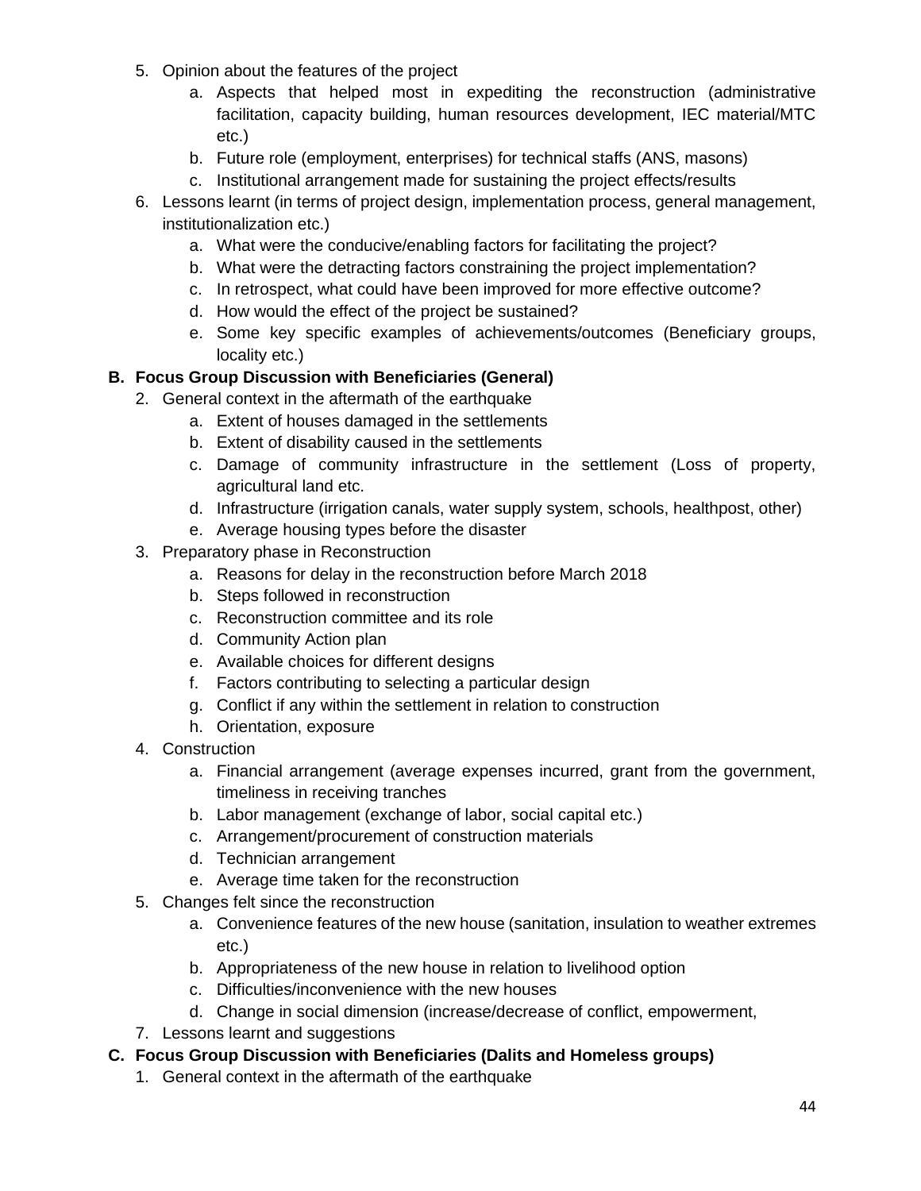5. Opinion about the features of the project
    a. Aspects that helped most in expediting the reconstruction (administrative facilitation, capacity building, human resources development, IEC material/MTC etc.)
    b. Future role (employment, enterprises) for technical staffs (ANS, masons)
    c. Institutional arrangement made for sustaining the project effects/results
6. Lessons learnt (in terms of project design, implementation process, general management, institutionalization etc.)
    a. What were the conducive/enabling factors for facilitating the project?
    b. What were the detracting factors constraining the project implementation?
    c. In retrospect, what could have been improved for more effective outcome?
    d. How would the effect of the project be sustained?
    e. Some key specific examples of achievements/outcomes (Beneficiary groups, locality etc.)

**B. Focus Group Discussion with Beneficiaries (General)**

2. General context in the aftermath of the earthquake
    a. Extent of houses damaged in the settlements
    b. Extent of disability caused in the settlements
    c. Damage of community infrastructure in the settlement (Loss of property, agricultural land etc.
    d. Infrastructure (irrigation canals, water supply system, schools, healthpost, other)
    e. Average housing types before the disaster
3. Preparatory phase in Reconstruction
    a. Reasons for delay in the reconstruction before March 2018
    b. Steps followed in reconstruction
    c. Reconstruction committee and its role
    d. Community Action plan
    e. Available choices for different designs
    f. Factors contributing to selecting a particular design
    g. Conflict if any within the settlement in relation to construction
    h. Orientation, exposure
4. Construction
    a. Financial arrangement (average expenses incurred, grant from the government, timeliness in receiving tranches
    b. Labor management (exchange of labor, social capital etc.)
    c. Arrangement/procurement of construction materials
    d. Technician arrangement
    e. Average time taken for the reconstruction
5. Changes felt since the reconstruction
    a. Convenience features of the new house (sanitation, insulation to weather extremes etc.)
    b. Appropriateness of the new house in relation to livelihood option
    c. Difficulties/inconvenience with the new houses
    d. Change in social dimension (increase/decrease of conflict, empowerment,
7. Lessons learnt and suggestions

**C. Focus Group Discussion with Beneficiaries (Dalits and Homeless groups)**

1. General context in the aftermath of the earthquake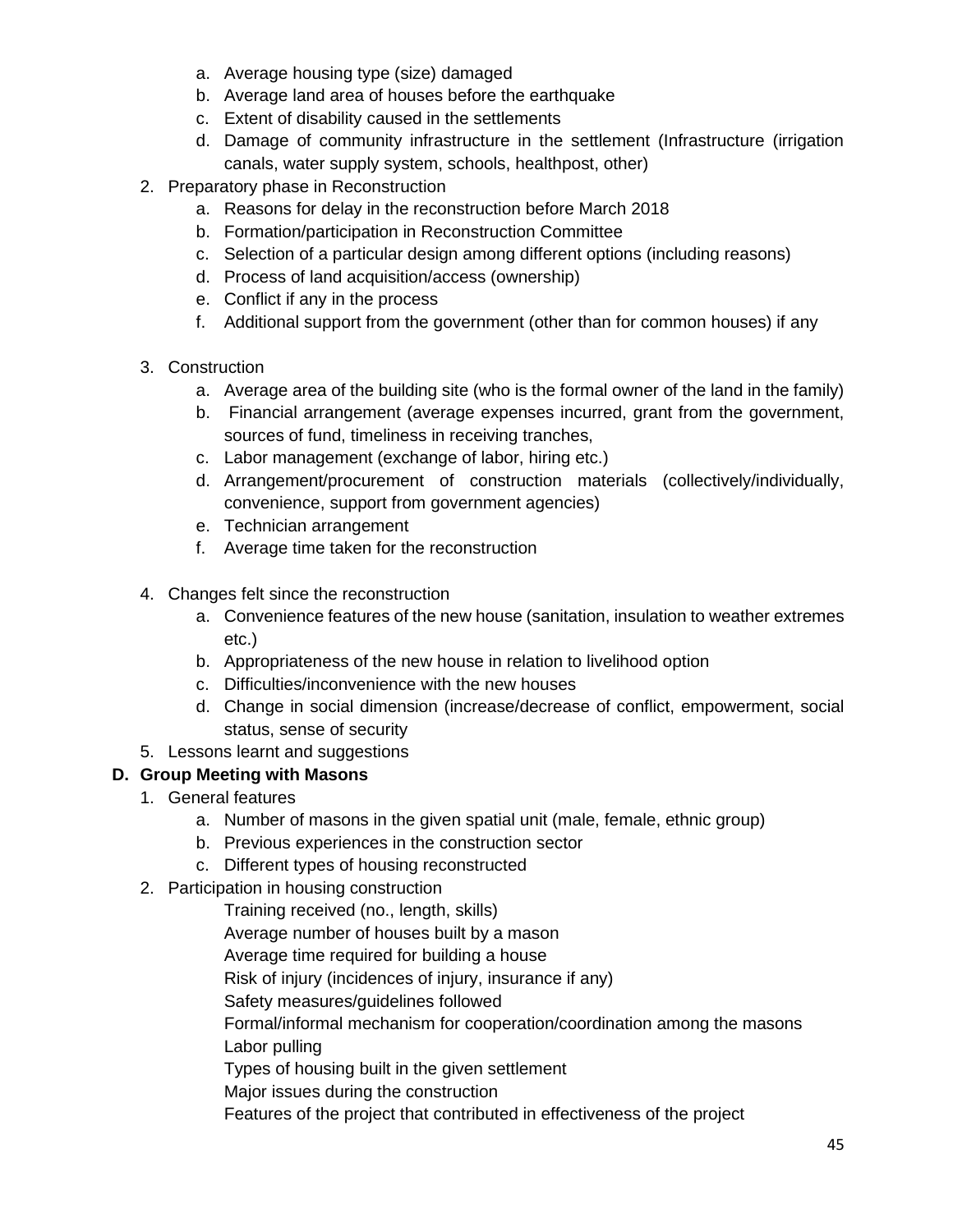a. Average housing type (size) damaged
   b. Average land area of houses before the earthquake
   c. Extent of disability caused in the settlements
   d. Damage of community infrastructure in the settlement (Infrastructure (irrigation canals, water supply system, schools, healthpost, other)

2. Preparatory phase in Reconstruction
   a. Reasons for delay in the reconstruction before March 2018
   b. Formation/participation in Reconstruction Committee
   c. Selection of a particular design among different options (including reasons)
   d. Process of land acquisition/access (ownership)
   e. Conflict if any in the process
   f. Additional support from the government (other than for common houses) if any

3. Construction
   a. Average area of the building site (who is the formal owner of the land in the family)
   b. Financial arrangement (average expenses incurred, grant from the government, sources of fund, timeliness in receiving tranches,
   c. Labor management (exchange of labor, hiring etc.)
   d. Arrangement/procurement of construction materials (collectively/individually, convenience, support from government agencies)
   e. Technician arrangement
   f. Average time taken for the reconstruction

4. Changes felt since the reconstruction
   a. Convenience features of the new house (sanitation, insulation to weather extremes etc.)
   b. Appropriateness of the new house in relation to livelihood option
   c. Difficulties/inconvenience with the new houses
   d. Change in social dimension (increase/decrease of conflict, empowerment, social status, sense of security

5. Lessons learnt and suggestions

**D. Group Meeting with Masons**

1. General features
   a. Number of masons in the given spatial unit (male, female, ethnic group)
   b. Previous experiences in the construction sector
   c. Different types of housing reconstructed

2. Participation in housing construction

   Training received (no., length, skills)

   Average number of houses built by a mason

   Average time required for building a house

   Risk of injury (incidences of injury, insurance if any)

   Safety measures/guidelines followed

   Formal/informal mechanism for cooperation/coordination among the masons

   Labor pulling

   Types of housing built in the given settlement

   Major issues during the construction

   Features of the project that contributed in effectiveness of the project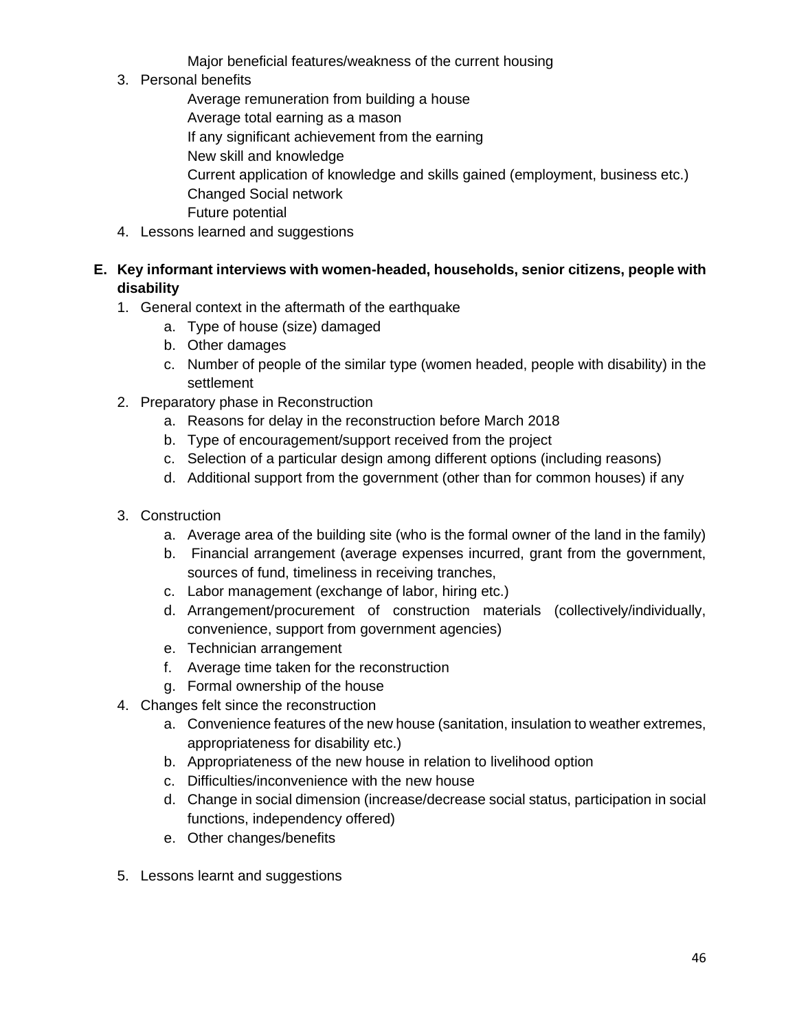Major beneficial features/weakness of the current housing

3. Personal benefits
   - Average remuneration from building a house
   - Average total earning as a mason
   - If any significant achievement from the earning
   - New skill and knowledge
   - Current application of knowledge and skills gained (employment, business etc.)
   - Changed Social network
   - Future potential
4. Lessons learned and suggestions

**E. Key informant interviews with women-headed, households, senior citizens, people with disability**

1. General context in the aftermath of the earthquake
   a. Type of house (size) damaged
   b. Other damages
   c. Number of people of the similar type (women headed, people with disability) in the settlement
2. Preparatory phase in Reconstruction
   a. Reasons for delay in the reconstruction before March 2018
   b. Type of encouragement/support received from the project
   c. Selection of a particular design among different options (including reasons)
   d. Additional support from the government (other than for common houses) if any
3. Construction
   a. Average area of the building site (who is the formal owner of the land in the family)
   b. Financial arrangement (average expenses incurred, grant from the government, sources of fund, timeliness in receiving tranches,
   c. Labor management (exchange of labor, hiring etc.)
   d. Arrangement/procurement of construction materials (collectively/individually, convenience, support from government agencies)
   e. Technician arrangement
   f. Average time taken for the reconstruction
   g. Formal ownership of the house
4. Changes felt since the reconstruction
   a. Convenience features of the new house (sanitation, insulation to weather extremes, appropriateness for disability etc.)
   b. Appropriateness of the new house in relation to livelihood option
   c. Difficulties/inconvenience with the new house
   d. Change in social dimension (increase/decrease social status, participation in social functions, independency offered)
   e. Other changes/benefits
5. Lessons learnt and suggestions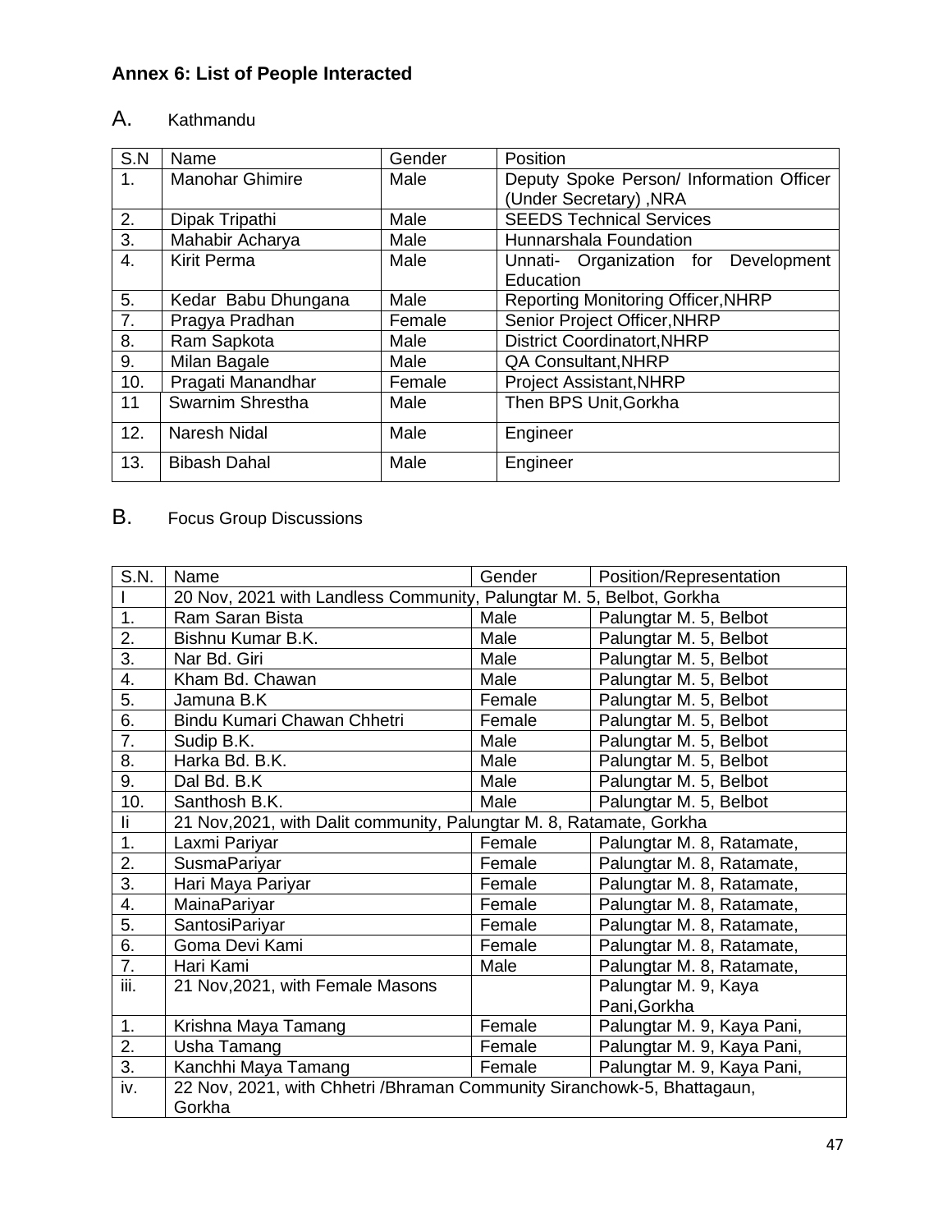**Annex 6: List of People Interacted**

A. Kathmandu

| S.N | Name | Gender | Position |
|---|---|---|---|
| 1. | Manohar Ghimire | Male | Deputy Spoke Person/ Information Officer (Under Secretary) ,NRA |
| 2. | Dipak Tripathi | Male | SEEDS Technical Services |
| 3. | Mahabir Acharya | Male | Hunnarshala Foundation |
| 4. | Kirit Perma | Male | Unnati- Organization for Development Education |
| 5. | Kedar Babu Dhungana | Male | Reporting Monitoring Officer,NHRP |
| 7. | Pragya Pradhan | Female | Senior Project Officer,NHRP |
| 8. | Ram Sapkota | Male | District Coordinatort,NHRP |
| 9. | Milan Bagale | Male | QA Consultant,NHRP |
| 10. | Pragati Manandhar | Female | Project Assistant,NHRP |
| 11 | Swarnim Shrestha | Male | Then BPS Unit,Gorkha |
| 12. | Naresh Nidal | Male | Engineer |
| 13. | Bibash Dahal | Male | Engineer |

B. Focus Group Discussions

| S.N. | Name | Gender | Position/Representation |
|---|---|---|---|
| I | 20 Nov, 2021 with Landless Community, Palungtar M. 5, Belbot, Gorkha | | |
| 1. | Ram Saran Bista | Male | Palungtar M. 5, Belbot |
| 2. | Bishnu Kumar B.K. | Male | Palungtar M. 5, Belbot |
| 3. | Nar Bd. Giri | Male | Palungtar M. 5, Belbot |
| 4. | Kham Bd. Chawan | Male | Palungtar M. 5, Belbot |
| 5. | Jamuna B.K | Female | Palungtar M. 5, Belbot |
| 6. | Bindu Kumari Chawan Chhetri | Female | Palungtar M. 5, Belbot |
| 7. | Sudip B.K. | Male | Palungtar M. 5, Belbot |
| 8. | Harka Bd. B.K. | Male | Palungtar M. 5, Belbot |
| 9. | Dal Bd. B.K | Male | Palungtar M. 5, Belbot |
| 10. | Santhosh B.K. | Male | Palungtar M. 5, Belbot |
| Ii | 21 Nov,2021, with Dalit community, Palungtar M. 8, Ratamate, Gorkha | | |
| 1. | Laxmi Pariyar | Female | Palungtar M. 8, Ratamate, |
| 2. | SusmaPariyar | Female | Palungtar M. 8, Ratamate, |
| 3. | Hari Maya Pariyar | Female | Palungtar M. 8, Ratamate, |
| 4. | MainaPariyar | Female | Palungtar M. 8, Ratamate, |
| 5. | SantosiPariyar | Female | Palungtar M. 8, Ratamate, |
| 6. | Goma Devi Kami | Female | Palungtar M. 8, Ratamate, |
| 7. | Hari Kami | Male | Palungtar M. 8, Ratamate, |
| iii. | 21 Nov,2021, with Female Masons | | Palungtar M. 9, Kaya Pani,Gorkha |
| 1. | Krishna Maya Tamang | Female | Palungtar M. 9, Kaya Pani, |
| 2. | Usha Tamang | Female | Palungtar M. 9, Kaya Pani, |
| 3. | Kanchhi Maya Tamang | Female | Palungtar M. 9, Kaya Pani, |
| iv. | 22 Nov, 2021, with Chhetri /Bhraman Community Siranchowk-5, Bhattagaun, Gorkha | | |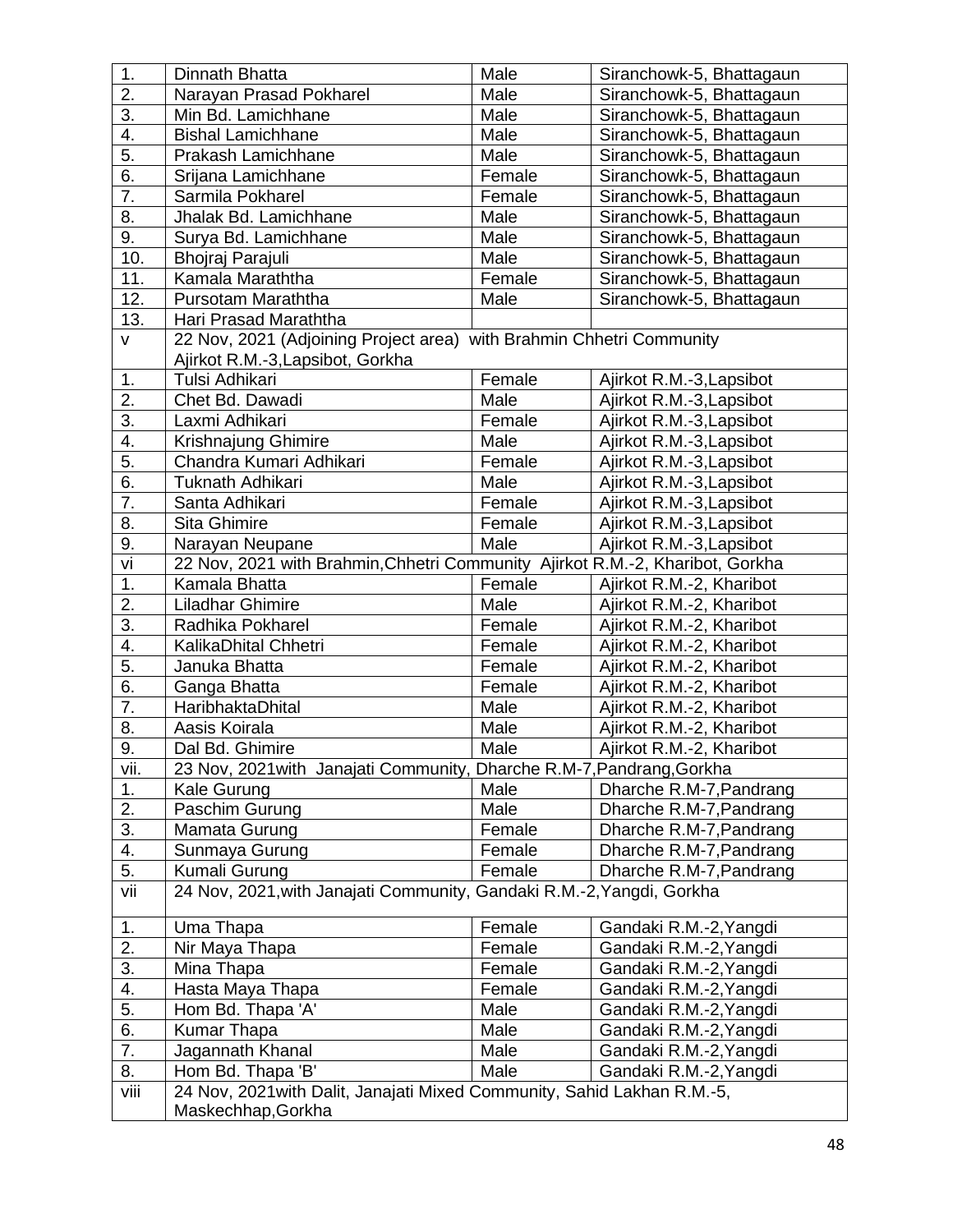| | | | |
|---|---|---|---|
| 1. | Dinnath Bhatta | Male | Siranchowk-5, Bhattagaun |
| 2. | Narayan Prasad Pokharel | Male | Siranchowk-5, Bhattagaun |
| 3. | Min Bd. Lamichhane | Male | Siranchowk-5, Bhattagaun |
| 4. | Bishal Lamichhane | Male | Siranchowk-5, Bhattagaun |
| 5. | Prakash Lamichhane | Male | Siranchowk-5, Bhattagaun |
| 6. | Srijana Lamichhane | Female | Siranchowk-5, Bhattagaun |
| 7. | Sarmila Pokharel | Female | Siranchowk-5, Bhattagaun |
| 8. | Jhalak Bd. Lamichhane | Male | Siranchowk-5, Bhattagaun |
| 9. | Surya Bd. Lamichhane | Male | Siranchowk-5, Bhattagaun |
| 10. | Bhojraj Parajuli | Male | Siranchowk-5, Bhattagaun |
| 11. | Kamala Maraththa | Female | Siranchowk-5, Bhattagaun |
| 12. | Pursotam Maraththa | Male | Siranchowk-5, Bhattagaun |
| 13. | Hari Prasad Maraththa | | |
| v | 22 Nov, 2021 (Adjoining Project area) with Brahmin Chhetri Community Ajirkot R.M.-3,Lapsibot, Gorkha | | |
| 1. | Tulsi Adhikari | Female | Ajirkot R.M.-3,Lapsibot |
| 2. | Chet Bd. Dawadi | Male | Ajirkot R.M.-3,Lapsibot |
| 3. | Laxmi Adhikari | Female | Ajirkot R.M.-3,Lapsibot |
| 4. | Krishnajung Ghimire | Male | Ajirkot R.M.-3,Lapsibot |
| 5. | Chandra Kumari Adhikari | Female | Ajirkot R.M.-3,Lapsibot |
| 6. | Tuknath Adhikari | Male | Ajirkot R.M.-3,Lapsibot |
| 7. | Santa Adhikari | Female | Ajirkot R.M.-3,Lapsibot |
| 8. | Sita Ghimire | Female | Ajirkot R.M.-3,Lapsibot |
| 9. | Narayan Neupane | Male | Ajirkot R.M.-3,Lapsibot |
| vi | 22 Nov, 2021 with Brahmin,Chhetri Community Ajirkot R.M.-2, Kharibot, Gorkha | | |
| 1. | Kamala Bhatta | Female | Ajirkot R.M.-2, Kharibot |
| 2. | Liladhar Ghimire | Male | Ajirkot R.M.-2, Kharibot |
| 3. | Radhika Pokharel | Female | Ajirkot R.M.-2, Kharibot |
| 4. | KalikaDhital Chhetri | Female | Ajirkot R.M.-2, Kharibot |
| 5. | Januka Bhatta | Female | Ajirkot R.M.-2, Kharibot |
| 6. | Ganga Bhatta | Female | Ajirkot R.M.-2, Kharibot |
| 7. | HaribhaktaDhital | Male | Ajirkot R.M.-2, Kharibot |
| 8. | Aasis Koirala | Male | Ajirkot R.M.-2, Kharibot |
| 9. | Dal Bd. Ghimire | Male | Ajirkot R.M.-2, Kharibot |
| vii. | 23 Nov, 2021with Janajati Community, Dharche R.M-7,Pandrang,Gorkha | | |
| 1. | Kale Gurung | Male | Dharche R.M-7,Pandrang |
| 2. | Paschim Gurung | Male | Dharche R.M-7,Pandrang |
| 3. | Mamata Gurung | Female | Dharche R.M-7,Pandrang |
| 4. | Sunmaya Gurung | Female | Dharche R.M-7,Pandrang |
| 5. | Kumali Gurung | Female | Dharche R.M-7,Pandrang |
| vii | 24 Nov, 2021,with Janajati Community, Gandaki R.M.-2,Yangdi, Gorkha | | |
| 1. | Uma Thapa | Female | Gandaki R.M.-2,Yangdi |
| 2. | Nir Maya Thapa | Female | Gandaki R.M.-2,Yangdi |
| 3. | Mina Thapa | Female | Gandaki R.M.-2,Yangdi |
| 4. | Hasta Maya Thapa | Female | Gandaki R.M.-2,Yangdi |
| 5. | Hom Bd. Thapa 'A' | Male | Gandaki R.M.-2,Yangdi |
| 6. | Kumar Thapa | Male | Gandaki R.M.-2,Yangdi |
| 7. | Jagannath Khanal | Male | Gandaki R.M.-2,Yangdi |
| 8. | Hom Bd. Thapa 'B' | Male | Gandaki R.M.-2,Yangdi |
| viii | 24 Nov, 2021with Dalit, Janajati Mixed Community, Sahid Lakhan R.M.-5, Maskechhap,Gorkha | | |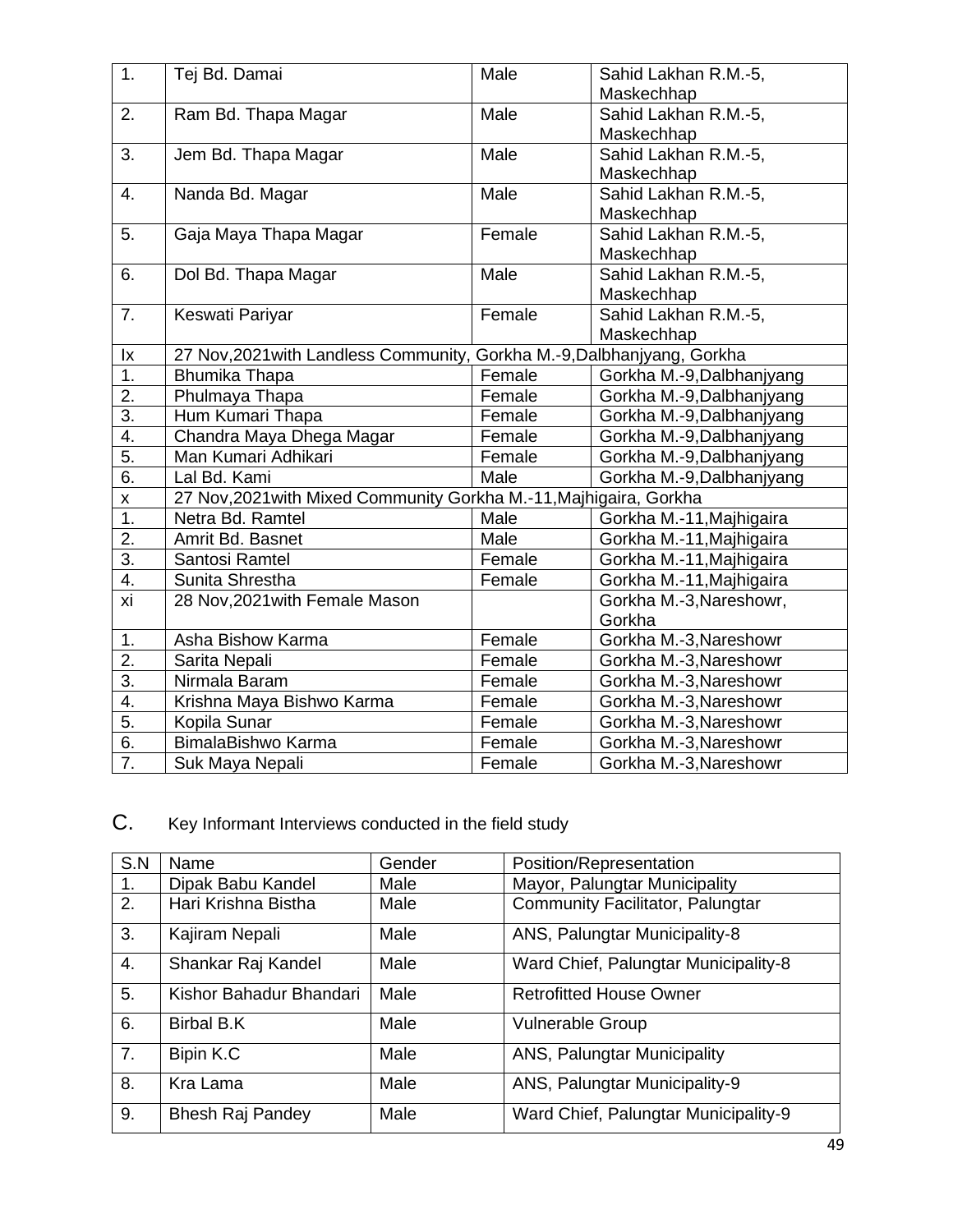| | | | |
|---|---|---|---|
| 1. | Tej Bd. Damai | Male | Sahid Lakhan R.M.-5, Maskechhap |
| 2. | Ram Bd. Thapa Magar | Male | Sahid Lakhan R.M.-5, Maskechhap |
| 3. | Jem Bd. Thapa Magar | Male | Sahid Lakhan R.M.-5, Maskechhap |
| 4. | Nanda Bd. Magar | Male | Sahid Lakhan R.M.-5, Maskechhap |
| 5. | Gaja Maya Thapa Magar | Female | Sahid Lakhan R.M.-5, Maskechhap |
| 6. | Dol Bd. Thapa Magar | Male | Sahid Lakhan R.M.-5, Maskechhap |
| 7. | Keswati Pariyar | Female | Sahid Lakhan R.M.-5, Maskechhap |
| Ix | 27 Nov,2021with Landless Community, Gorkha M.-9,Dalbhanjyang, Gorkha | | |
| 1. | Bhumika Thapa | Female | Gorkha M.-9,Dalbhanjyang |
| 2. | Phulmaya Thapa | Female | Gorkha M.-9,Dalbhanjyang |
| 3. | Hum Kumari Thapa | Female | Gorkha M.-9,Dalbhanjyang |
| 4. | Chandra Maya Dhega Magar | Female | Gorkha M.-9,Dalbhanjyang |
| 5. | Man Kumari Adhikari | Female | Gorkha M.-9,Dalbhanjyang |
| 6. | Lal Bd. Kami | Male | Gorkha M.-9,Dalbhanjyang |
| x | 27 Nov,2021with Mixed Community Gorkha M.-11,Majhigaira, Gorkha | | |
| 1. | Netra Bd. Ramtel | Male | Gorkha M.-11,Majhigaira |
| 2. | Amrit Bd. Basnet | Male | Gorkha M.-11,Majhigaira |
| 3. | Santosi Ramtel | Female | Gorkha M.-11,Majhigaira |
| 4. | Sunita Shrestha | Female | Gorkha M.-11,Majhigaira |
| xi | 28 Nov,2021with Female Mason | | Gorkha M.-3,Nareshowr, Gorkha |
| 1. | Asha Bishow Karma | Female | Gorkha M.-3,Nareshowr |
| 2. | Sarita Nepali | Female | Gorkha M.-3,Nareshowr |
| 3. | Nirmala Baram | Female | Gorkha M.-3,Nareshowr |
| 4. | Krishna Maya Bishwo Karma | Female | Gorkha M.-3,Nareshowr |
| 5. | Kopila Sunar | Female | Gorkha M.-3,Nareshowr |
| 6. | BimalaBishwo Karma | Female | Gorkha M.-3,Nareshowr |
| 7. | Suk Maya Nepali | Female | Gorkha M.-3,Nareshowr |

C. Key Informant Interviews conducted in the field study

| S.N | Name | Gender | Position/Representation |
|---|---|---|---|
| 1. | Dipak Babu Kandel | Male | Mayor, Palungtar Municipality |
| 2. | Hari Krishna Bistha | Male | Community Facilitator, Palungtar |
| 3. | Kajiram Nepali | Male | ANS, Palungtar Municipality-8 |
| 4. | Shankar Raj Kandel | Male | Ward Chief, Palungtar Municipality-8 |
| 5. | Kishor Bahadur Bhandari | Male | Retrofitted House Owner |
| 6. | Birbal B.K | Male | Vulnerable Group |
| 7. | Bipin K.C | Male | ANS, Palungtar Municipality |
| 8. | Kra Lama | Male | ANS, Palungtar Municipality-9 |
| 9. | Bhesh Raj Pandey | Male | Ward Chief, Palungtar Municipality-9 |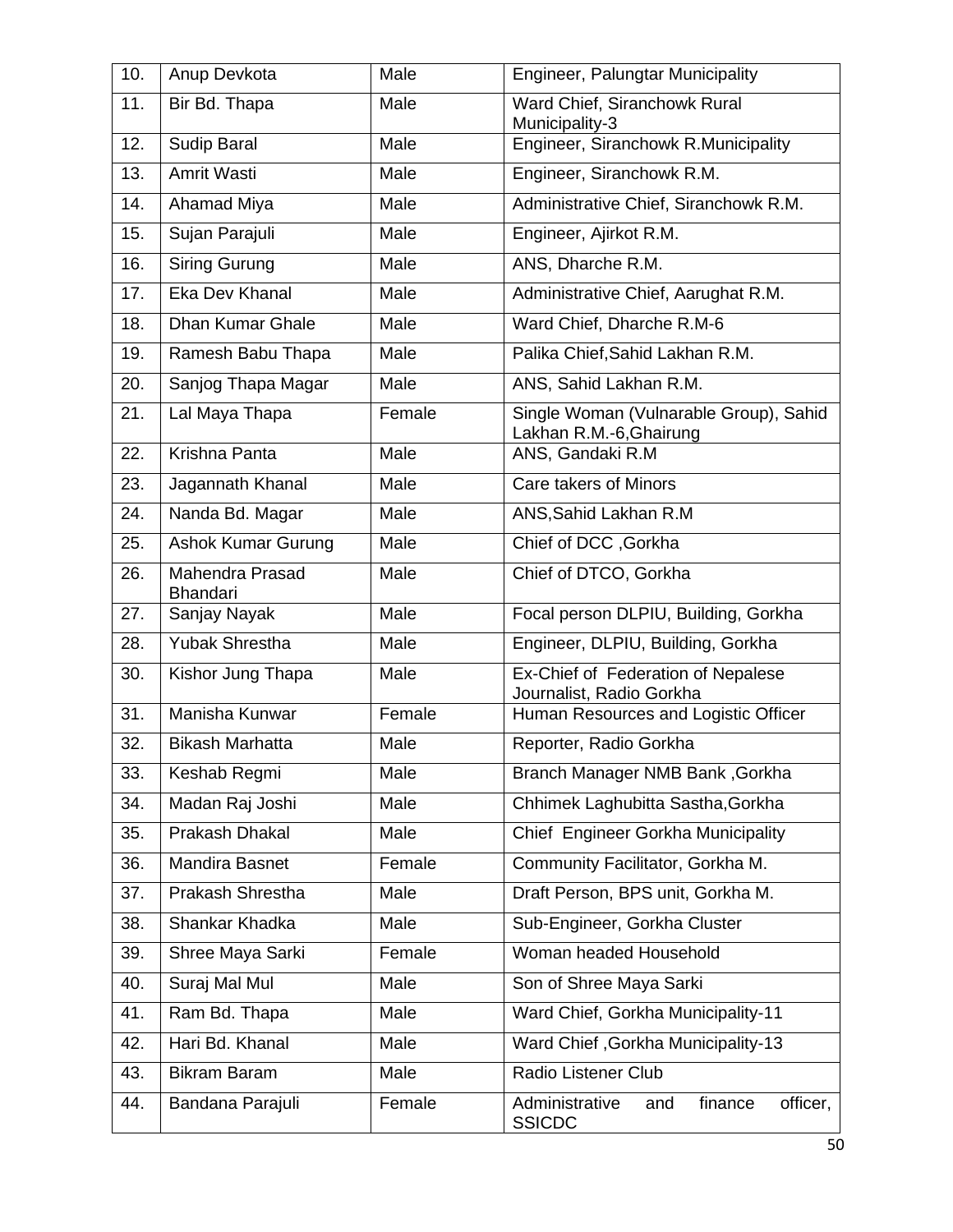| 10. | Anup Devkota | Male | Engineer, Palungtar Municipality |
|---|---|---|---|
| 11. | Bir Bd. Thapa | Male | Ward Chief, Siranchowk Rural Municipality-3 |
| 12. | Sudip Baral | Male | Engineer, Siranchowk R.Municipality |
| 13. | Amrit Wasti | Male | Engineer, Siranchowk R.M. |
| 14. | Ahamad Miya | Male | Administrative Chief, Siranchowk R.M. |
| 15. | Sujan Parajuli | Male | Engineer, Ajirkot R.M. |
| 16. | Siring Gurung | Male | ANS, Dharche R.M. |
| 17. | Eka Dev Khanal | Male | Administrative Chief, Aarughat R.M. |
| 18. | Dhan Kumar Ghale | Male | Ward Chief, Dharche R.M-6 |
| 19. | Ramesh Babu Thapa | Male | Palika Chief,Sahid Lakhan R.M. |
| 20. | Sanjog Thapa Magar | Male | ANS, Sahid Lakhan R.M. |
| 21. | Lal Maya Thapa | Female | Single Woman (Vulnarable Group), Sahid Lakhan R.M.-6,Ghairung |
| 22. | Krishna Panta | Male | ANS, Gandaki R.M |
| 23. | Jagannath Khanal | Male | Care takers of Minors |
| 24. | Nanda Bd. Magar | Male | ANS,Sahid Lakhan R.M |
| 25. | Ashok Kumar Gurung | Male | Chief of DCC ,Gorkha |
| 26. | Mahendra Prasad Bhandari | Male | Chief of DTCO, Gorkha |
| 27. | Sanjay Nayak | Male | Focal person DLPIU, Building, Gorkha |
| 28. | Yubak Shrestha | Male | Engineer, DLPIU, Building, Gorkha |
| 30. | Kishor Jung Thapa | Male | Ex-Chief of Federation of Nepalese Journalist, Radio Gorkha |
| 31. | Manisha Kunwar | Female | Human Resources and Logistic Officer |
| 32. | Bikash Marhatta | Male | Reporter, Radio Gorkha |
| 33. | Keshab Regmi | Male | Branch Manager NMB Bank ,Gorkha |
| 34. | Madan Raj Joshi | Male | Chhimek Laghubitta Sastha,Gorkha |
| 35. | Prakash Dhakal | Male | Chief Engineer Gorkha Municipality |
| 36. | Mandira Basnet | Female | Community Facilitator, Gorkha M. |
| 37. | Prakash Shrestha | Male | Draft Person, BPS unit, Gorkha M. |
| 38. | Shankar Khadka | Male | Sub-Engineer, Gorkha Cluster |
| 39. | Shree Maya Sarki | Female | Woman headed Household |
| 40. | Suraj Mal Mul | Male | Son of Shree Maya Sarki |
| 41. | Ram Bd. Thapa | Male | Ward Chief, Gorkha Municipality-11 |
| 42. | Hari Bd. Khanal | Male | Ward Chief ,Gorkha Municipality-13 |
| 43. | Bikram Baram | Male | Radio Listener Club |
| 44. | Bandana Parajuli | Female | Administrative and finance officer, SSICDC |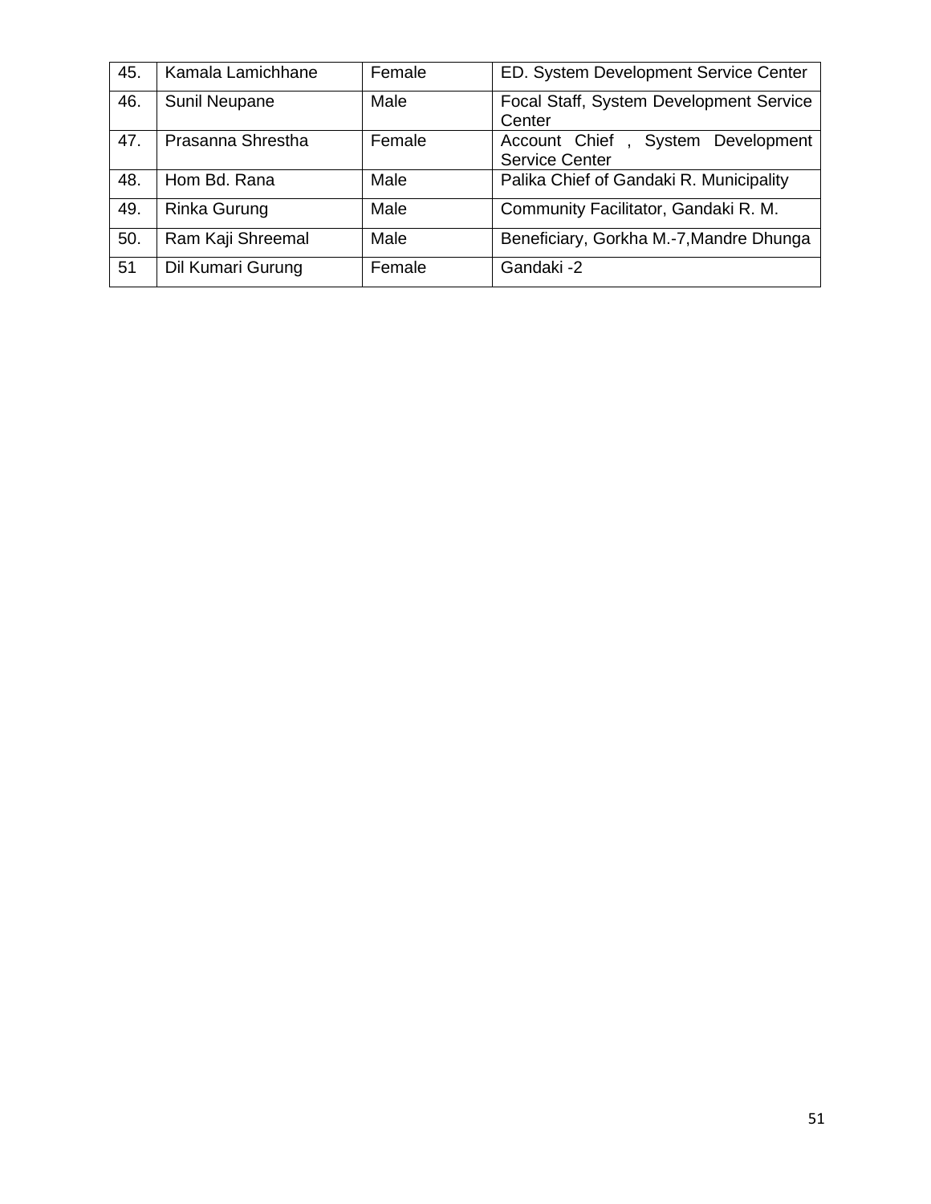| 45. | Kamala Lamichhane | Female | ED. System Development Service Center |
|---|---|---|---|
| 46. | Sunil Neupane | Male | Focal Staff, System Development Service Center |
| 47. | Prasanna Shrestha | Female | Account Chief , System Development Service Center |
| 48. | Hom Bd. Rana | Male | Palika Chief of Gandaki R. Municipality |
| 49. | Rinka Gurung | Male | Community Facilitator, Gandaki R. M. |
| 50. | Ram Kaji Shreemal | Male | Beneficiary, Gorkha M.-7,Mandre Dhunga |
| 51 | Dil Kumari Gurung | Female | Gandaki -2 |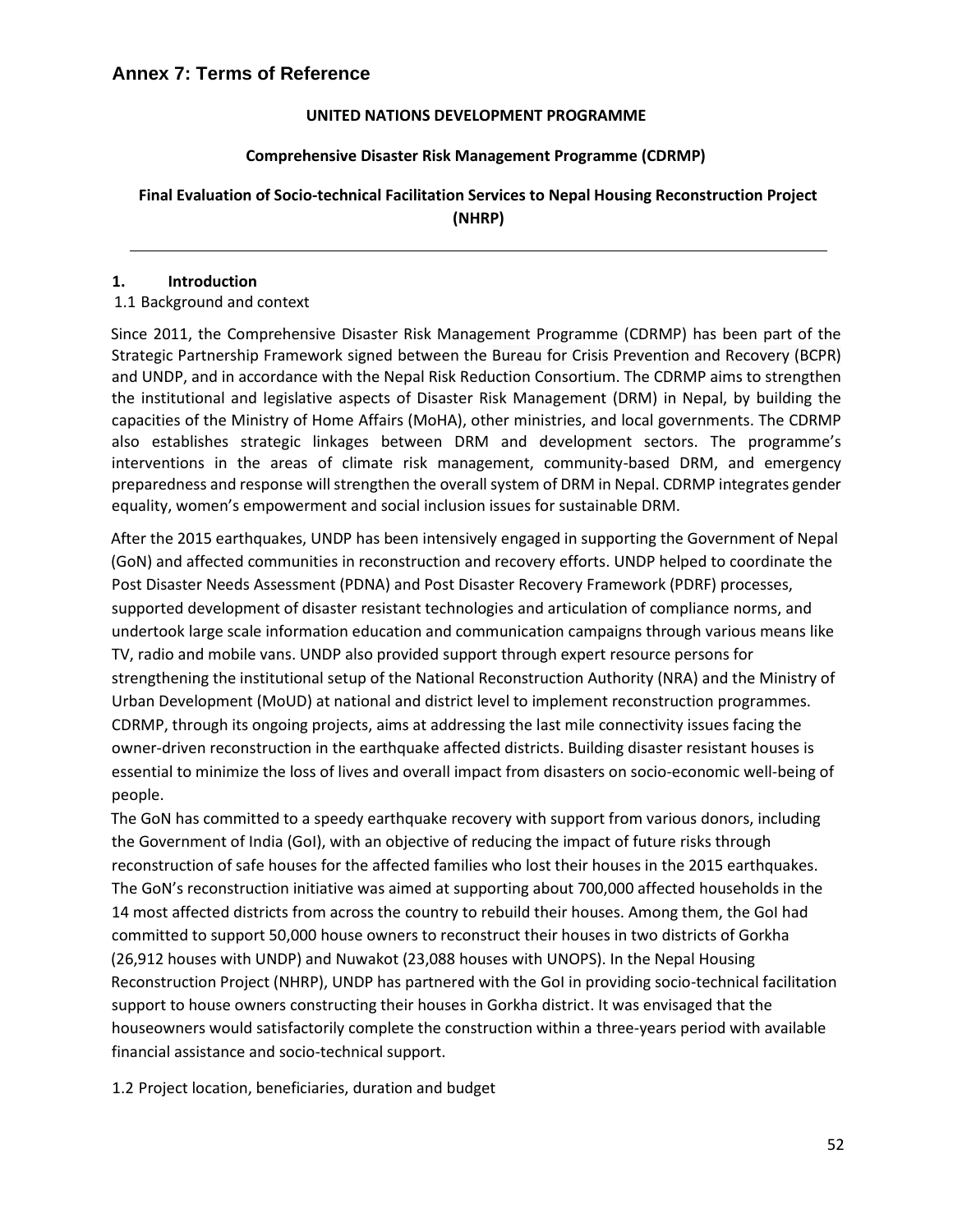## Annex 7: Terms of Reference

**UNITED NATIONS DEVELOPMENT PROGRAMME**

**Comprehensive Disaster Risk Management Programme (CDRMP)**

**Final Evaluation of Socio-technical Facilitation Services to Nepal Housing Reconstruction Project (NHRP)**

---

### 1. Introduction

1.1 Background and context

Since 2011, the Comprehensive Disaster Risk Management Programme (CDRMP) has been part of the Strategic Partnership Framework signed between the Bureau for Crisis Prevention and Recovery (BCPR) and UNDP, and in accordance with the Nepal Risk Reduction Consortium. The CDRMP aims to strengthen the institutional and legislative aspects of Disaster Risk Management (DRM) in Nepal, by building the capacities of the Ministry of Home Affairs (MoHA), other ministries, and local governments. The CDRMP also establishes strategic linkages between DRM and development sectors. The programme's interventions in the areas of climate risk management, community-based DRM, and emergency preparedness and response will strengthen the overall system of DRM in Nepal. CDRMP integrates gender equality, women's empowerment and social inclusion issues for sustainable DRM.

After the 2015 earthquakes, UNDP has been intensively engaged in supporting the Government of Nepal (GoN) and affected communities in reconstruction and recovery efforts. UNDP helped to coordinate the Post Disaster Needs Assessment (PDNA) and Post Disaster Recovery Framework (PDRF) processes, supported development of disaster resistant technologies and articulation of compliance norms, and undertook large scale information education and communication campaigns through various means like TV, radio and mobile vans. UNDP also provided support through expert resource persons for strengthening the institutional setup of the National Reconstruction Authority (NRA) and the Ministry of Urban Development (MoUD) at national and district level to implement reconstruction programmes. CDRMP, through its ongoing projects, aims at addressing the last mile connectivity issues facing the owner-driven reconstruction in the earthquake affected districts. Building disaster resistant houses is essential to minimize the loss of lives and overall impact from disasters on socio-economic well-being of people.

The GoN has committed to a speedy earthquake recovery with support from various donors, including the Government of India (GoI), with an objective of reducing the impact of future risks through reconstruction of safe houses for the affected families who lost their houses in the 2015 earthquakes. The GoN's reconstruction initiative was aimed at supporting about 700,000 affected households in the 14 most affected districts from across the country to rebuild their houses. Among them, the GoI had committed to support 50,000 house owners to reconstruct their houses in two districts of Gorkha (26,912 houses with UNDP) and Nuwakot (23,088 houses with UNOPS). In the Nepal Housing Reconstruction Project (NHRP), UNDP has partnered with the GoI in providing socio-technical facilitation support to house owners constructing their houses in Gorkha district. It was envisaged that the houseowners would satisfactorily complete the construction within a three-years period with available financial assistance and socio-technical support.

1.2 Project location, beneficiaries, duration and budget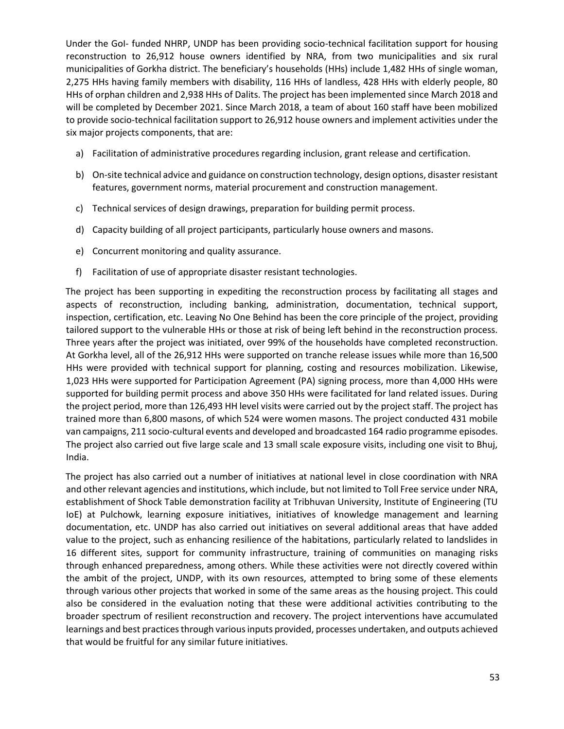Under the GoI- funded NHRP, UNDP has been providing socio-technical facilitation support for housing reconstruction to 26,912 house owners identified by NRA, from two municipalities and six rural municipalities of Gorkha district. The beneficiary's households (HHs) include 1,482 HHs of single woman, 2,275 HHs having family members with disability, 116 HHs of landless, 428 HHs with elderly people, 80 HHs of orphan children and 2,938 HHs of Dalits. The project has been implemented since March 2018 and will be completed by December 2021. Since March 2018, a team of about 160 staff have been mobilized to provide socio-technical facilitation support to 26,912 house owners and implement activities under the six major projects components, that are:

a) Facilitation of administrative procedures regarding inclusion, grant release and certification.

b) On-site technical advice and guidance on construction technology, design options, disaster resistant features, government norms, material procurement and construction management.

c) Technical services of design drawings, preparation for building permit process.

d) Capacity building of all project participants, particularly house owners and masons.

e) Concurrent monitoring and quality assurance.

f) Facilitation of use of appropriate disaster resistant technologies.

The project has been supporting in expediting the reconstruction process by facilitating all stages and aspects of reconstruction, including banking, administration, documentation, technical support, inspection, certification, etc. Leaving No One Behind has been the core principle of the project, providing tailored support to the vulnerable HHs or those at risk of being left behind in the reconstruction process. Three years after the project was initiated, over 99% of the households have completed reconstruction. At Gorkha level, all of the 26,912 HHs were supported on tranche release issues while more than 16,500 HHs were provided with technical support for planning, costing and resources mobilization. Likewise, 1,023 HHs were supported for Participation Agreement (PA) signing process, more than 4,000 HHs were supported for building permit process and above 350 HHs were facilitated for land related issues. During the project period, more than 126,493 HH level visits were carried out by the project staff. The project has trained more than 6,800 masons, of which 524 were women masons. The project conducted 431 mobile van campaigns, 211 socio-cultural events and developed and broadcasted 164 radio programme episodes. The project also carried out five large scale and 13 small scale exposure visits, including one visit to Bhuj, India.

The project has also carried out a number of initiatives at national level in close coordination with NRA and other relevant agencies and institutions, which include, but not limited to Toll Free service under NRA, establishment of Shock Table demonstration facility at Tribhuvan University, Institute of Engineering (TU IoE) at Pulchowk, learning exposure initiatives, initiatives of knowledge management and learning documentation, etc. UNDP has also carried out initiatives on several additional areas that have added value to the project, such as enhancing resilience of the habitations, particularly related to landslides in 16 different sites, support for community infrastructure, training of communities on managing risks through enhanced preparedness, among others. While these activities were not directly covered within the ambit of the project, UNDP, with its own resources, attempted to bring some of these elements through various other projects that worked in some of the same areas as the housing project. This could also be considered in the evaluation noting that these were additional activities contributing to the broader spectrum of resilient reconstruction and recovery. The project interventions have accumulated learnings and best practices through various inputs provided, processes undertaken, and outputs achieved that would be fruitful for any similar future initiatives.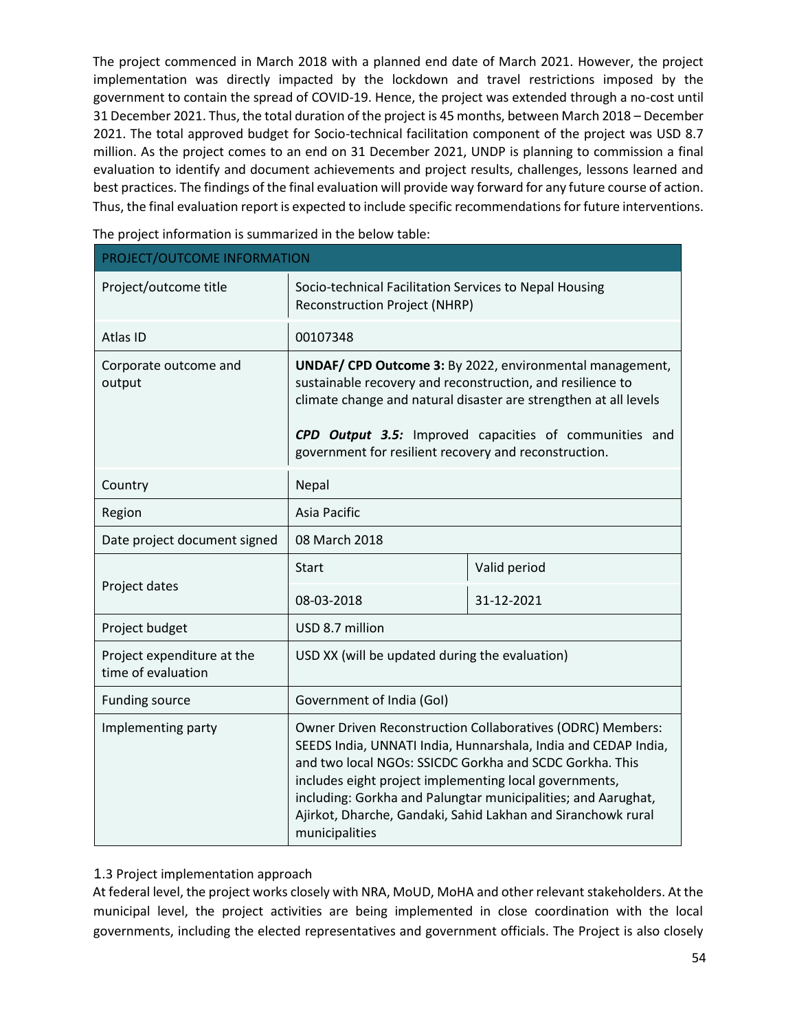The project commenced in March 2018 with a planned end date of March 2021. However, the project implementation was directly impacted by the lockdown and travel restrictions imposed by the government to contain the spread of COVID-19. Hence, the project was extended through a no-cost until 31 December 2021. Thus, the total duration of the project is 45 months, between March 2018 – December 2021. The total approved budget for Socio-technical facilitation component of the project was USD 8.7 million. As the project comes to an end on 31 December 2021, UNDP is planning to commission a final evaluation to identify and document achievements and project results, challenges, lessons learned and best practices. The findings of the final evaluation will provide way forward for any future course of action. Thus, the final evaluation report is expected to include specific recommendations for future interventions.

The project information is summarized in the below table:

| PROJECT/OUTCOME INFORMATION | | |
|---|---|---|
| Project/outcome title | Socio-technical Facilitation Services to Nepal Housing Reconstruction Project (NHRP) | |
| Atlas ID | 00107348 | |
| Corporate outcome and output | **UNDAF/ CPD Outcome 3:** By 2022, environmental management, sustainable recovery and reconstruction, and resilience to climate change and natural disaster are strengthen at all levels<br><br>***CPD Output 3.5:*** Improved capacities of communities and government for resilient recovery and reconstruction. | |
| Country | Nepal | |
| Region | Asia Pacific | |
| Date project document signed | 08 March 2018 | |
| Project dates | Start | Valid period |
| | 08-03-2018 | 31-12-2021 |
| Project budget | USD 8.7 million | |
| Project expenditure at the time of evaluation | USD XX (will be updated during the evaluation) | |
| Funding source | Government of India (GoI) | |
| Implementing party | Owner Driven Reconstruction Collaboratives (ODRC) Members: SEEDS India, UNNATI India, Hunnarshala, India and CEDAP India, and two local NGOs: SSICDC Gorkha and SCDC Gorkha. This includes eight project implementing local governments, including: Gorkha and Palungtar municipalities; and Aarughat, Ajirkot, Dharche, Gandaki, Sahid Lakhan and Siranchowk rural municipalities | |

### 1.3 Project implementation approach

At federal level, the project works closely with NRA, MoUD, MoHA and other relevant stakeholders. At the municipal level, the project activities are being implemented in close coordination with the local governments, including the elected representatives and government officials. The Project is also closely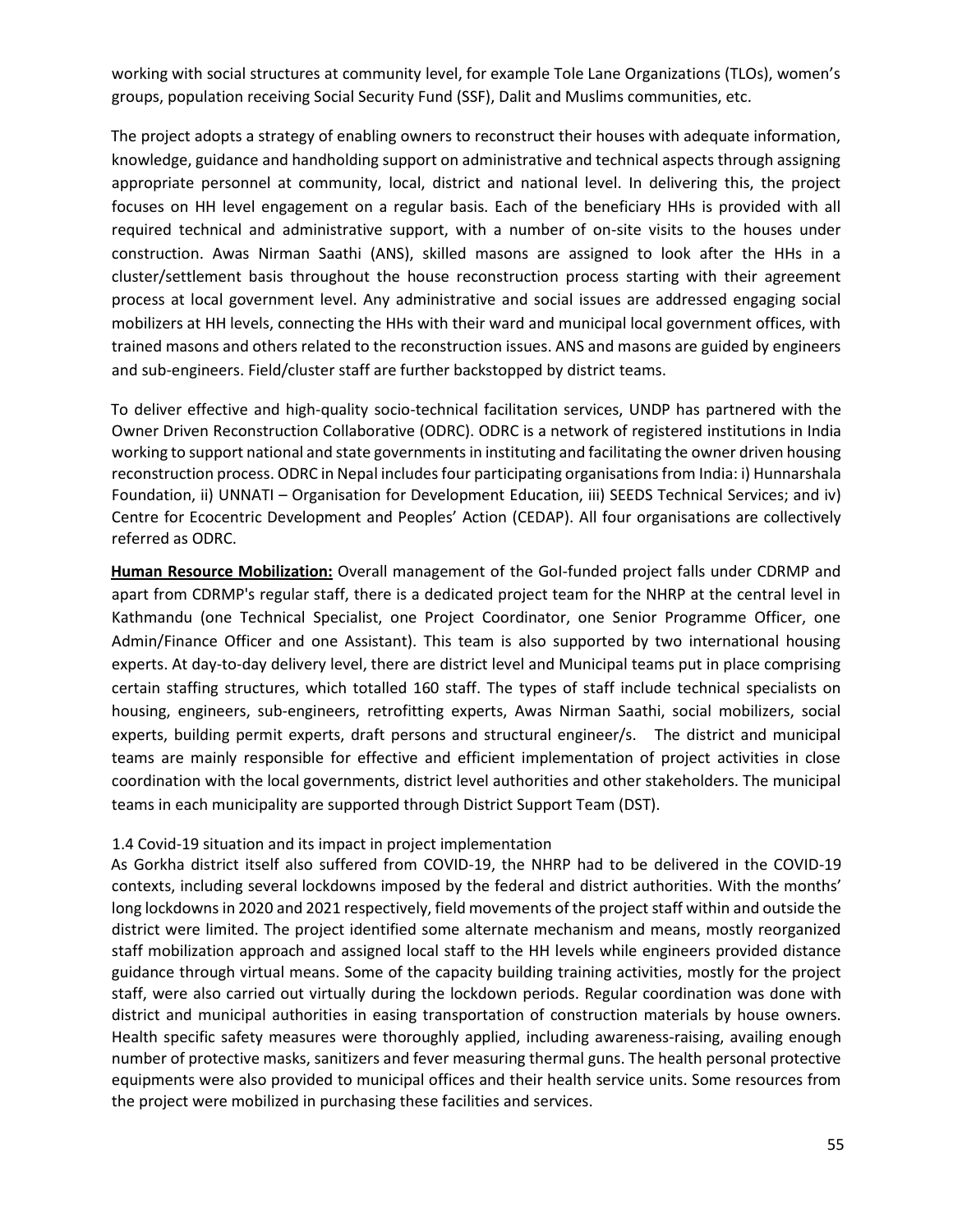working with social structures at community level, for example Tole Lane Organizations (TLOs), women's groups, population receiving Social Security Fund (SSF), Dalit and Muslims communities, etc.

The project adopts a strategy of enabling owners to reconstruct their houses with adequate information, knowledge, guidance and handholding support on administrative and technical aspects through assigning appropriate personnel at community, local, district and national level. In delivering this, the project focuses on HH level engagement on a regular basis. Each of the beneficiary HHs is provided with all required technical and administrative support, with a number of on-site visits to the houses under construction. Awas Nirman Saathi (ANS), skilled masons are assigned to look after the HHs in a cluster/settlement basis throughout the house reconstruction process starting with their agreement process at local government level. Any administrative and social issues are addressed engaging social mobilizers at HH levels, connecting the HHs with their ward and municipal local government offices, with trained masons and others related to the reconstruction issues. ANS and masons are guided by engineers and sub-engineers. Field/cluster staff are further backstopped by district teams.

To deliver effective and high-quality socio-technical facilitation services, UNDP has partnered with the Owner Driven Reconstruction Collaborative (ODRC). ODRC is a network of registered institutions in India working to support national and state governments in instituting and facilitating the owner driven housing reconstruction process. ODRC in Nepal includes four participating organisations from India: i) Hunnarshala Foundation, ii) UNNATI – Organisation for Development Education, iii) SEEDS Technical Services; and iv) Centre for Ecocentric Development and Peoples' Action (CEDAP). All four organisations are collectively referred as ODRC.

**Human Resource Mobilization:** Overall management of the GoI-funded project falls under CDRMP and apart from CDRMP's regular staff, there is a dedicated project team for the NHRP at the central level in Kathmandu (one Technical Specialist, one Project Coordinator, one Senior Programme Officer, one Admin/Finance Officer and one Assistant). This team is also supported by two international housing experts. At day-to-day delivery level, there are district level and Municipal teams put in place comprising certain staffing structures, which totalled 160 staff. The types of staff include technical specialists on housing, engineers, sub-engineers, retrofitting experts, Awas Nirman Saathi, social mobilizers, social experts, building permit experts, draft persons and structural engineer/s. The district and municipal teams are mainly responsible for effective and efficient implementation of project activities in close coordination with the local governments, district level authorities and other stakeholders. The municipal teams in each municipality are supported through District Support Team (DST).

### 1.4 Covid-19 situation and its impact in project implementation

As Gorkha district itself also suffered from COVID-19, the NHRP had to be delivered in the COVID-19 contexts, including several lockdowns imposed by the federal and district authorities. With the months' long lockdowns in 2020 and 2021 respectively, field movements of the project staff within and outside the district were limited. The project identified some alternate mechanism and means, mostly reorganized staff mobilization approach and assigned local staff to the HH levels while engineers provided distance guidance through virtual means. Some of the capacity building training activities, mostly for the project staff, were also carried out virtually during the lockdown periods. Regular coordination was done with district and municipal authorities in easing transportation of construction materials by house owners. Health specific safety measures were thoroughly applied, including awareness-raising, availing enough number of protective masks, sanitizers and fever measuring thermal guns. The health personal protective equipments were also provided to municipal offices and their health service units. Some resources from the project were mobilized in purchasing these facilities and services.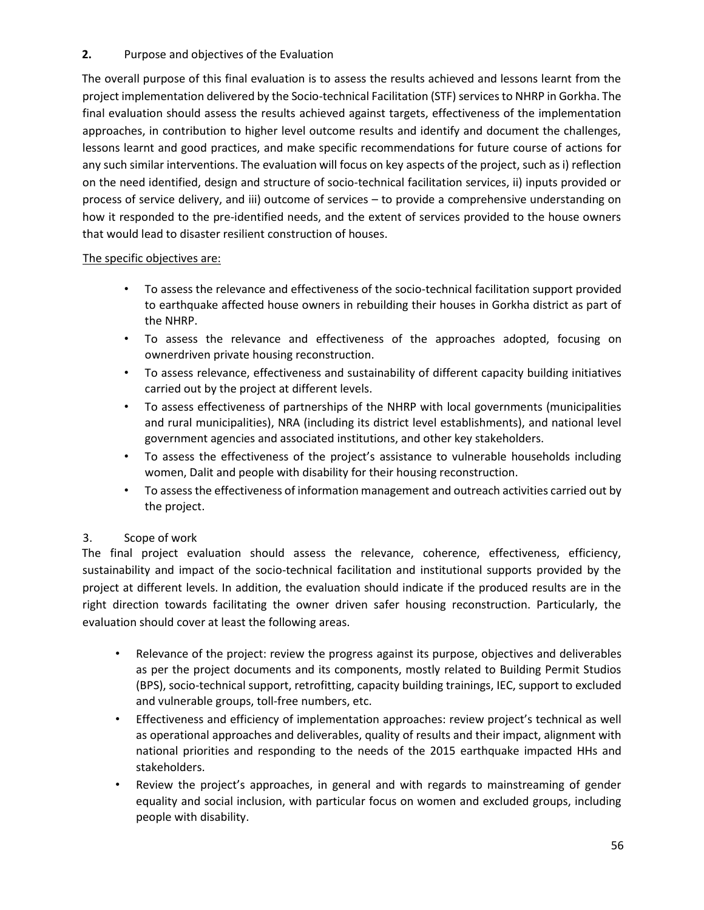## 2. Purpose and objectives of the Evaluation

The overall purpose of this final evaluation is to assess the results achieved and lessons learnt from the project implementation delivered by the Socio-technical Facilitation (STF) services to NHRP in Gorkha. The final evaluation should assess the results achieved against targets, effectiveness of the implementation approaches, in contribution to higher level outcome results and identify and document the challenges, lessons learnt and good practices, and make specific recommendations for future course of actions for any such similar interventions. The evaluation will focus on key aspects of the project, such as i) reflection on the need identified, design and structure of socio-technical facilitation services, ii) inputs provided or process of service delivery, and iii) outcome of services – to provide a comprehensive understanding on how it responded to the pre-identified needs, and the extent of services provided to the house owners that would lead to disaster resilient construction of houses.

<u>The specific objectives are:</u>

- To assess the relevance and effectiveness of the socio-technical facilitation support provided to earthquake affected house owners in rebuilding their houses in Gorkha district as part of the NHRP.
- To assess the relevance and effectiveness of the approaches adopted, focusing on ownerdriven private housing reconstruction.
- To assess relevance, effectiveness and sustainability of different capacity building initiatives carried out by the project at different levels.
- To assess effectiveness of partnerships of the NHRP with local governments (municipalities and rural municipalities), NRA (including its district level establishments), and national level government agencies and associated institutions, and other key stakeholders.
- To assess the effectiveness of the project's assistance to vulnerable households including women, Dalit and people with disability for their housing reconstruction.
- To assess the effectiveness of information management and outreach activities carried out by the project.

## 3. Scope of work

The final project evaluation should assess the relevance, coherence, effectiveness, efficiency, sustainability and impact of the socio-technical facilitation and institutional supports provided by the project at different levels. In addition, the evaluation should indicate if the produced results are in the right direction towards facilitating the owner driven safer housing reconstruction. Particularly, the evaluation should cover at least the following areas.

- Relevance of the project: review the progress against its purpose, objectives and deliverables as per the project documents and its components, mostly related to Building Permit Studios (BPS), socio-technical support, retrofitting, capacity building trainings, IEC, support to excluded and vulnerable groups, toll-free numbers, etc.
- Effectiveness and efficiency of implementation approaches: review project's technical as well as operational approaches and deliverables, quality of results and their impact, alignment with national priorities and responding to the needs of the 2015 earthquake impacted HHs and stakeholders.
- Review the project's approaches, in general and with regards to mainstreaming of gender equality and social inclusion, with particular focus on women and excluded groups, including people with disability.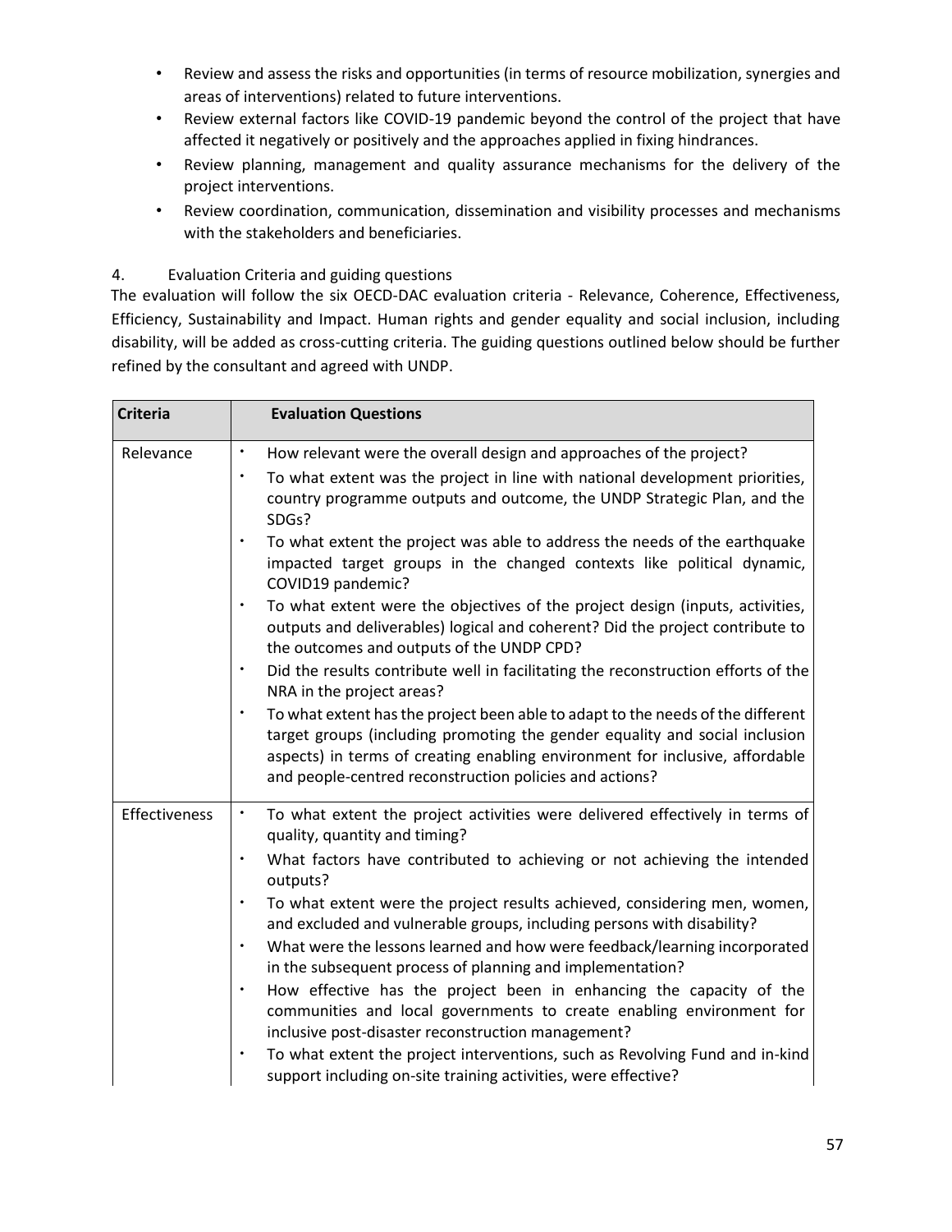- Review and assess the risks and opportunities (in terms of resource mobilization, synergies and areas of interventions) related to future interventions.
- Review external factors like COVID-19 pandemic beyond the control of the project that have affected it negatively or positively and the approaches applied in fixing hindrances.
- Review planning, management and quality assurance mechanisms for the delivery of the project interventions.
- Review coordination, communication, dissemination and visibility processes and mechanisms with the stakeholders and beneficiaries.

4. Evaluation Criteria and guiding questions

The evaluation will follow the six OECD-DAC evaluation criteria - Relevance, Coherence, Effectiveness, Efficiency, Sustainability and Impact. Human rights and gender equality and social inclusion, including disability, will be added as cross-cutting criteria. The guiding questions outlined below should be further refined by the consultant and agreed with UNDP.

| Criteria | Evaluation Questions |
|---|---|
| Relevance | • How relevant were the overall design and approaches of the project?<br>• To what extent was the project in line with national development priorities, country programme outputs and outcome, the UNDP Strategic Plan, and the SDGs?<br>• To what extent the project was able to address the needs of the earthquake impacted target groups in the changed contexts like political dynamic, COVID19 pandemic?<br>• To what extent were the objectives of the project design (inputs, activities, outputs and deliverables) logical and coherent? Did the project contribute to the outcomes and outputs of the UNDP CPD?<br>• Did the results contribute well in facilitating the reconstruction efforts of the NRA in the project areas?<br>• To what extent has the project been able to adapt to the needs of the different target groups (including promoting the gender equality and social inclusion aspects) in terms of creating enabling environment for inclusive, affordable and people-centred reconstruction policies and actions? |
| Effectiveness | • To what extent the project activities were delivered effectively in terms of quality, quantity and timing?<br>• What factors have contributed to achieving or not achieving the intended outputs?<br>• To what extent were the project results achieved, considering men, women, and excluded and vulnerable groups, including persons with disability?<br>• What were the lessons learned and how were feedback/learning incorporated in the subsequent process of planning and implementation?<br>• How effective has the project been in enhancing the capacity of the communities and local governments to create enabling environment for inclusive post-disaster reconstruction management?<br>• To what extent the project interventions, such as Revolving Fund and in-kind support including on-site training activities, were effective? |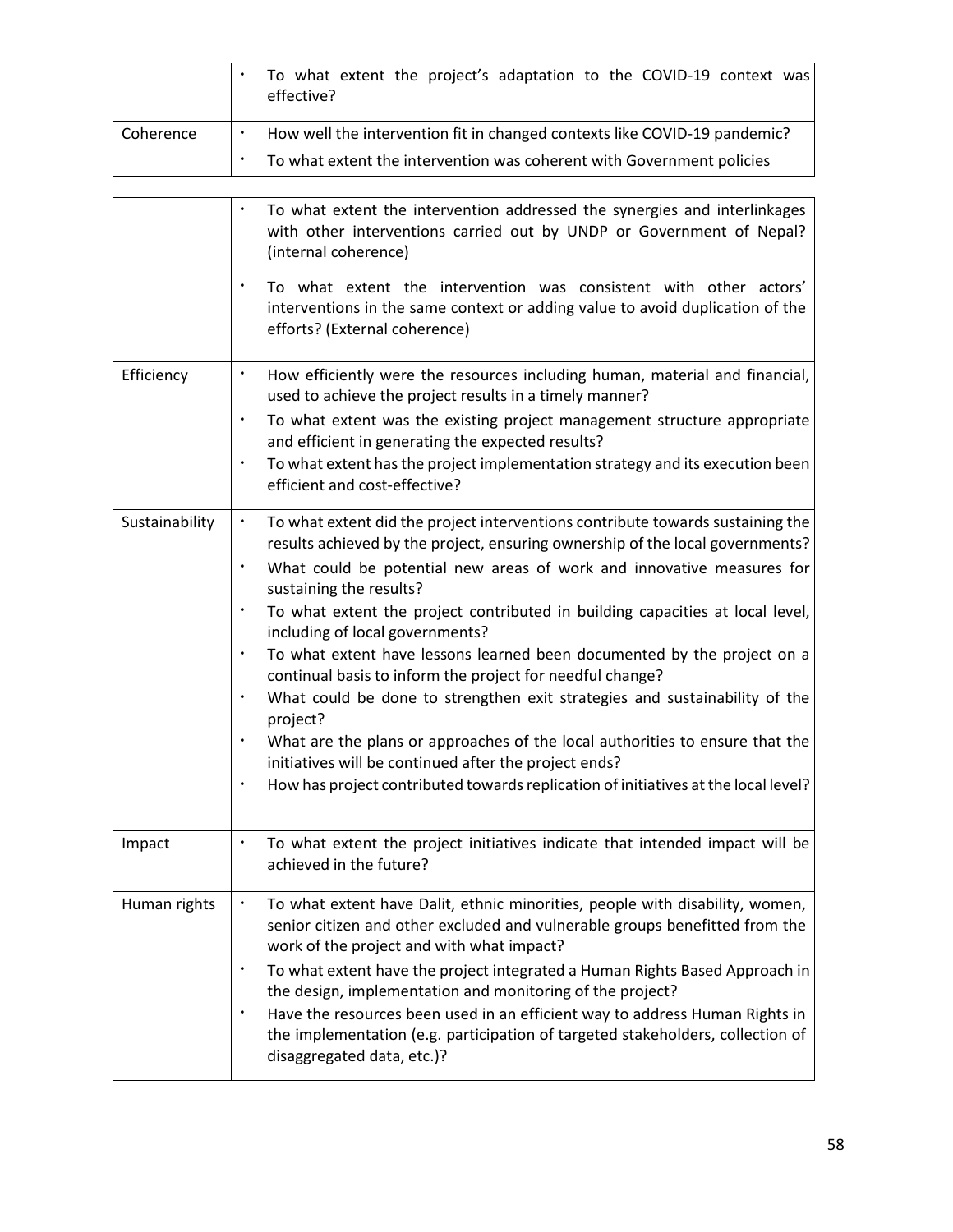| | |
|---|---|
| | • To what extent the project's adaptation to the COVID-19 context was effective? |
| Coherence | • How well the intervention fit in changed contexts like COVID-19 pandemic?<br>• To what extent the intervention was coherent with Government policies<br>• To what extent the intervention addressed the synergies and interlinkages with other interventions carried out by UNDP or Government of Nepal? (internal coherence)<br>• To what extent the intervention was consistent with other actors' interventions in the same context or adding value to avoid duplication of the efforts? (External coherence) |
| Efficiency | • How efficiently were the resources including human, material and financial, used to achieve the project results in a timely manner?<br>• To what extent was the existing project management structure appropriate and efficient in generating the expected results?<br>• To what extent has the project implementation strategy and its execution been efficient and cost-effective? |
| Sustainability | • To what extent did the project interventions contribute towards sustaining the results achieved by the project, ensuring ownership of the local governments?<br>• What could be potential new areas of work and innovative measures for sustaining the results?<br>• To what extent the project contributed in building capacities at local level, including of local governments?<br>• To what extent have lessons learned been documented by the project on a continual basis to inform the project for needful change?<br>• What could be done to strengthen exit strategies and sustainability of the project?<br>• What are the plans or approaches of the local authorities to ensure that the initiatives will be continued after the project ends?<br>• How has project contributed towards replication of initiatives at the local level? |
| Impact | • To what extent the project initiatives indicate that intended impact will be achieved in the future? |
| Human rights | • To what extent have Dalit, ethnic minorities, people with disability, women, senior citizen and other excluded and vulnerable groups benefitted from the work of the project and with what impact?<br>• To what extent have the project integrated a Human Rights Based Approach in the design, implementation and monitoring of the project?<br>• Have the resources been used in an efficient way to address Human Rights in the implementation (e.g. participation of targeted stakeholders, collection of disaggregated data, etc.)? |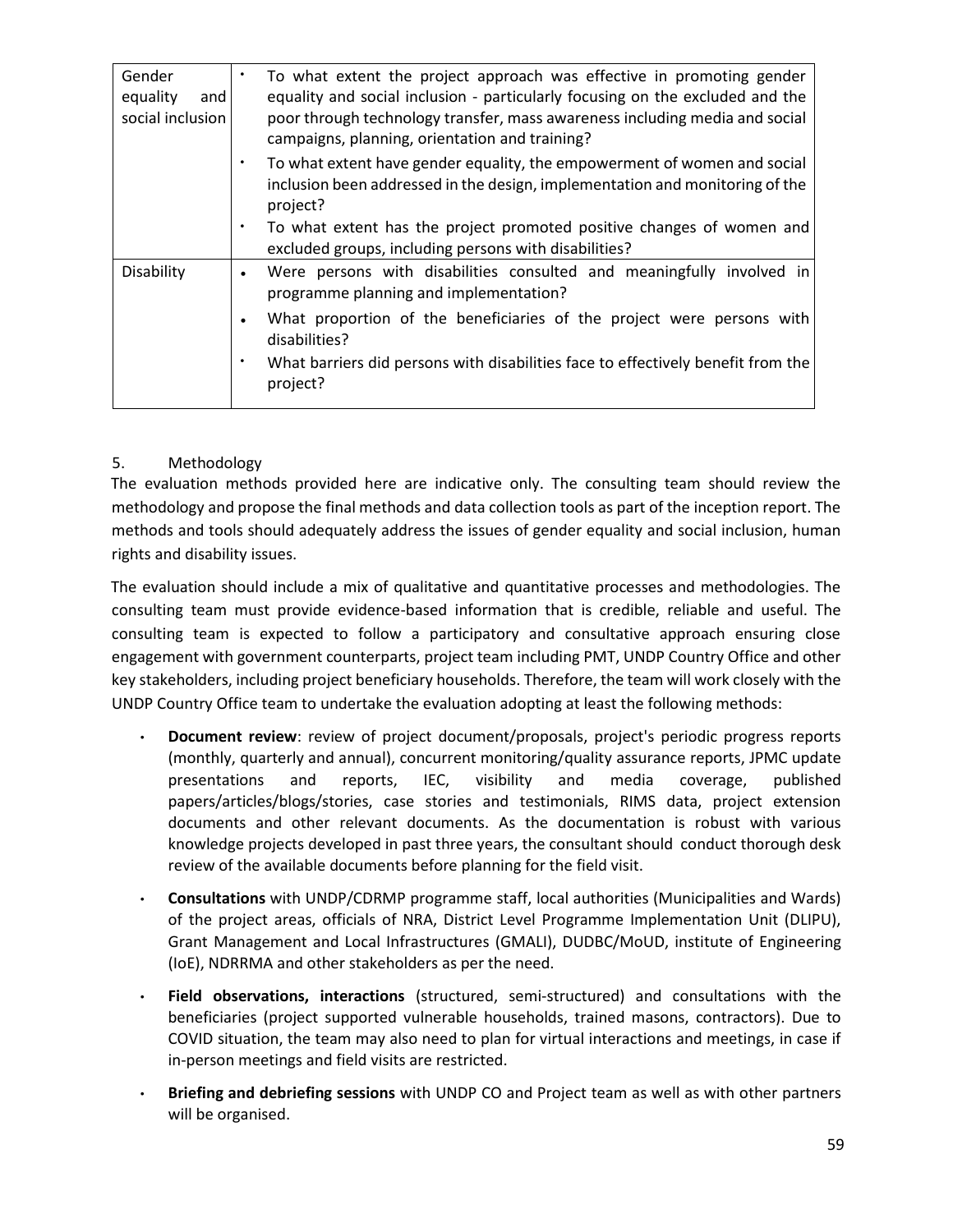| | |
|---|---|
| Gender equality and social inclusion | • To what extent the project approach was effective in promoting gender equality and social inclusion - particularly focusing on the excluded and the poor through technology transfer, mass awareness including media and social campaigns, planning, orientation and training?<br>• To what extent have gender equality, the empowerment of women and social inclusion been addressed in the design, implementation and monitoring of the project?<br>• To what extent has the project promoted positive changes of women and excluded groups, including persons with disabilities? |
| Disability | • Were persons with disabilities consulted and meaningfully involved in programme planning and implementation?<br>• What proportion of the beneficiaries of the project were persons with disabilities?<br>• What barriers did persons with disabilities face to effectively benefit from the project? |

5. Methodology

The evaluation methods provided here are indicative only. The consulting team should review the methodology and propose the final methods and data collection tools as part of the inception report. The methods and tools should adequately address the issues of gender equality and social inclusion, human rights and disability issues.

The evaluation should include a mix of qualitative and quantitative processes and methodologies. The consulting team must provide evidence-based information that is credible, reliable and useful. The consulting team is expected to follow a participatory and consultative approach ensuring close engagement with government counterparts, project team including PMT, UNDP Country Office and other key stakeholders, including project beneficiary households. Therefore, the team will work closely with the UNDP Country Office team to undertake the evaluation adopting at least the following methods:

- **Document review**: review of project document/proposals, project's periodic progress reports (monthly, quarterly and annual), concurrent monitoring/quality assurance reports, JPMC update presentations and reports, IEC, visibility and media coverage, published papers/articles/blogs/stories, case stories and testimonials, RIMS data, project extension documents and other relevant documents. As the documentation is robust with various knowledge projects developed in past three years, the consultant should conduct thorough desk review of the available documents before planning for the field visit.
- **Consultations** with UNDP/CDRMP programme staff, local authorities (Municipalities and Wards) of the project areas, officials of NRA, District Level Programme Implementation Unit (DLIPU), Grant Management and Local Infrastructures (GMALI), DUDBC/MoUD, institute of Engineering (IoE), NDRRMA and other stakeholders as per the need.
- **Field observations, interactions** (structured, semi-structured) and consultations with the beneficiaries (project supported vulnerable households, trained masons, contractors). Due to COVID situation, the team may also need to plan for virtual interactions and meetings, in case if in-person meetings and field visits are restricted.
- **Briefing and debriefing sessions** with UNDP CO and Project team as well as with other partners will be organised.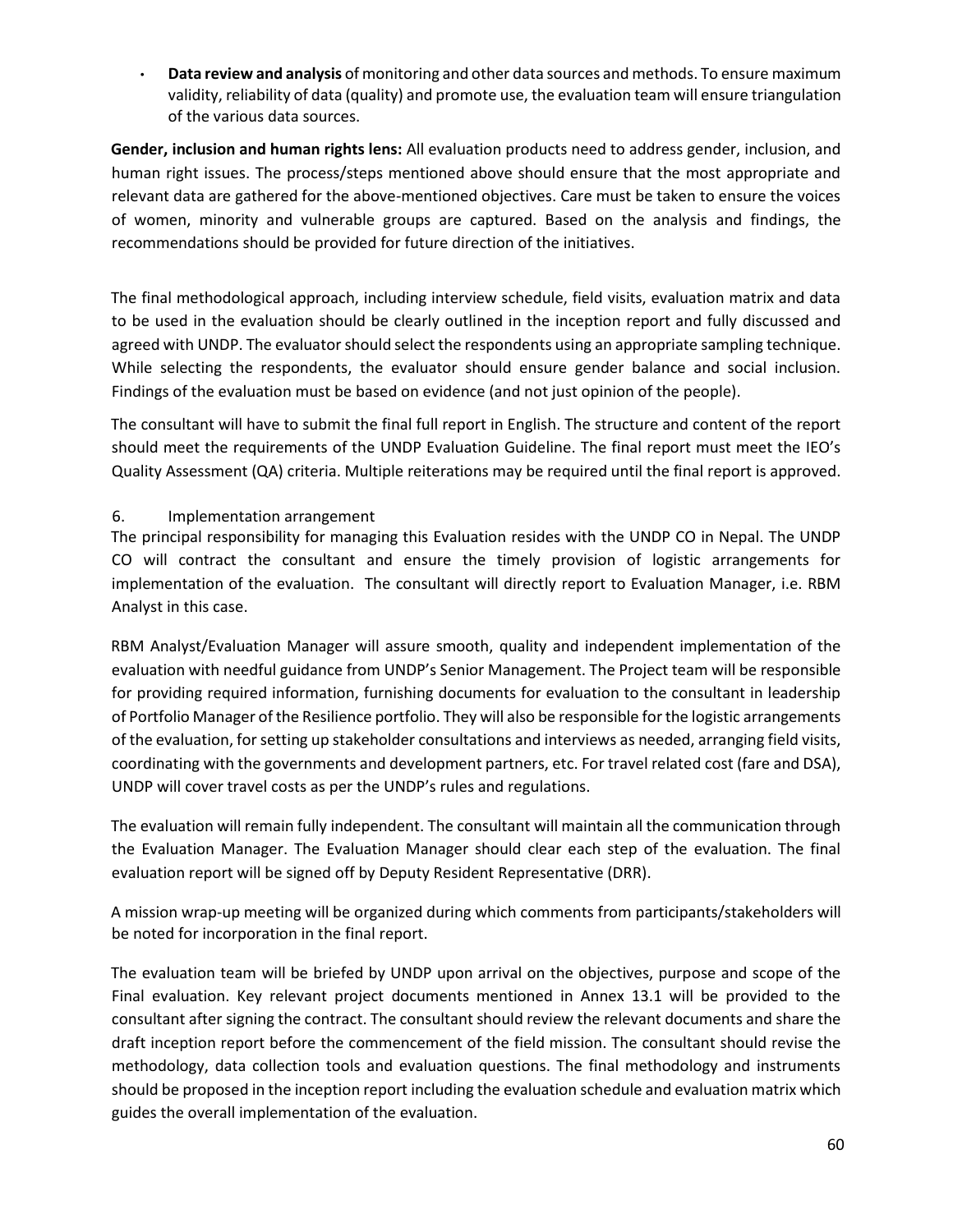- **Data review and analysis** of monitoring and other data sources and methods. To ensure maximum validity, reliability of data (quality) and promote use, the evaluation team will ensure triangulation of the various data sources.

**Gender, inclusion and human rights lens:** All evaluation products need to address gender, inclusion, and human right issues. The process/steps mentioned above should ensure that the most appropriate and relevant data are gathered for the above-mentioned objectives. Care must be taken to ensure the voices of women, minority and vulnerable groups are captured. Based on the analysis and findings, the recommendations should be provided for future direction of the initiatives.

The final methodological approach, including interview schedule, field visits, evaluation matrix and data to be used in the evaluation should be clearly outlined in the inception report and fully discussed and agreed with UNDP. The evaluator should select the respondents using an appropriate sampling technique. While selecting the respondents, the evaluator should ensure gender balance and social inclusion. Findings of the evaluation must be based on evidence (and not just opinion of the people).

The consultant will have to submit the final full report in English. The structure and content of the report should meet the requirements of the UNDP Evaluation Guideline. The final report must meet the IEO's Quality Assessment (QA) criteria. Multiple reiterations may be required until the final report is approved.

6. Implementation arrangement

The principal responsibility for managing this Evaluation resides with the UNDP CO in Nepal. The UNDP CO will contract the consultant and ensure the timely provision of logistic arrangements for implementation of the evaluation. The consultant will directly report to Evaluation Manager, i.e. RBM Analyst in this case.

RBM Analyst/Evaluation Manager will assure smooth, quality and independent implementation of the evaluation with needful guidance from UNDP's Senior Management. The Project team will be responsible for providing required information, furnishing documents for evaluation to the consultant in leadership of Portfolio Manager of the Resilience portfolio. They will also be responsible for the logistic arrangements of the evaluation, for setting up stakeholder consultations and interviews as needed, arranging field visits, coordinating with the governments and development partners, etc. For travel related cost (fare and DSA), UNDP will cover travel costs as per the UNDP's rules and regulations.

The evaluation will remain fully independent. The consultant will maintain all the communication through the Evaluation Manager. The Evaluation Manager should clear each step of the evaluation. The final evaluation report will be signed off by Deputy Resident Representative (DRR).

A mission wrap-up meeting will be organized during which comments from participants/stakeholders will be noted for incorporation in the final report.

The evaluation team will be briefed by UNDP upon arrival on the objectives, purpose and scope of the Final evaluation. Key relevant project documents mentioned in Annex 13.1 will be provided to the consultant after signing the contract. The consultant should review the relevant documents and share the draft inception report before the commencement of the field mission. The consultant should revise the methodology, data collection tools and evaluation questions. The final methodology and instruments should be proposed in the inception report including the evaluation schedule and evaluation matrix which guides the overall implementation of the evaluation.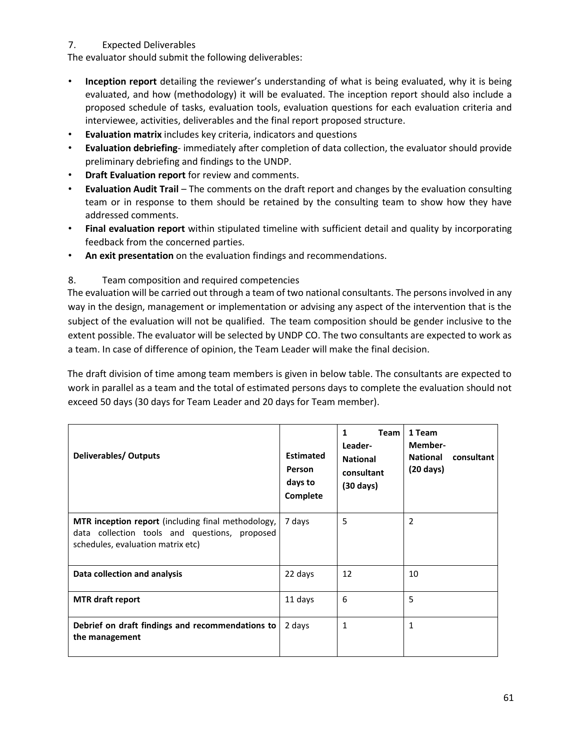7. Expected Deliverables

The evaluator should submit the following deliverables:

- **Inception report** detailing the reviewer's understanding of what is being evaluated, why it is being evaluated, and how (methodology) it will be evaluated. The inception report should also include a proposed schedule of tasks, evaluation tools, evaluation questions for each evaluation criteria and interviewee, activities, deliverables and the final report proposed structure.
- **Evaluation matrix** includes key criteria, indicators and questions
- **Evaluation debriefing**- immediately after completion of data collection, the evaluator should provide preliminary debriefing and findings to the UNDP.
- **Draft Evaluation report** for review and comments.
- **Evaluation Audit Trail** – The comments on the draft report and changes by the evaluation consulting team or in response to them should be retained by the consulting team to show how they have addressed comments.
- **Final evaluation report** within stipulated timeline with sufficient detail and quality by incorporating feedback from the concerned parties.
- **An exit presentation** on the evaluation findings and recommendations.

8. Team composition and required competencies

The evaluation will be carried out through a team of two national consultants. The persons involved in any way in the design, management or implementation or advising any aspect of the intervention that is the subject of the evaluation will not be qualified. The team composition should be gender inclusive to the extent possible. The evaluator will be selected by UNDP CO. The two consultants are expected to work as a team. In case of difference of opinion, the Team Leader will make the final decision.

The draft division of time among team members is given in below table. The consultants are expected to work in parallel as a team and the total of estimated persons days to complete the evaluation should not exceed 50 days (30 days for Team Leader and 20 days for Team member).

| **Deliverables/ Outputs** | **Estimated Person days to Complete** | **1 Team Leader- National consultant (30 days)** | **1 Team Member- National consultant (20 days)** |
|---|---|---|---|
| **MTR inception report** (including final methodology, data collection tools and questions, proposed schedules, evaluation matrix etc) | 7 days | 5 | 2 |
| **Data collection and analysis** | 22 days | 12 | 10 |
| **MTR draft report** | 11 days | 6 | 5 |
| **Debrief on draft findings and recommendations to the management** | 2 days | 1 | 1 |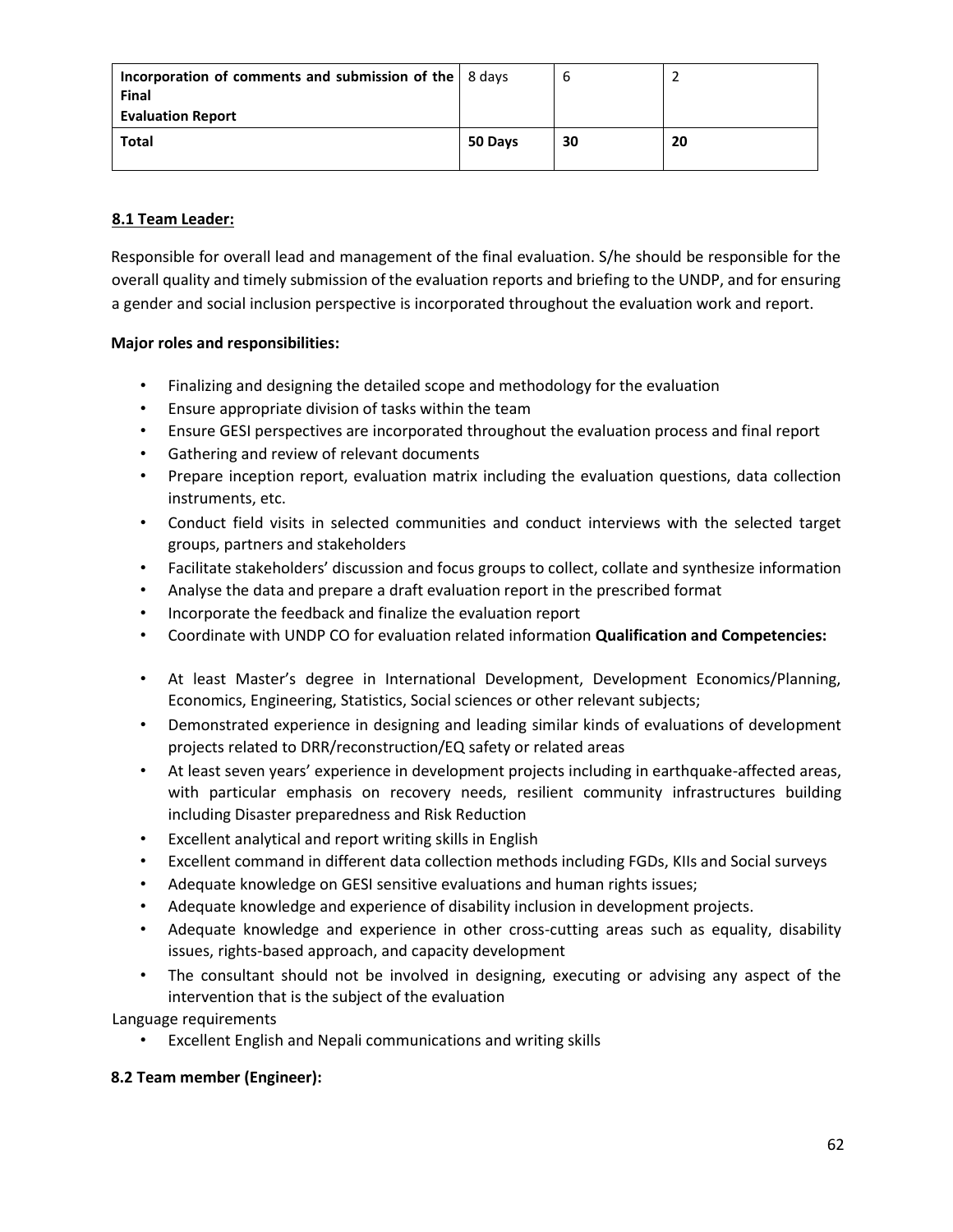| | | | |
|---|---|---|---|
| **Incorporation of comments and submission of the Final Evaluation Report** | 8 days | 6 | 2 |
| **Total** | **50 Days** | **30** | **20** |

**8.1 Team Leader:**

Responsible for overall lead and management of the final evaluation. S/he should be responsible for the overall quality and timely submission of the evaluation reports and briefing to the UNDP, and for ensuring a gender and social inclusion perspective is incorporated throughout the evaluation work and report.

**Major roles and responsibilities:**

- Finalizing and designing the detailed scope and methodology for the evaluation
- Ensure appropriate division of tasks within the team
- Ensure GESI perspectives are incorporated throughout the evaluation process and final report
- Gathering and review of relevant documents
- Prepare inception report, evaluation matrix including the evaluation questions, data collection instruments, etc.
- Conduct field visits in selected communities and conduct interviews with the selected target groups, partners and stakeholders
- Facilitate stakeholders' discussion and focus groups to collect, collate and synthesize information
- Analyse the data and prepare a draft evaluation report in the prescribed format
- Incorporate the feedback and finalize the evaluation report
- Coordinate with UNDP CO for evaluation related information **Qualification and Competencies:**

- At least Master's degree in International Development, Development Economics/Planning, Economics, Engineering, Statistics, Social sciences or other relevant subjects;
- Demonstrated experience in designing and leading similar kinds of evaluations of development projects related to DRR/reconstruction/EQ safety or related areas
- At least seven years' experience in development projects including in earthquake-affected areas, with particular emphasis on recovery needs, resilient community infrastructures building including Disaster preparedness and Risk Reduction
- Excellent analytical and report writing skills in English
- Excellent command in different data collection methods including FGDs, KIIs and Social surveys
- Adequate knowledge on GESI sensitive evaluations and human rights issues;
- Adequate knowledge and experience of disability inclusion in development projects.
- Adequate knowledge and experience in other cross-cutting areas such as equality, disability issues, rights-based approach, and capacity development
- The consultant should not be involved in designing, executing or advising any aspect of the intervention that is the subject of the evaluation

Language requirements

- Excellent English and Nepali communications and writing skills

**8.2 Team member (Engineer):**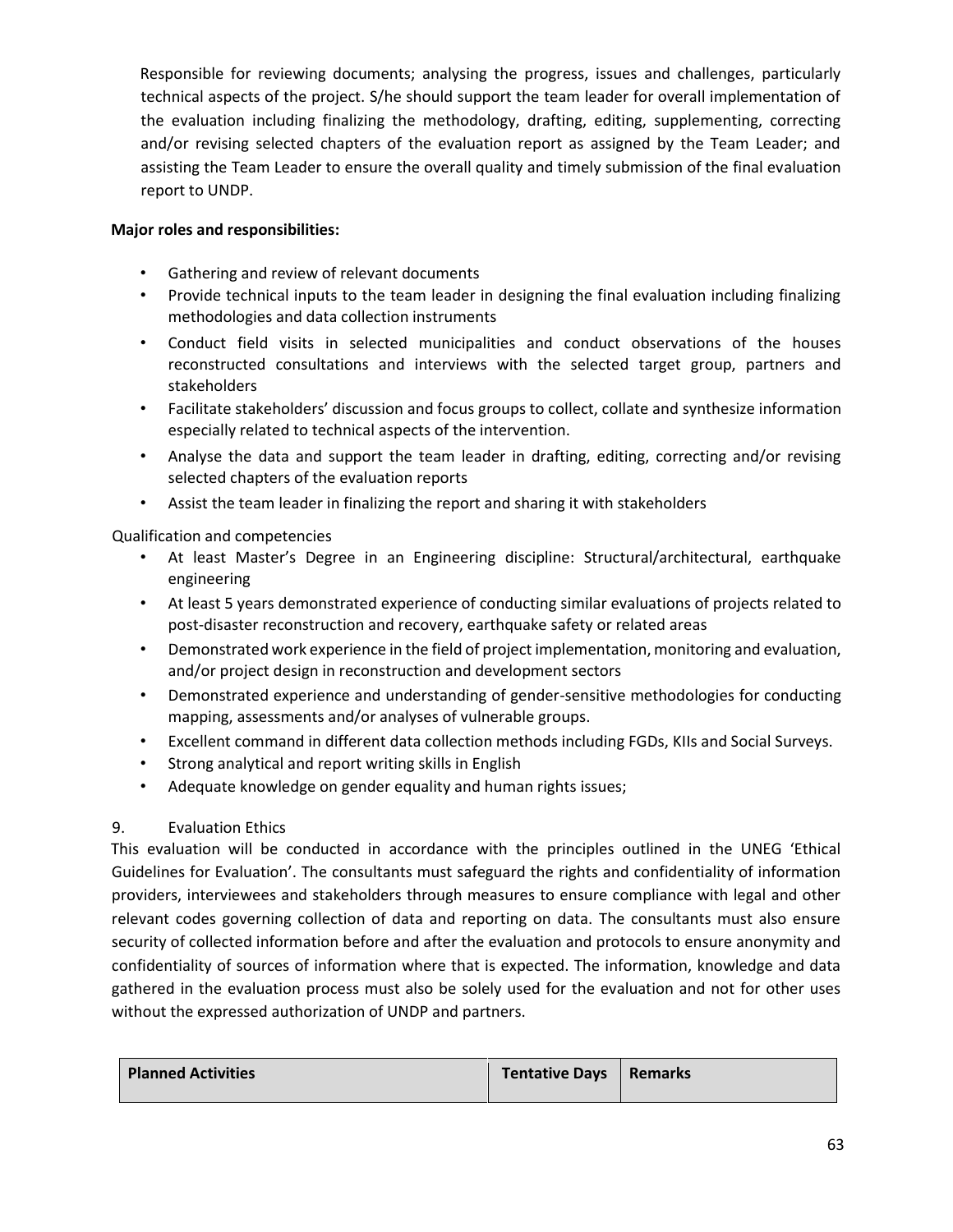Responsible for reviewing documents; analysing the progress, issues and challenges, particularly technical aspects of the project. S/he should support the team leader for overall implementation of the evaluation including finalizing the methodology, drafting, editing, supplementing, correcting and/or revising selected chapters of the evaluation report as assigned by the Team Leader; and assisting the Team Leader to ensure the overall quality and timely submission of the final evaluation report to UNDP.

**Major roles and responsibilities:**

- Gathering and review of relevant documents
- Provide technical inputs to the team leader in designing the final evaluation including finalizing methodologies and data collection instruments
- Conduct field visits in selected municipalities and conduct observations of the houses reconstructed consultations and interviews with the selected target group, partners and stakeholders
- Facilitate stakeholders' discussion and focus groups to collect, collate and synthesize information especially related to technical aspects of the intervention.
- Analyse the data and support the team leader in drafting, editing, correcting and/or revising selected chapters of the evaluation reports
- Assist the team leader in finalizing the report and sharing it with stakeholders

Qualification and competencies

- At least Master's Degree in an Engineering discipline: Structural/architectural, earthquake engineering
- At least 5 years demonstrated experience of conducting similar evaluations of projects related to post-disaster reconstruction and recovery, earthquake safety or related areas
- Demonstrated work experience in the field of project implementation, monitoring and evaluation, and/or project design in reconstruction and development sectors
- Demonstrated experience and understanding of gender-sensitive methodologies for conducting mapping, assessments and/or analyses of vulnerable groups.
- Excellent command in different data collection methods including FGDs, KIIs and Social Surveys.
- Strong analytical and report writing skills in English
- Adequate knowledge on gender equality and human rights issues;

9. Evaluation Ethics

This evaluation will be conducted in accordance with the principles outlined in the UNEG 'Ethical Guidelines for Evaluation'. The consultants must safeguard the rights and confidentiality of information providers, interviewees and stakeholders through measures to ensure compliance with legal and other relevant codes governing collection of data and reporting on data. The consultants must also ensure security of collected information before and after the evaluation and protocols to ensure anonymity and confidentiality of sources of information where that is expected. The information, knowledge and data gathered in the evaluation process must also be solely used for the evaluation and not for other uses without the expressed authorization of UNDP and partners.

| Planned Activities | Tentative Days | Remarks |
|---|---|---|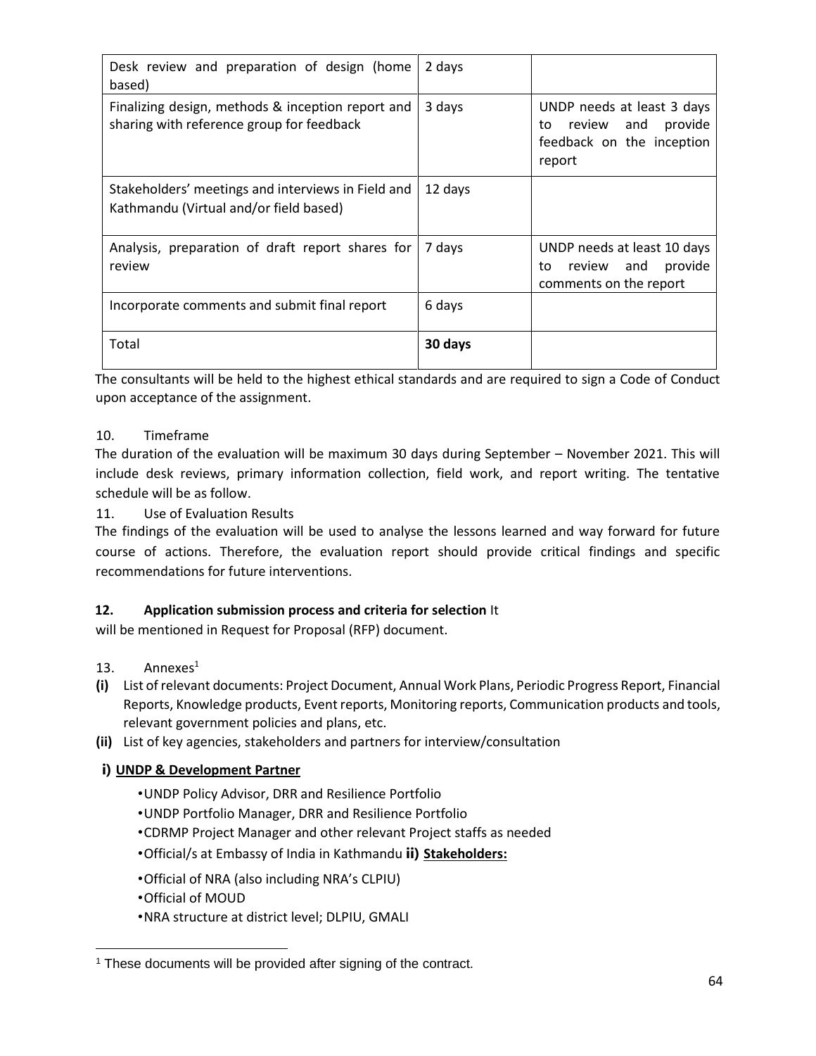| Desk review and preparation of design (home based) | 2 days | |
|---|---|---|
| Finalizing design, methods & inception report and sharing with reference group for feedback | 3 days | UNDP needs at least 3 days to review and provide feedback on the inception report |
| Stakeholders' meetings and interviews in Field and Kathmandu (Virtual and/or field based) | 12 days | |
| Analysis, preparation of draft report shares for review | 7 days | UNDP needs at least 10 days to review and provide comments on the report |
| Incorporate comments and submit final report | 6 days | |
| Total | **30 days** | |

The consultants will be held to the highest ethical standards and are required to sign a Code of Conduct upon acceptance of the assignment.

10. Timeframe

The duration of the evaluation will be maximum 30 days during September – November 2021. This will include desk reviews, primary information collection, field work, and report writing. The tentative schedule will be as follow.

11. Use of Evaluation Results

The findings of the evaluation will be used to analyse the lessons learned and way forward for future course of actions. Therefore, the evaluation report should provide critical findings and specific recommendations for future interventions.

**12. Application submission process and criteria for selection** It will be mentioned in Request for Proposal (RFP) document.

13. Annexes[1]

**(i)** List of relevant documents: Project Document, Annual Work Plans, Periodic Progress Report, Financial Reports, Knowledge products, Event reports, Monitoring reports, Communication products and tools, relevant government policies and plans, etc.

**(ii)** List of key agencies, stakeholders and partners for interview/consultation

**i) UNDP & Development Partner**

- UNDP Policy Advisor, DRR and Resilience Portfolio
- UNDP Portfolio Manager, DRR and Resilience Portfolio
- CDRMP Project Manager and other relevant Project staffs as needed
- Official/s at Embassy of India in Kathmandu

**ii) Stakeholders:**

- Official of NRA (also including NRA's CLPIU)
- Official of MOUD
- NRA structure at district level; DLPIU, GMALI

[1] These documents will be provided after signing of the contract.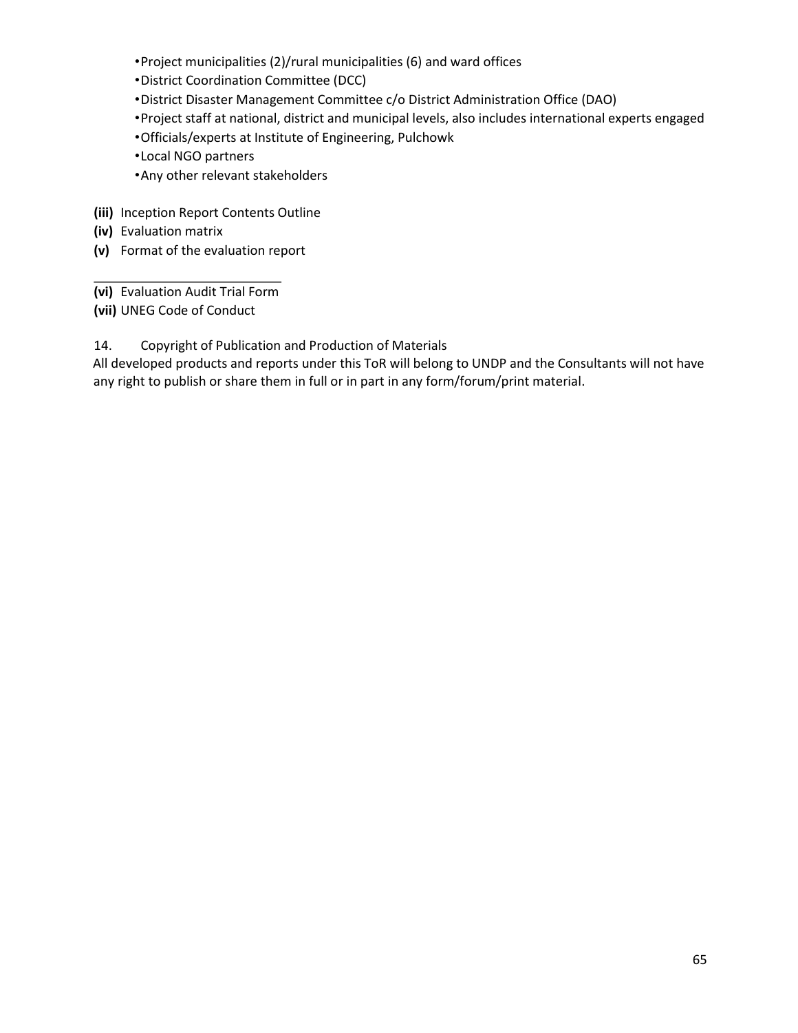- Project municipalities (2)/rural municipalities (6) and ward offices
- District Coordination Committee (DCC)
- District Disaster Management Committee c/o District Administration Office (DAO)
- Project staff at national, district and municipal levels, also includes international experts engaged
- Officials/experts at Institute of Engineering, Pulchowk
- Local NGO partners
- Any other relevant stakeholders

**(iii)** Inception Report Contents Outline
**(iv)** Evaluation matrix
**(v)** Format of the evaluation report

---

**(vi)** Evaluation Audit Trial Form
**(vii)** UNEG Code of Conduct

14. Copyright of Publication and Production of Materials

All developed products and reports under this ToR will belong to UNDP and the Consultants will not have any right to publish or share them in full or in part in any form/forum/print material.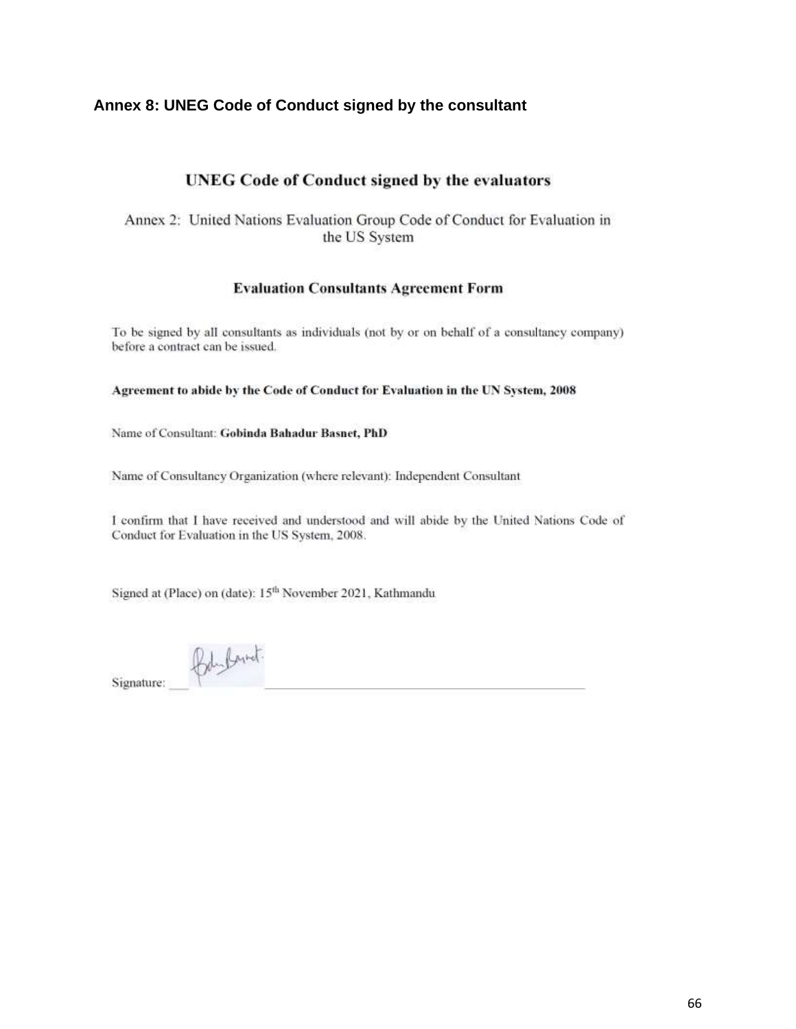## Annex 8: UNEG Code of Conduct signed by the consultant

### UNEG Code of Conduct signed by the evaluators

Annex 2: United Nations Evaluation Group Code of Conduct for Evaluation in the US System

#### Evaluation Consultants Agreement Form

To be signed by all consultants as individuals (not by or on behalf of a consultancy company) before a contract can be issued.

**Agreement to abide by the Code of Conduct for Evaluation in the UN System, 2008**

Name of Consultant: **Gobinda Bahadur Basnet, PhD**

Name of Consultancy Organization (where relevant): Independent Consultant

I confirm that I have received and understood and will abide by the United Nations Code of Conduct for Evaluation in the US System, 2008.

Signed at (Place) on (date): 15th November 2021, Kathmandu

Signature: ___________________________________________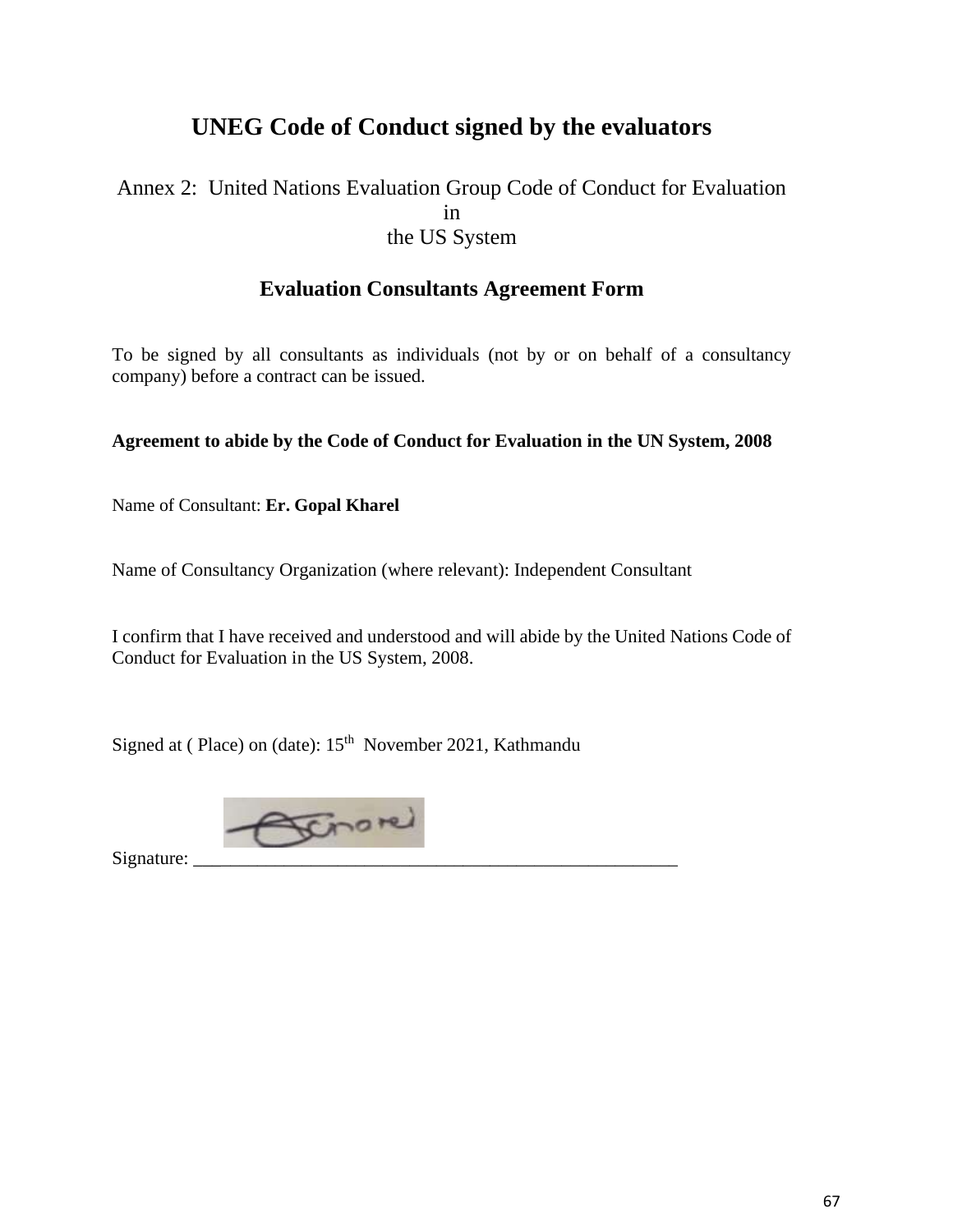# UNEG Code of Conduct signed by the evaluators

Annex 2: United Nations Evaluation Group Code of Conduct for Evaluation in the US System

## Evaluation Consultants Agreement Form

To be signed by all consultants as individuals (not by or on behalf of a consultancy company) before a contract can be issued.

**Agreement to abide by the Code of Conduct for Evaluation in the UN System, 2008**

Name of Consultant: **Er. Gopal Kharel**

Name of Consultancy Organization (where relevant): Independent Consultant

I confirm that I have received and understood and will abide by the United Nations Code of Conduct for Evaluation in the US System, 2008.

Signed at ( Place) on (date): 15th November 2021, Kathmandu

Signature: ______________________________________________________